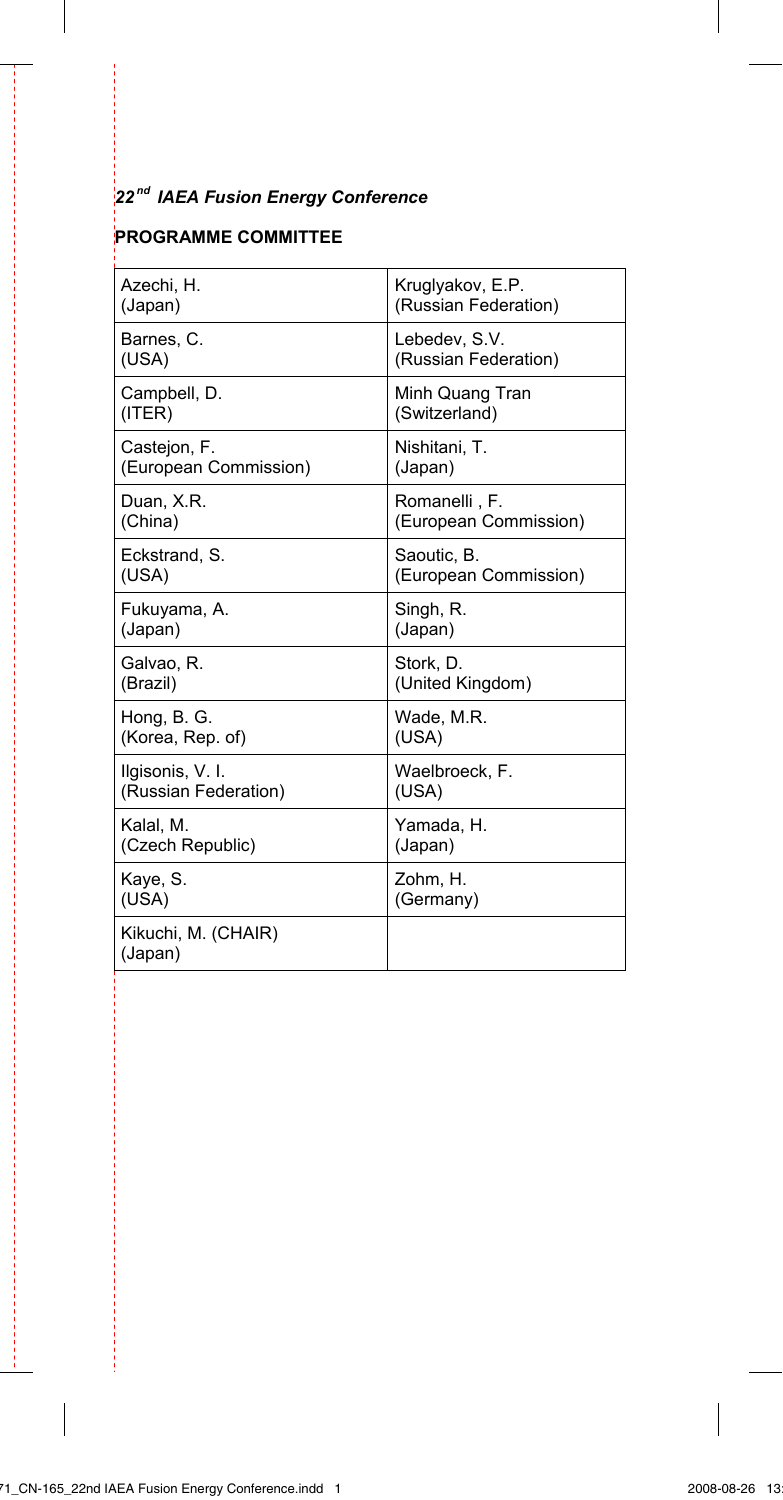*22nd IAEA Fusion Energy Conference*

**PROGRAMME COMMITTEE**

| | |
|---|---|
| Azechi, H. (Japan) | Kruglyakov, E.P. (Russian Federation) |
| Barnes, C. (USA) | Lebedev, S.V. (Russian Federation) |
| Campbell, D. (ITER) | Minh Quang Tran (Switzerland) |
| Castejon, F. (European Commission) | Nishitani, T. (Japan) |
| Duan, X.R. (China) | Romanelli , F. (European Commission) |
| Eckstrand, S. (USA) | Saoutic, B. (European Commission) |
| Fukuyama, A. (Japan) | Singh, R. (Japan) |
| Galvao, R. (Brazil) | Stork, D. (United Kingdom) |
| Hong, B. G. (Korea, Rep. of) | Wade, M.R. (USA) |
| Ilgisonis, V. I. (Russian Federation) | Waelbroeck, F. (USA) |
| Kalal, M. (Czech Republic) | Yamada, H. (Japan) |
| Kaye, S. (USA) | Zohm, H. (Germany) |
| Kikuchi, M. (CHAIR) (Japan) | |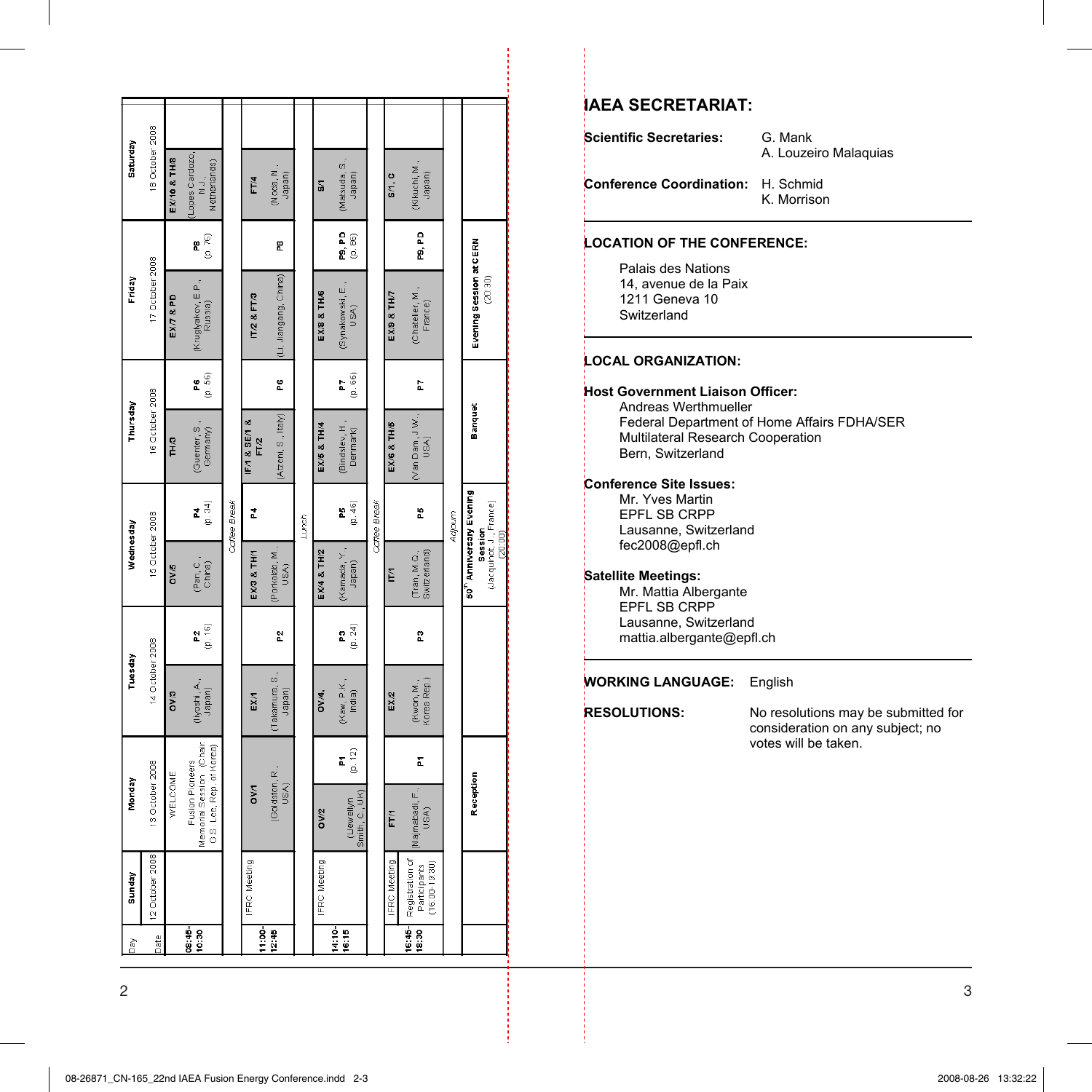| Day | Sunday | Monday | | Tuesday | | Wednesday | | Thursday | | Friday | | Saturday |
|---|---|---|---|---|---|---|---|---|---|---|---|---|
| Date | 12 October 2008 | 13 October 2008 | | 14 October 2008 | | 15 October 2008 | | 16 October 2008 | | 17 October 2008 | | 18 October 2008 |
| 08:45-10:30 | | WELCOME Fusion Pioneers Memorial Session (Chair: G.S. Lee, Rep. of Korea) | | OV/3 (Iiyoshi, A., Japan) | P2 (p. 16) | OV/5 (Pan, C., China) | P4 (p. 34) | TH/3 (Guenter, S., Germany) | P6 (p. 56) | EX/7 & PD (Kruglyakov, E.P., Russia) | P8 (p. 76) | EX/10 & TH/8 (Lopes Cardozo, N.J., Netherlands) |
| | | | | | | *Coffee Break* | | | | | | |
| 11:00-12:45 | IFRC Meeting | OV/1 (Goldston, R., USA) | | EX/1 (Takamura, S., Japan) | P2 | EX/3 & TH/1 (Porkolab, M., USA) | P4 | IF/1 & SE/1 & FT/2 (Atzeni, S., Italy) | P6 | IT/2 & FT/3 (Li, Jiangang, China) | P8 | FT/4 (Noda, N., Japan) |
| | | | | | | *Lunch* | | | | | | |
| 14:10-16:15 | IFRC Meeting | OV/2 (Llewellyn Smith, C., UK) | P1 (p. 12) | OV/4 (Kaw, P.K., India) | P3 (p. 24) | EX/4 & TH/2 (Kamada, Y., Japan) | P5 (p. 46) | EX/5 & TH/4 (Bindslev, H., Denmark) | P7 (p. 66) | EX/8 & TH/6 (Synakowski, E., USA) | P9, PD (p. 86) | S/1 (Matsuda, S., Japan) |
| | | | | | | *Coffee Break* | | | | | | |
| 16:45-18:30 | IFRC Meeting; Registration of Participants (16:00-19:30) | FT/1 (Najmabadi, F., USA) | P1 | EX/2 (Kwon, M., Korea Rep.) | P3 | IT/1 (Tran, M.Q., Switzerland) | P5 | EX/6 & TH/5 (Van Dam, J.W., USA) | P7 | EX/9 & TH/7 (Chatelier, M., France) | P9, PD | S/1, C (Kikuchi, M., Japan) |
| | | | | | | *Adjourn* | | | | | | |
| | | Reception | | | | 50th Anniversary Evening Session (Jacquinot, J., France) (20:00) | | Banquet | | Evening Session at CERN (20:30) | | |

# IAEA SECRETARIAT:

**Scientific Secretaries:** G. Mank
A. Louzeiro Malaquias

**Conference Coordination:** H. Schmid
K. Morrison

## LOCATION OF THE CONFERENCE:

Palais des Nations
14, avenue de la Paix
1211 Geneva 10
Switzerland

## LOCAL ORGANIZATION:

**Host Government Liaison Officer:**
Andreas Werthmueller
Federal Department of Home Affairs FDHA/SER
Multilateral Research Cooperation
Bern, Switzerland

**Conference Site Issues:**
Mr. Yves Martin
EPFL SB CRPP
Lausanne, Switzerland
fec2008@epfl.ch

**Satellite Meetings:**
Mr. Mattia Albergante
EPFL SB CRPP
Lausanne, Switzerland
mattia.albergante@epfl.ch

**WORKING LANGUAGE:** English

**RESOLUTIONS:** No resolutions may be submitted for consideration on any subject; no votes will be taken.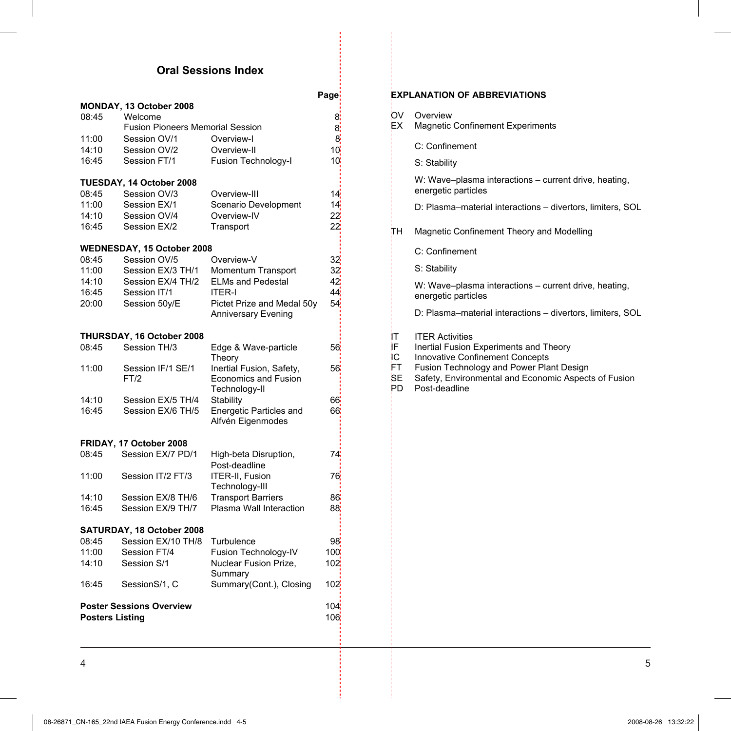# Oral Sessions Index

| | | | Page |
|---|---|---|---|
| **MONDAY, 13 October 2008** | | | |
| 08:45 | Welcome | | 8 |
| | Fusion Pioneers Memorial Session | | 8 |
| 11:00 | Session OV/1 | Overview-I | 8 |
| 14:10 | Session OV/2 | Overview-II | 10 |
| 16:45 | Session FT/1 | Fusion Technology-I | 10 |
| **TUESDAY, 14 October 2008** | | | |
| 08:45 | Session OV/3 | Overview-III | 14 |
| 11:00 | Session EX/1 | Scenario Development | 14 |
| 14:10 | Session OV/4 | Overview-IV | 22 |
| 16:45 | Session EX/2 | Transport | 22 |
| **WEDNESDAY, 15 October 2008** | | | |
| 08:45 | Session OV/5 | Overview-V | 32 |
| 11:00 | Session EX/3 TH/1 | Momentum Transport | 32 |
| 14:10 | Session EX/4 TH/2 | ELMs and Pedestal | 42 |
| 16:45 | Session IT/1 | ITER-I | 44 |
| 20:00 | Session 50y/E | Pictet Prize and Medal 50y Anniversary Evening | 54 |
| **THURSDAY, 16 October 2008** | | | |
| 08:45 | Session TH/3 | Edge & Wave-particle Theory | 56 |
| 11:00 | Session IF/1 SE/1 FT/2 | Inertial Fusion, Safety, Economics and Fusion Technology-II | 56 |
| 14:10 | Session EX/5 TH/4 | Stability | 66 |
| 16:45 | Session EX/6 TH/5 | Energetic Particles and Alfvén Eigenmodes | 66 |
| **FRIDAY, 17 October 2008** | | | |
| 08:45 | Session EX/7 PD/1 | High-beta Disruption, Post-deadline | 74 |
| 11:00 | Session IT/2 FT/3 | ITER-II, Fusion Technology-III | 76 |
| 14:10 | Session EX/8 TH/6 | Transport Barriers | 86 |
| 16:45 | Session EX/9 TH/7 | Plasma Wall Interaction | 88 |
| **SATURDAY, 18 October 2008** | | | |
| 08:45 | Session EX/10 TH/8 | Turbulence | 98 |
| 11:00 | Session FT/4 | Fusion Technology-IV | 100 |
| 14:10 | Session S/1 | Nuclear Fusion Prize, Summary | 102 |
| 16:45 | SessionS/1, C | Summary(Cont.), Closing | 102 |
| **Poster Sessions Overview** | | | 104 |
| **Posters Listing** | | | 106 |

## EXPLANATION OF ABBREVIATIONS

OV Overview

EX Magnetic Confinement Experiments

- C: Confinement
- S: Stability
- W: Wave–plasma interactions – current drive, heating, energetic particles
- D: Plasma–material interactions – divertors, limiters, SOL

TH Magnetic Confinement Theory and Modelling

- C: Confinement
- S: Stability
- W: Wave–plasma interactions – current drive, heating, energetic particles
- D: Plasma–material interactions – divertors, limiters, SOL

IT ITER Activities

IF Inertial Fusion Experiments and Theory

IC Innovative Confinement Concepts

FT Fusion Technology and Power Plant Design

SE Safety, Environmental and Economic Aspects of Fusion

PD Post-deadline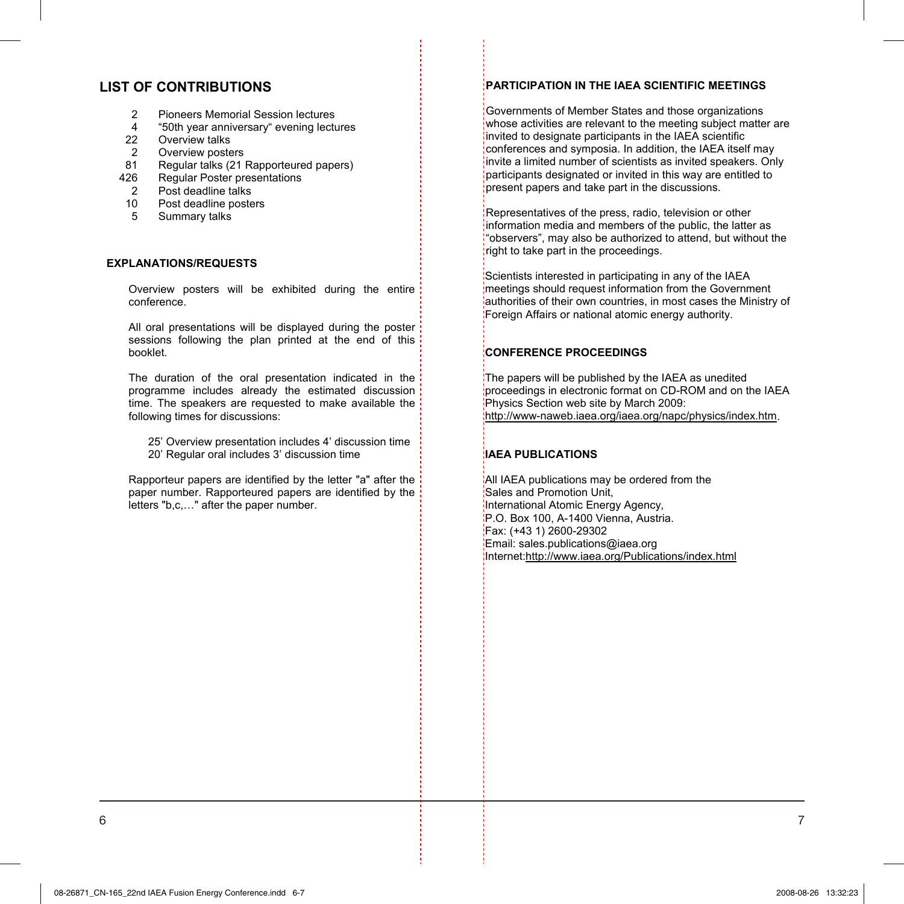## LIST OF CONTRIBUTIONS

| | |
|---|---|
| 2 | Pioneers Memorial Session lectures |
| 4 | “50th year anniversary“ evening lectures |
| 22 | Overview talks |
| 2 | Overview posters |
| 81 | Regular talks (21 Rapporteured papers) |
| 426 | Regular Poster presentations |
| 2 | Post deadline talks |
| 10 | Post deadline posters |
| 5 | Summary talks |

### EXPLANATIONS/REQUESTS

Overview posters will be exhibited during the entire conference.

All oral presentations will be displayed during the poster sessions following the plan printed at the end of this booklet.

The duration of the oral presentation indicated in the programme includes already the estimated discussion time. The speakers are requested to make available the following times for discussions:

25’ Overview presentation includes 4’ discussion time
20’ Regular oral includes 3’ discussion time

Rapporteur papers are identified by the letter "a" after the paper number. Rapporteured papers are identified by the letters "b,c,…" after the paper number.

### PARTICIPATION IN THE IAEA SCIENTIFIC MEETINGS

Governments of Member States and those organizations whose activities are relevant to the meeting subject matter are invited to designate participants in the IAEA scientific conferences and symposia. In addition, the IAEA itself may invite a limited number of scientists as invited speakers. Only participants designated or invited in this way are entitled to present papers and take part in the discussions.

Representatives of the press, radio, television or other information media and members of the public, the latter as “observers”, may also be authorized to attend, but without the right to take part in the proceedings.

Scientists interested in participating in any of the IAEA meetings should request information from the Government authorities of their own countries, in most cases the Ministry of Foreign Affairs or national atomic energy authority.

### CONFERENCE PROCEEDINGS

The papers will be published by the IAEA as unedited proceedings in electronic format on CD-ROM and on the IAEA Physics Section web site by March 2009:
http://www-naweb.iaea.org/iaea.org/napc/physics/index.htm.

### IAEA PUBLICATIONS

All IAEA publications may be ordered from the
Sales and Promotion Unit,
International Atomic Energy Agency,
P.O. Box 100, A-1400 Vienna, Austria.
Fax: (+43 1) 2600-29302
Email: sales.publications@iaea.org
Internet:http://www.iaea.org/Publications/index.html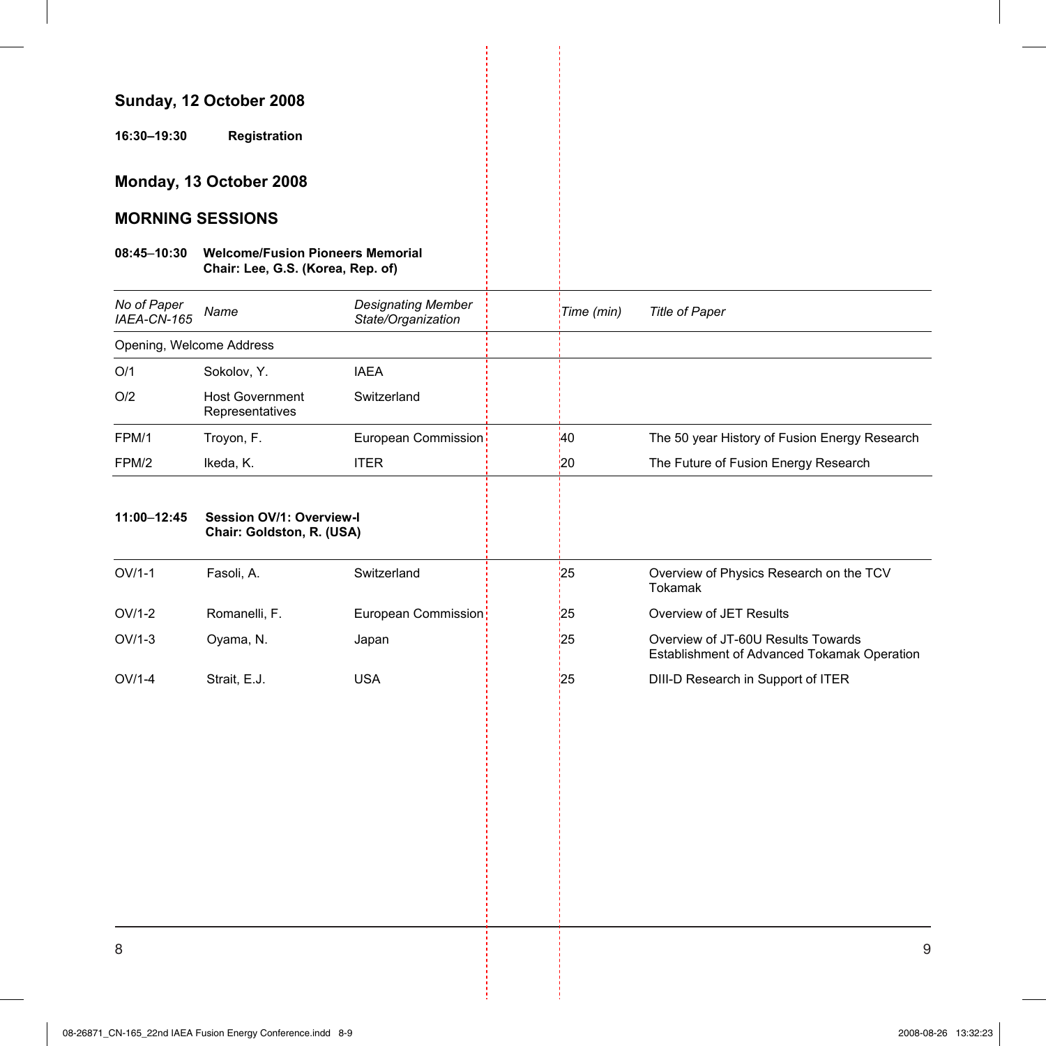## Sunday, 12 October 2008

**16:30–19:30** **Registration**

## Monday, 13 October 2008

### MORNING SESSIONS

**08:45–10:30** **Welcome/Fusion Pioneers Memorial**
**Chair: Lee, G.S. (Korea, Rep. of)**

| *No of Paper IAEA-CN-165* | *Name* | *Designating Member State/Organization* | *Time (min)* | *Title of Paper* |
|---|---|---|---|---|
| Opening, Welcome Address | | | | |
| O/1 | Sokolov, Y. | IAEA | | |
| O/2 | Host Government Representatives | Switzerland | | |
| FPM/1 | Troyon, F. | European Commission | 40 | The 50 year History of Fusion Energy Research |
| FPM/2 | Ikeda, K. | ITER | 20 | The Future of Fusion Energy Research |

**11:00–12:45** **Session OV/1: Overview-I**
**Chair: Goldston, R. (USA)**

| *No of Paper IAEA-CN-165* | *Name* | *Designating Member State/Organization* | *Time (min)* | *Title of Paper* |
|---|---|---|---|---|
| OV/1-1 | Fasoli, A. | Switzerland | 25 | Overview of Physics Research on the TCV Tokamak |
| OV/1-2 | Romanelli, F. | European Commission | 25 | Overview of JET Results |
| OV/1-3 | Oyama, N. | Japan | 25 | Overview of JT-60U Results Towards Establishment of Advanced Tokamak Operation |
| OV/1-4 | Strait, E.J. | USA | 25 | DIII-D Research in Support of ITER |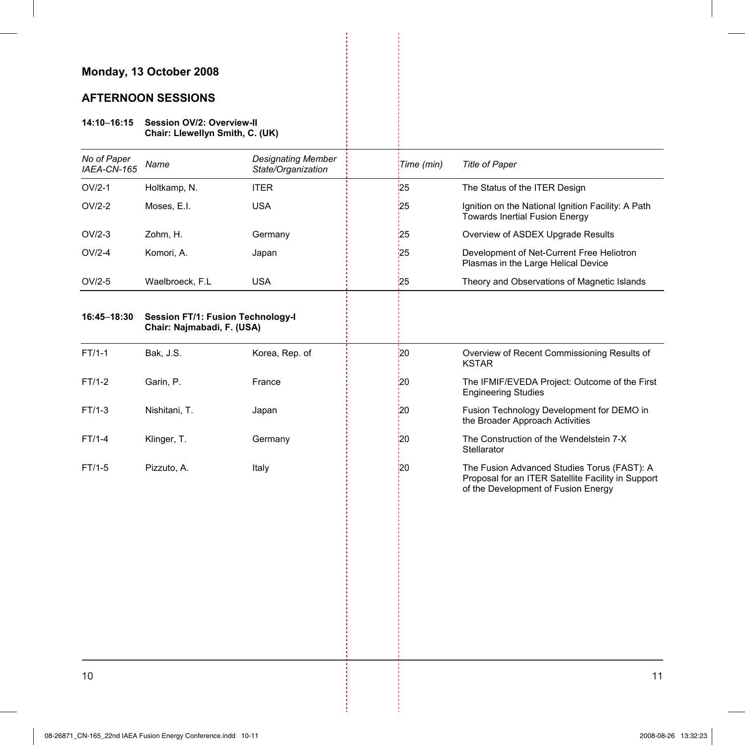## Monday, 13 October 2008

## AFTERNOON SESSIONS

**14:10–16:15 Session OV/2: Overview-II**
**Chair: Llewellyn Smith, C. (UK)**

| *No of Paper IAEA-CN-165* | *Name* | *Designating Member State/Organization* | *Time (min)* | *Title of Paper* |
|---|---|---|---|---|
| OV/2-1 | Holtkamp, N. | ITER | 25 | The Status of the ITER Design |
| OV/2-2 | Moses, E.I. | USA | 25 | Ignition on the National Ignition Facility: A Path Towards Inertial Fusion Energy |
| OV/2-3 | Zohm, H. | Germany | 25 | Overview of ASDEX Upgrade Results |
| OV/2-4 | Komori, A. | Japan | 25 | Development of Net-Current Free Heliotron Plasmas in the Large Helical Device |
| OV/2-5 | Waelbroeck, F.L | USA | 25 | Theory and Observations of Magnetic Islands |

**16:45–18:30 Session FT/1: Fusion Technology-I**
**Chair: Najmabadi, F. (USA)**

| *No of Paper IAEA-CN-165* | *Name* | *Designating Member State/Organization* | *Time (min)* | *Title of Paper* |
|---|---|---|---|---|
| FT/1-1 | Bak, J.S. | Korea, Rep. of | 20 | Overview of Recent Commissioning Results of KSTAR |
| FT/1-2 | Garin, P. | France | 20 | The IFMIF/EVEDA Project: Outcome of the First Engineering Studies |
| FT/1-3 | Nishitani, T. | Japan | 20 | Fusion Technology Development for DEMO in the Broader Approach Activities |
| FT/1-4 | Klinger, T. | Germany | 20 | The Construction of the Wendelstein 7-X Stellarator |
| FT/1-5 | Pizzuto, A. | Italy | 20 | The Fusion Advanced Studies Torus (FAST): A Proposal for an ITER Satellite Facility in Support of the Development of Fusion Energy |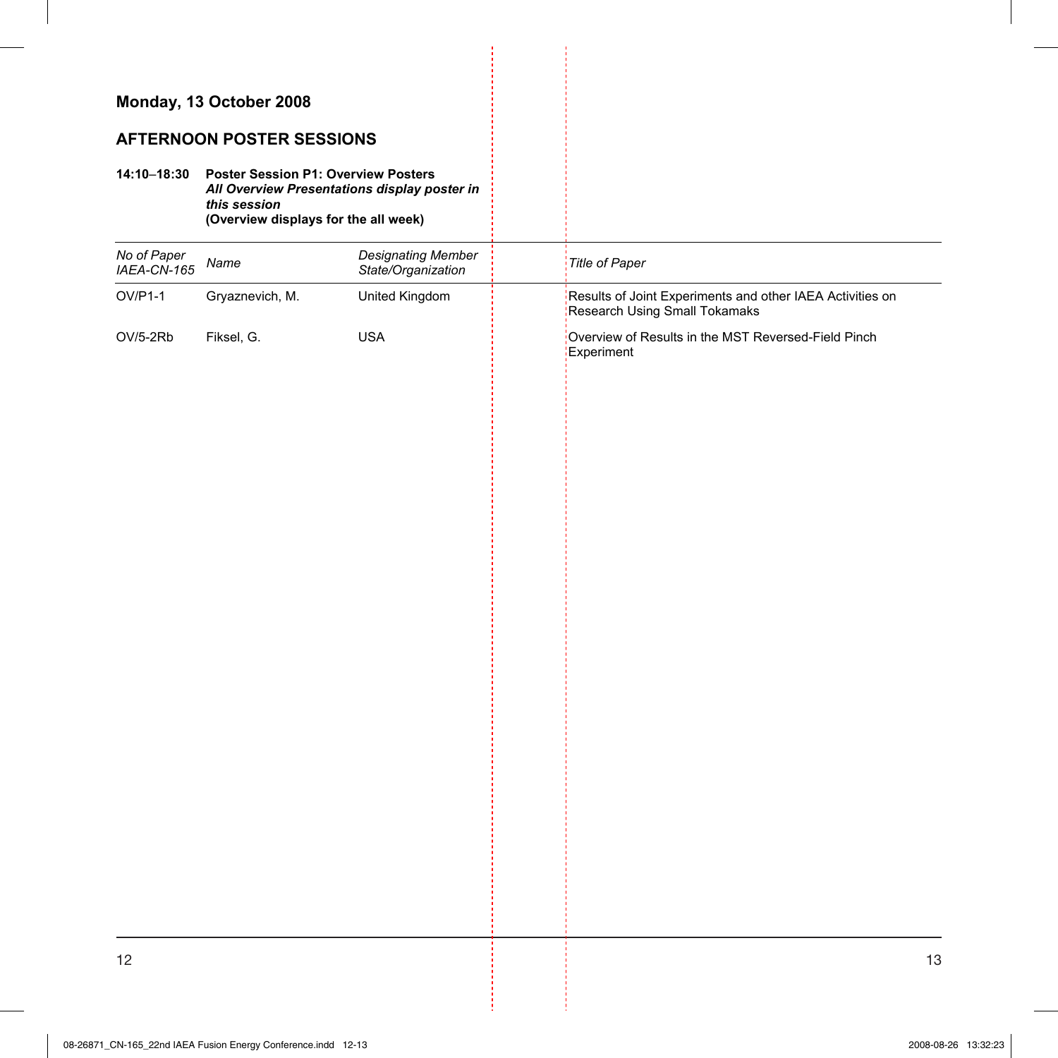## Monday, 13 October 2008

### AFTERNOON POSTER SESSIONS

**14:10–18:30** **Poster Session P1: Overview Posters**
***All Overview Presentations display poster in this session***
**(Overview displays for the all week)**

| *No of Paper IAEA-CN-165* | *Name* | *Designating Member State/Organization* | *Title of Paper* |
|---|---|---|---|
| OV/P1-1 | Gryaznevich, M. | United Kingdom | Results of Joint Experiments and other IAEA Activities on Research Using Small Tokamaks |
| OV/5-2Rb | Fiksel, G. | USA | Overview of Results in the MST Reversed-Field Pinch Experiment |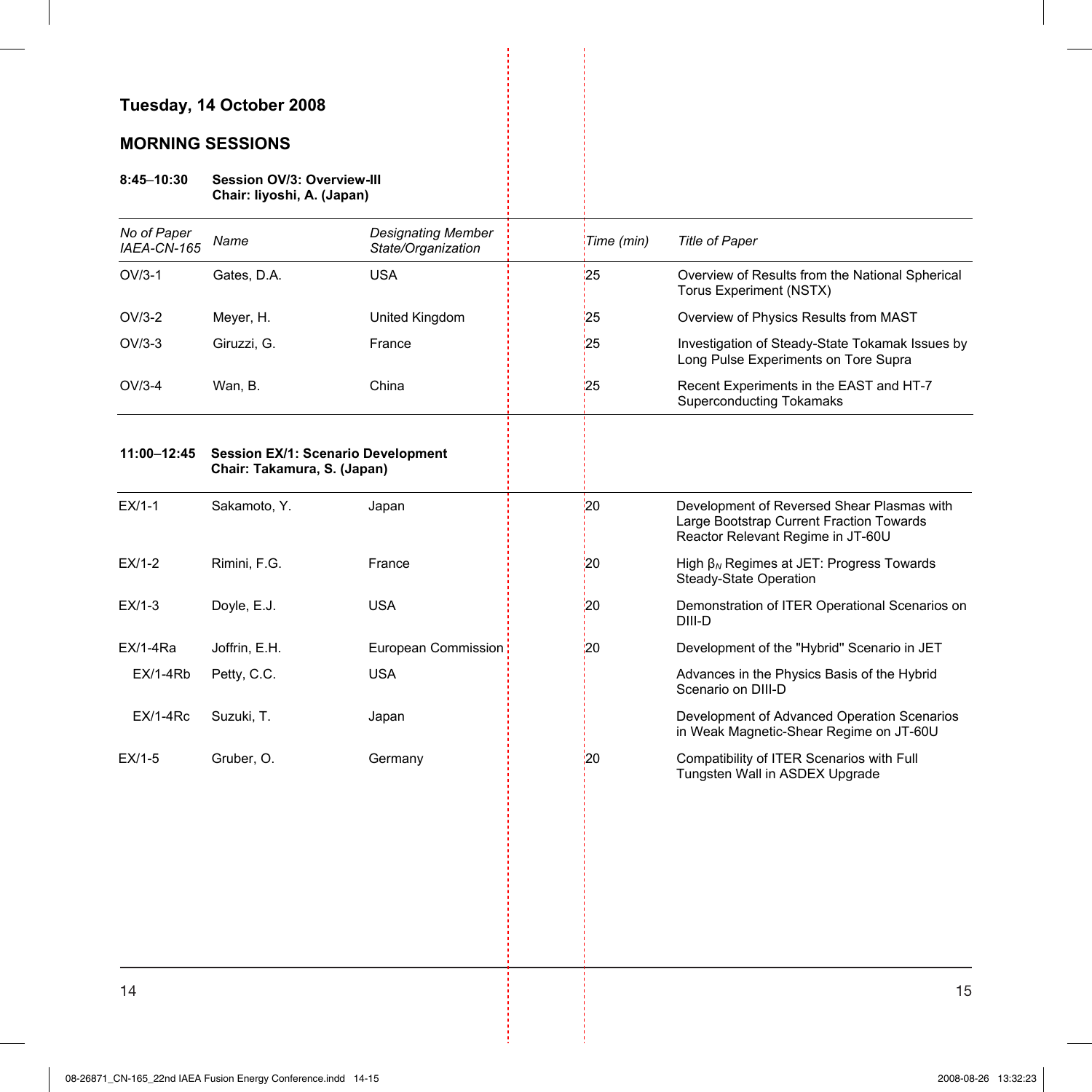## Tuesday, 14 October 2008

### MORNING SESSIONS

**8:45–10:30 Session OV/3: Overview-III**
**Chair: Iiyoshi, A. (Japan)**

| *No of Paper IAEA-CN-165* | *Name* | *Designating Member State/Organization* | *Time (min)* | *Title of Paper* |
|---|---|---|---|---|
| OV/3-1 | Gates, D.A. | USA | 25 | Overview of Results from the National Spherical Torus Experiment (NSTX) |
| OV/3-2 | Meyer, H. | United Kingdom | 25 | Overview of Physics Results from MAST |
| OV/3-3 | Giruzzi, G. | France | 25 | Investigation of Steady-State Tokamak Issues by Long Pulse Experiments on Tore Supra |
| OV/3-4 | Wan, B. | China | 25 | Recent Experiments in the EAST and HT-7 Superconducting Tokamaks |

**11:00–12:45 Session EX/1: Scenario Development**
**Chair: Takamura, S. (Japan)**

| *No of Paper IAEA-CN-165* | *Name* | *Designating Member State/Organization* | *Time (min)* | *Title of Paper* |
|---|---|---|---|---|
| EX/1-1 | Sakamoto, Y. | Japan | 20 | Development of Reversed Shear Plasmas with Large Bootstrap Current Fraction Towards Reactor Relevant Regime in JT-60U |
| EX/1-2 | Rimini, F.G. | France | 20 | High $\beta_N$ Regimes at JET: Progress Towards Steady-State Operation |
| EX/1-3 | Doyle, E.J. | USA | 20 | Demonstration of ITER Operational Scenarios on DIII-D |
| EX/1-4Ra | Joffrin, E.H. | European Commission | 20 | Development of the "Hybrid" Scenario in JET |
| EX/1-4Rb | Petty, C.C. | USA | | Advances in the Physics Basis of the Hybrid Scenario on DIII-D |
| EX/1-4Rc | Suzuki, T. | Japan | | Development of Advanced Operation Scenarios in Weak Magnetic-Shear Regime on JT-60U |
| EX/1-5 | Gruber, O. | Germany | 20 | Compatibility of ITER Scenarios with Full Tungsten Wall in ASDEX Upgrade |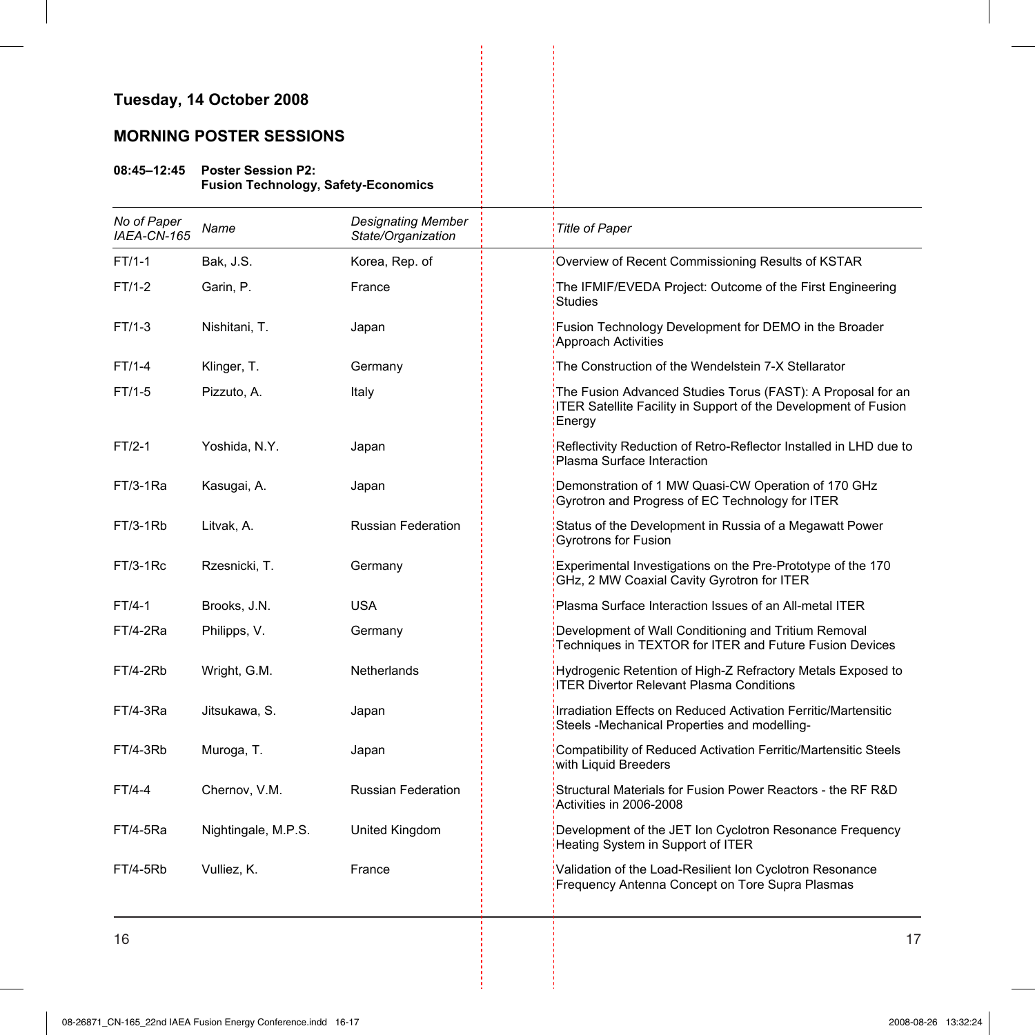## Tuesday, 14 October 2008

### MORNING POSTER SESSIONS

**08:45–12:45 Poster Session P2: Fusion Technology, Safety-Economics**

| *No of Paper IAEA-CN-165* | *Name* | *Designating Member State/Organization* | *Title of Paper* |
|---|---|---|---|
| FT/1-1 | Bak, J.S. | Korea, Rep. of | Overview of Recent Commissioning Results of KSTAR |
| FT/1-2 | Garin, P. | France | The IFMIF/EVEDA Project: Outcome of the First Engineering Studies |
| FT/1-3 | Nishitani, T. | Japan | Fusion Technology Development for DEMO in the Broader Approach Activities |
| FT/1-4 | Klinger, T. | Germany | The Construction of the Wendelstein 7-X Stellarator |
| FT/1-5 | Pizzuto, A. | Italy | The Fusion Advanced Studies Torus (FAST): A Proposal for an ITER Satellite Facility in Support of the Development of Fusion Energy |
| FT/2-1 | Yoshida, N.Y. | Japan | Reflectivity Reduction of Retro-Reflector Installed in LHD due to Plasma Surface Interaction |
| FT/3-1Ra | Kasugai, A. | Japan | Demonstration of 1 MW Quasi-CW Operation of 170 GHz Gyrotron and Progress of EC Technology for ITER |
| FT/3-1Rb | Litvak, A. | Russian Federation | Status of the Development in Russia of a Megawatt Power Gyrotrons for Fusion |
| FT/3-1Rc | Rzesnicki, T. | Germany | Experimental Investigations on the Pre-Prototype of the 170 GHz, 2 MW Coaxial Cavity Gyrotron for ITER |
| FT/4-1 | Brooks, J.N. | USA | Plasma Surface Interaction Issues of an All-metal ITER |
| FT/4-2Ra | Philipps, V. | Germany | Development of Wall Conditioning and Tritium Removal Techniques in TEXTOR for ITER and Future Fusion Devices |
| FT/4-2Rb | Wright, G.M. | Netherlands | Hydrogenic Retention of High-Z Refractory Metals Exposed to ITER Divertor Relevant Plasma Conditions |
| FT/4-3Ra | Jitsukawa, S. | Japan | Irradiation Effects on Reduced Activation Ferritic/Martensitic Steels -Mechanical Properties and modelling- |
| FT/4-3Rb | Muroga, T. | Japan | Compatibility of Reduced Activation Ferritic/Martensitic Steels with Liquid Breeders |
| FT/4-4 | Chernov, V.M. | Russian Federation | Structural Materials for Fusion Power Reactors - the RF R&D Activities in 2006-2008 |
| FT/4-5Ra | Nightingale, M.P.S. | United Kingdom | Development of the JET Ion Cyclotron Resonance Frequency Heating System in Support of ITER |
| FT/4-5Rb | Vulliez, K. | France | Validation of the Load-Resilient Ion Cyclotron Resonance Frequency Antenna Concept on Tore Supra Plasmas |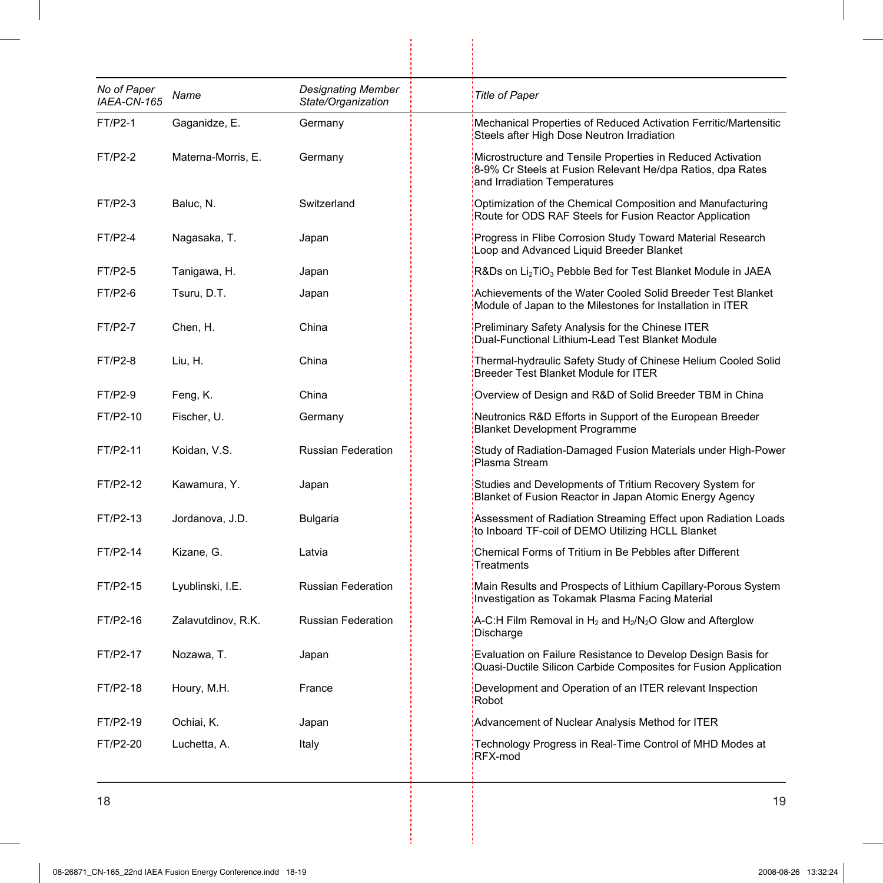| No of Paper IAEA-CN-165 | Name | Designating Member State/Organization | Title of Paper |
|---|---|---|---|
| FT/P2-1 | Gaganidze, E. | Germany | Mechanical Properties of Reduced Activation Ferritic/Martensitic Steels after High Dose Neutron Irradiation |
| FT/P2-2 | Materna-Morris, E. | Germany | Microstructure and Tensile Properties in Reduced Activation 8-9% Cr Steels at Fusion Relevant He/dpa Ratios, dpa Rates and Irradiation Temperatures |
| FT/P2-3 | Baluc, N. | Switzerland | Optimization of the Chemical Composition and Manufacturing Route for ODS RAF Steels for Fusion Reactor Application |
| FT/P2-4 | Nagasaka, T. | Japan | Progress in Flibe Corrosion Study Toward Material Research Loop and Advanced Liquid Breeder Blanket |
| FT/P2-5 | Tanigawa, H. | Japan | R&Ds on $Li_2TiO_3$ Pebble Bed for Test Blanket Module in JAEA |
| FT/P2-6 | Tsuru, D.T. | Japan | Achievements of the Water Cooled Solid Breeder Test Blanket Module of Japan to the Milestones for Installation in ITER |
| FT/P2-7 | Chen, H. | China | Preliminary Safety Analysis for the Chinese ITER Dual-Functional Lithium-Lead Test Blanket Module |
| FT/P2-8 | Liu, H. | China | Thermal-hydraulic Safety Study of Chinese Helium Cooled Solid Breeder Test Blanket Module for ITER |
| FT/P2-9 | Feng, K. | China | Overview of Design and R&D of Solid Breeder TBM in China |
| FT/P2-10 | Fischer, U. | Germany | Neutronics R&D Efforts in Support of the European Breeder Blanket Development Programme |
| FT/P2-11 | Koidan, V.S. | Russian Federation | Study of Radiation-Damaged Fusion Materials under High-Power Plasma Stream |
| FT/P2-12 | Kawamura, Y. | Japan | Studies and Developments of Tritium Recovery System for Blanket of Fusion Reactor in Japan Atomic Energy Agency |
| FT/P2-13 | Jordanova, J.D. | Bulgaria | Assessment of Radiation Streaming Effect upon Radiation Loads to Inboard TF-coil of DEMO Utilizing HCLL Blanket |
| FT/P2-14 | Kizane, G. | Latvia | Chemical Forms of Tritium in Be Pebbles after Different Treatments |
| FT/P2-15 | Lyublinski, I.E. | Russian Federation | Main Results and Prospects of Lithium Capillary-Porous System Investigation as Tokamak Plasma Facing Material |
| FT/P2-16 | Zalavutdinov, R.K. | Russian Federation | A-C:H Film Removal in $H_2$ and $H_2/N_2O$ Glow and Afterglow Discharge |
| FT/P2-17 | Nozawa, T. | Japan | Evaluation on Failure Resistance to Develop Design Basis for Quasi-Ductile Silicon Carbide Composites for Fusion Application |
| FT/P2-18 | Houry, M.H. | France | Development and Operation of an ITER relevant Inspection Robot |
| FT/P2-19 | Ochiai, K. | Japan | Advancement of Nuclear Analysis Method for ITER |
| FT/P2-20 | Luchetta, A. | Italy | Technology Progress in Real-Time Control of MHD Modes at RFX-mod |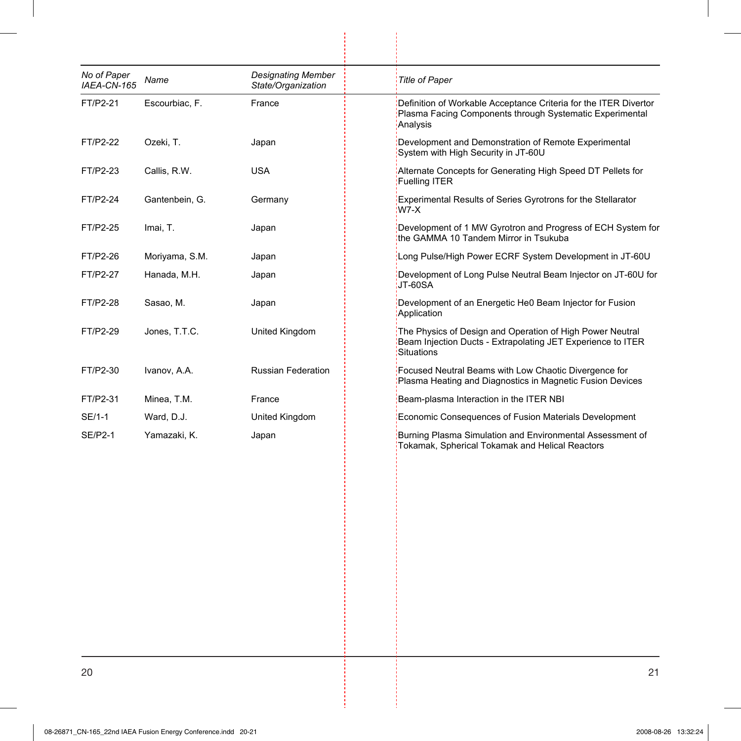| *No of Paper IAEA-CN-165* | *Name* | *Designating Member State/Organization* | *Title of Paper* |
|---|---|---|---|
| FT/P2-21 | Escourbiac, F. | France | Definition of Workable Acceptance Criteria for the ITER Divertor Plasma Facing Components through Systematic Experimental Analysis |
| FT/P2-22 | Ozeki, T. | Japan | Development and Demonstration of Remote Experimental System with High Security in JT-60U |
| FT/P2-23 | Callis, R.W. | USA | Alternate Concepts for Generating High Speed DT Pellets for Fuelling ITER |
| FT/P2-24 | Gantenbein, G. | Germany | Experimental Results of Series Gyrotrons for the Stellarator W7-X |
| FT/P2-25 | Imai, T. | Japan | Development of 1 MW Gyrotron and Progress of ECH System for the GAMMA 10 Tandem Mirror in Tsukuba |
| FT/P2-26 | Moriyama, S.M. | Japan | Long Pulse/High Power ECRF System Development in JT-60U |
| FT/P2-27 | Hanada, M.H. | Japan | Development of Long Pulse Neutral Beam Injector on JT-60U for JT-60SA |
| FT/P2-28 | Sasao, M. | Japan | Development of an Energetic He0 Beam Injector for Fusion Application |
| FT/P2-29 | Jones, T.T.C. | United Kingdom | The Physics of Design and Operation of High Power Neutral Beam Injection Ducts - Extrapolating JET Experience to ITER Situations |
| FT/P2-30 | Ivanov, A.A. | Russian Federation | Focused Neutral Beams with Low Chaotic Divergence for Plasma Heating and Diagnostics in Magnetic Fusion Devices |
| FT/P2-31 | Minea, T.M. | France | Beam-plasma Interaction in the ITER NBI |
| SE/1-1 | Ward, D.J. | United Kingdom | Economic Consequences of Fusion Materials Development |
| SE/P2-1 | Yamazaki, K. | Japan | Burning Plasma Simulation and Environmental Assessment of Tokamak, Spherical Tokamak and Helical Reactors |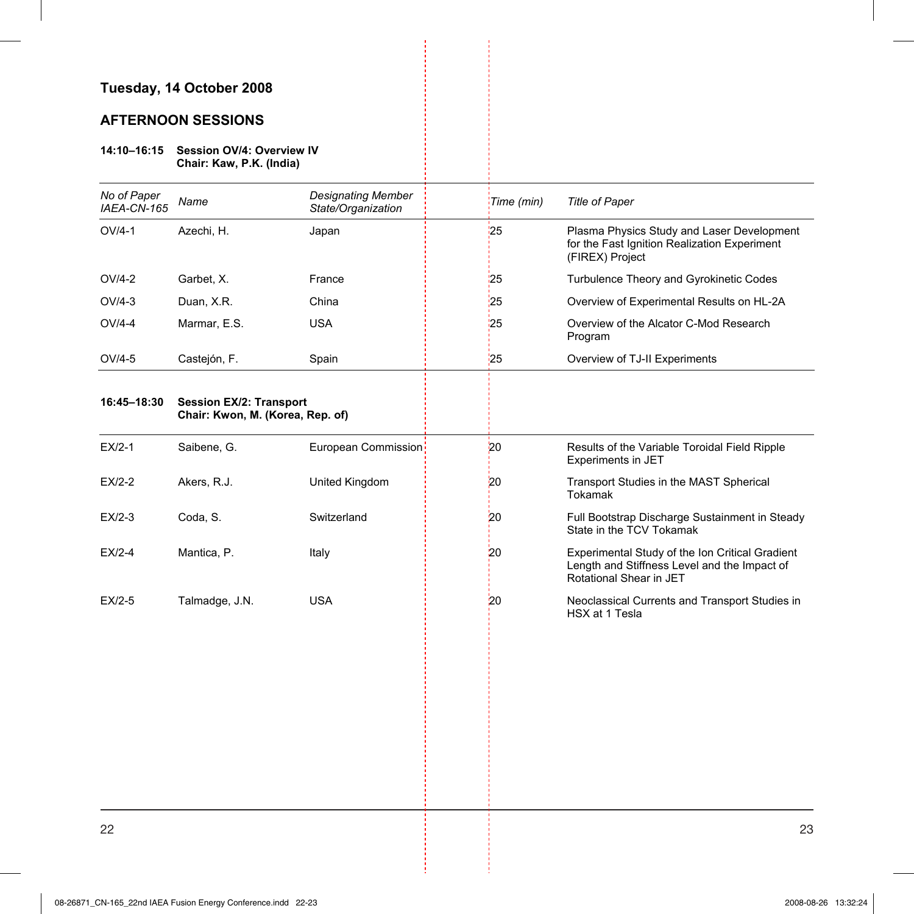## Tuesday, 14 October 2008

### AFTERNOON SESSIONS

**14:10–16:15 Session OV/4: Overview IV**
**Chair: Kaw, P.K. (India)**

| *No of Paper IAEA-CN-165* | *Name* | *Designating Member State/Organization* | *Time (min)* | *Title of Paper* |
|---|---|---|---|---|
| OV/4-1 | Azechi, H. | Japan | 25 | Plasma Physics Study and Laser Development for the Fast Ignition Realization Experiment (FIREX) Project |
| OV/4-2 | Garbet, X. | France | 25 | Turbulence Theory and Gyrokinetic Codes |
| OV/4-3 | Duan, X.R. | China | 25 | Overview of Experimental Results on HL-2A |
| OV/4-4 | Marmar, E.S. | USA | 25 | Overview of the Alcator C-Mod Research Program |
| OV/4-5 | Castejón, F. | Spain | 25 | Overview of TJ-II Experiments |

**16:45–18:30 Session EX/2: Transport**
**Chair: Kwon, M. (Korea, Rep. of)**

| *No of Paper IAEA-CN-165* | *Name* | *Designating Member State/Organization* | *Time (min)* | *Title of Paper* |
|---|---|---|---|---|
| EX/2-1 | Saibene, G. | European Commission | 20 | Results of the Variable Toroidal Field Ripple Experiments in JET |
| EX/2-2 | Akers, R.J. | United Kingdom | 20 | Transport Studies in the MAST Spherical Tokamak |
| EX/2-3 | Coda, S. | Switzerland | 20 | Full Bootstrap Discharge Sustainment in Steady State in the TCV Tokamak |
| EX/2-4 | Mantica, P. | Italy | 20 | Experimental Study of the Ion Critical Gradient Length and Stiffness Level and the Impact of Rotational Shear in JET |
| EX/2-5 | Talmadge, J.N. | USA | 20 | Neoclassical Currents and Transport Studies in HSX at 1 Tesla |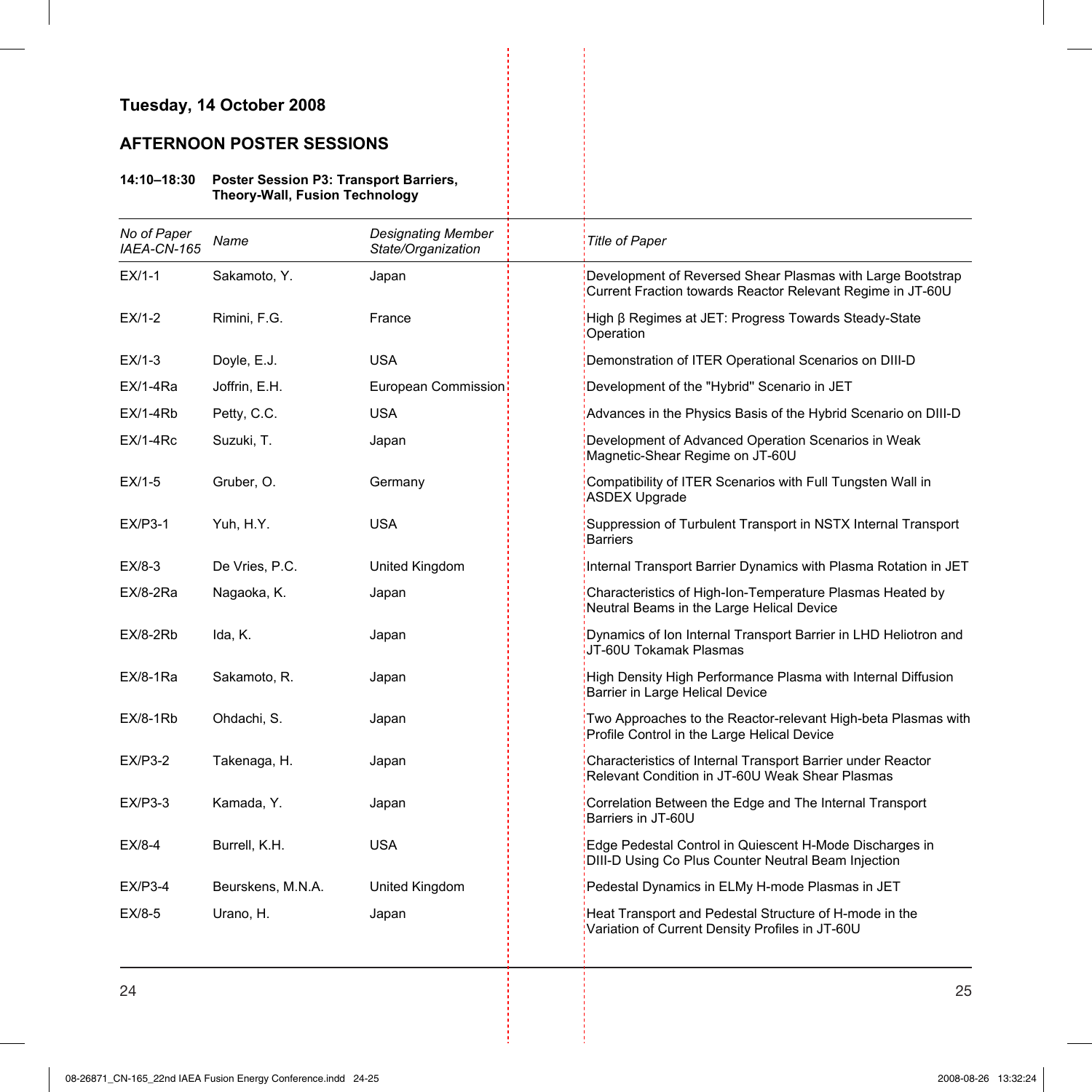## Tuesday, 14 October 2008

### AFTERNOON POSTER SESSIONS

**14:10–18:30 Poster Session P3: Transport Barriers, Theory-Wall, Fusion Technology**

| *No of Paper IAEA-CN-165* | *Name* | *Designating Member State/Organization* | *Title of Paper* |
|---|---|---|---|
| EX/1-1 | Sakamoto, Y. | Japan | Development of Reversed Shear Plasmas with Large Bootstrap Current Fraction towards Reactor Relevant Regime in JT-60U |
| EX/1-2 | Rimini, F.G. | France | High β Regimes at JET: Progress Towards Steady-State Operation |
| EX/1-3 | Doyle, E.J. | USA | Demonstration of ITER Operational Scenarios on DIII-D |
| EX/1-4Ra | Joffrin, E.H. | European Commission | Development of the "Hybrid" Scenario in JET |
| EX/1-4Rb | Petty, C.C. | USA | Advances in the Physics Basis of the Hybrid Scenario on DIII-D |
| EX/1-4Rc | Suzuki, T. | Japan | Development of Advanced Operation Scenarios in Weak Magnetic-Shear Regime on JT-60U |
| EX/1-5 | Gruber, O. | Germany | Compatibility of ITER Scenarios with Full Tungsten Wall in ASDEX Upgrade |
| EX/P3-1 | Yuh, H.Y. | USA | Suppression of Turbulent Transport in NSTX Internal Transport Barriers |
| EX/8-3 | De Vries, P.C. | United Kingdom | Internal Transport Barrier Dynamics with Plasma Rotation in JET |
| EX/8-2Ra | Nagaoka, K. | Japan | Characteristics of High-Ion-Temperature Plasmas Heated by Neutral Beams in the Large Helical Device |
| EX/8-2Rb | Ida, K. | Japan | Dynamics of Ion Internal Transport Barrier in LHD Heliotron and JT-60U Tokamak Plasmas |
| EX/8-1Ra | Sakamoto, R. | Japan | High Density High Performance Plasma with Internal Diffusion Barrier in Large Helical Device |
| EX/8-1Rb | Ohdachi, S. | Japan | Two Approaches to the Reactor-relevant High-beta Plasmas with Profile Control in the Large Helical Device |
| EX/P3-2 | Takenaga, H. | Japan | Characteristics of Internal Transport Barrier under Reactor Relevant Condition in JT-60U Weak Shear Plasmas |
| EX/P3-3 | Kamada, Y. | Japan | Correlation Between the Edge and The Internal Transport Barriers in JT-60U |
| EX/8-4 | Burrell, K.H. | USA | Edge Pedestal Control in Quiescent H-Mode Discharges in DIII-D Using Co Plus Counter Neutral Beam Injection |
| EX/P3-4 | Beurskens, M.N.A. | United Kingdom | Pedestal Dynamics in ELMy H-mode Plasmas in JET |
| EX/8-5 | Urano, H. | Japan | Heat Transport and Pedestal Structure of H-mode in the Variation of Current Density Profiles in JT-60U |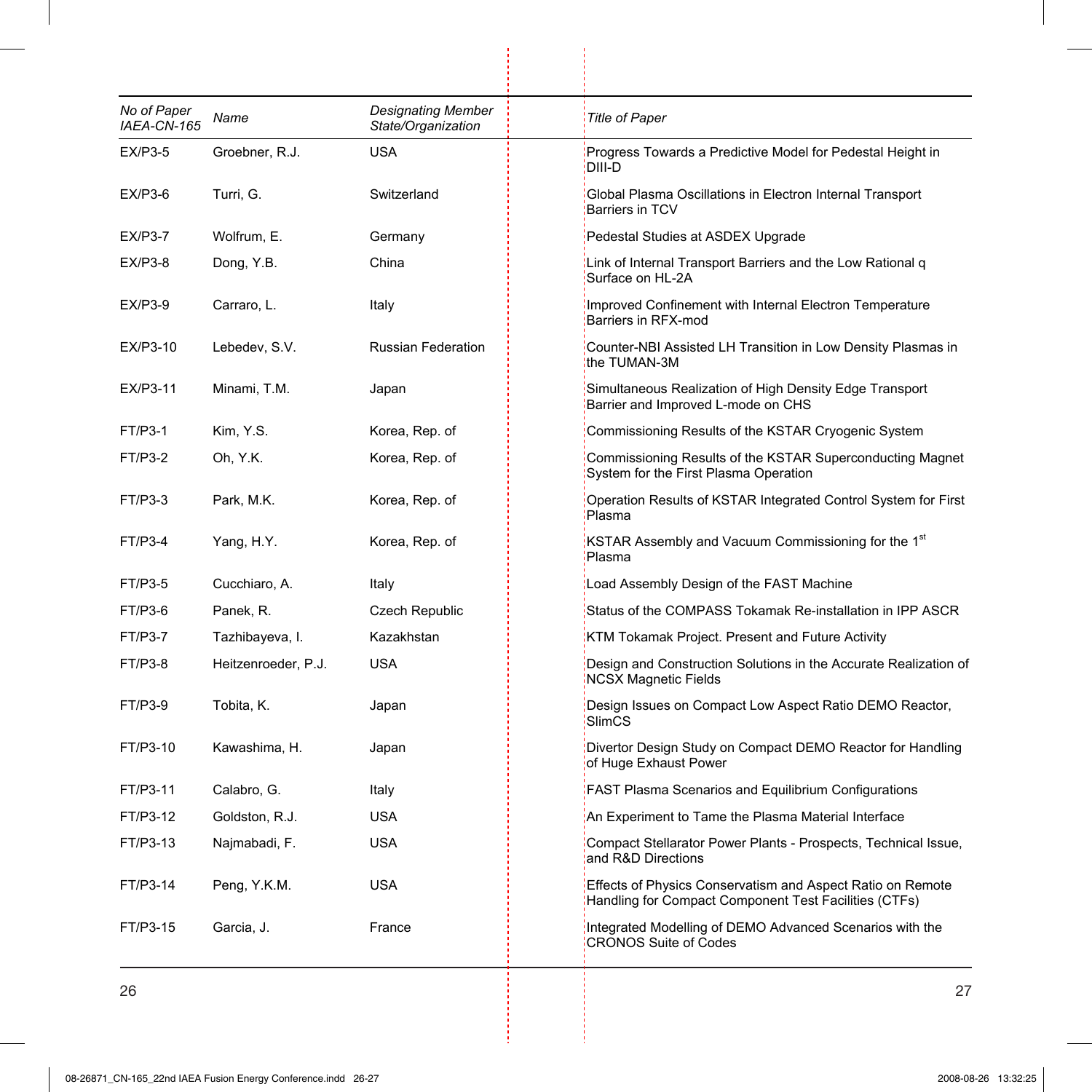| No of Paper IAEA-CN-165 | Name | Designating Member State/Organization | Title of Paper |
|---|---|---|---|
| EX/P3-5 | Groebner, R.J. | USA | Progress Towards a Predictive Model for Pedestal Height in DIII-D |
| EX/P3-6 | Turri, G. | Switzerland | Global Plasma Oscillations in Electron Internal Transport Barriers in TCV |
| EX/P3-7 | Wolfrum, E. | Germany | Pedestal Studies at ASDEX Upgrade |
| EX/P3-8 | Dong, Y.B. | China | Link of Internal Transport Barriers and the Low Rational q Surface on HL-2A |
| EX/P3-9 | Carraro, L. | Italy | Improved Confinement with Internal Electron Temperature Barriers in RFX-mod |
| EX/P3-10 | Lebedev, S.V. | Russian Federation | Counter-NBI Assisted LH Transition in Low Density Plasmas in the TUMAN-3M |
| EX/P3-11 | Minami, T.M. | Japan | Simultaneous Realization of High Density Edge Transport Barrier and Improved L-mode on CHS |
| FT/P3-1 | Kim, Y.S. | Korea, Rep. of | Commissioning Results of the KSTAR Cryogenic System |
| FT/P3-2 | Oh, Y.K. | Korea, Rep. of | Commissioning Results of the KSTAR Superconducting Magnet System for the First Plasma Operation |
| FT/P3-3 | Park, M.K. | Korea, Rep. of | Operation Results of KSTAR Integrated Control System for First Plasma |
| FT/P3-4 | Yang, H.Y. | Korea, Rep. of | KSTAR Assembly and Vacuum Commissioning for the 1st Plasma |
| FT/P3-5 | Cucchiaro, A. | Italy | Load Assembly Design of the FAST Machine |
| FT/P3-6 | Panek, R. | Czech Republic | Status of the COMPASS Tokamak Re-installation in IPP ASCR |
| FT/P3-7 | Tazhibayeva, I. | Kazakhstan | KTM Tokamak Project. Present and Future Activity |
| FT/P3-8 | Heitzenroeder, P.J. | USA | Design and Construction Solutions in the Accurate Realization of NCSX Magnetic Fields |
| FT/P3-9 | Tobita, K. | Japan | Design Issues on Compact Low Aspect Ratio DEMO Reactor, SlimCS |
| FT/P3-10 | Kawashima, H. | Japan | Divertor Design Study on Compact DEMO Reactor for Handling of Huge Exhaust Power |
| FT/P3-11 | Calabro, G. | Italy | FAST Plasma Scenarios and Equilibrium Configurations |
| FT/P3-12 | Goldston, R.J. | USA | An Experiment to Tame the Plasma Material Interface |
| FT/P3-13 | Najmabadi, F. | USA | Compact Stellarator Power Plants - Prospects, Technical Issue, and R&D Directions |
| FT/P3-14 | Peng, Y.K.M. | USA | Effects of Physics Conservatism and Aspect Ratio on Remote Handling for Compact Component Test Facilities (CTFs) |
| FT/P3-15 | Garcia, J. | France | Integrated Modelling of DEMO Advanced Scenarios with the CRONOS Suite of Codes |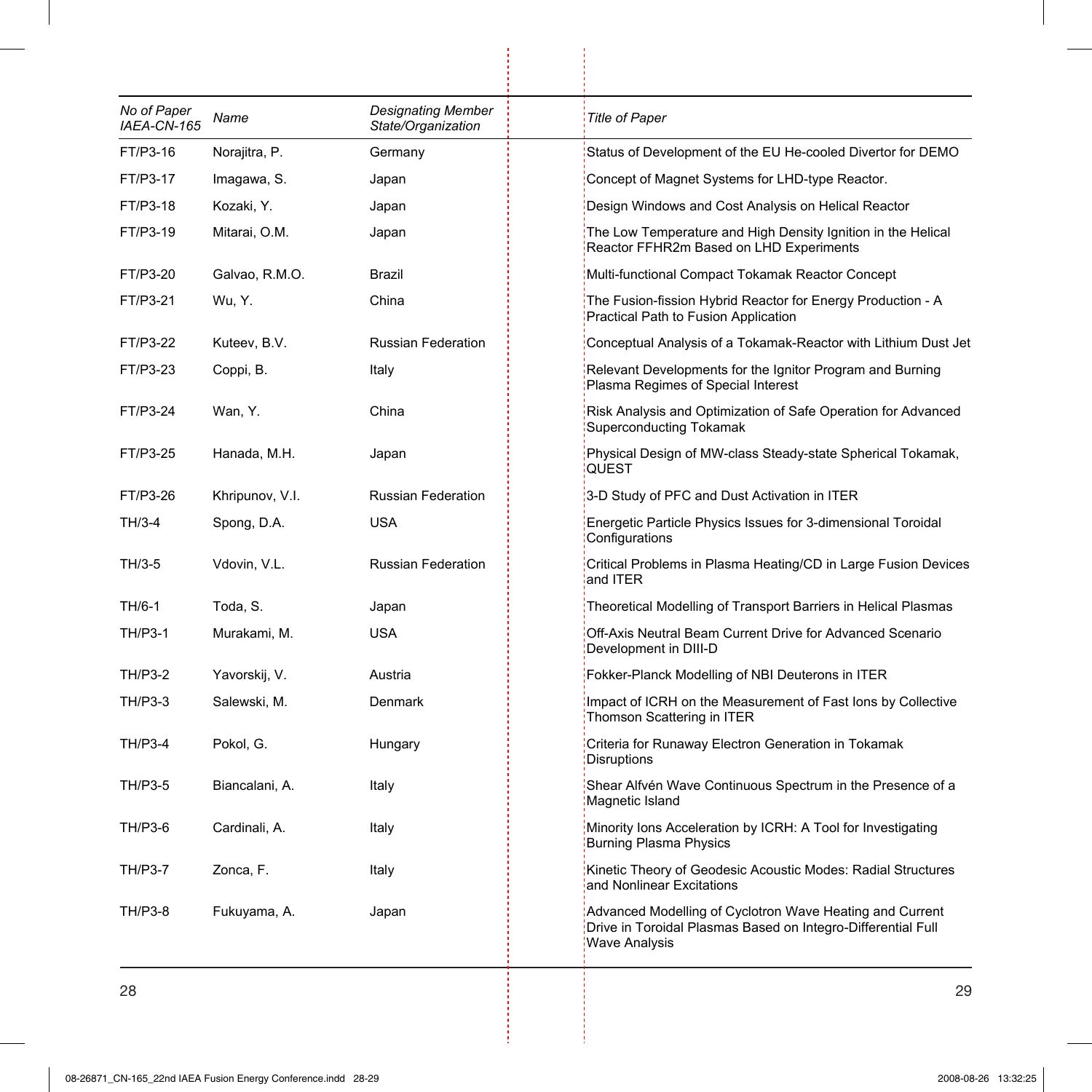| *No of Paper IAEA-CN-165* | *Name* | *Designating Member State/Organization* | *Title of Paper* |
|---|---|---|---|
| FT/P3-16 | Norajitra, P. | Germany | Status of Development of the EU He-cooled Divertor for DEMO |
| FT/P3-17 | Imagawa, S. | Japan | Concept of Magnet Systems for LHD-type Reactor. |
| FT/P3-18 | Kozaki, Y. | Japan | Design Windows and Cost Analysis on Helical Reactor |
| FT/P3-19 | Mitarai, O.M. | Japan | The Low Temperature and High Density Ignition in the Helical Reactor FFHR2m Based on LHD Experiments |
| FT/P3-20 | Galvao, R.M.O. | Brazil | Multi-functional Compact Tokamak Reactor Concept |
| FT/P3-21 | Wu, Y. | China | The Fusion-fission Hybrid Reactor for Energy Production - A Practical Path to Fusion Application |
| FT/P3-22 | Kuteev, B.V. | Russian Federation | Conceptual Analysis of a Tokamak-Reactor with Lithium Dust Jet |
| FT/P3-23 | Coppi, B. | Italy | Relevant Developments for the Ignitor Program and Burning Plasma Regimes of Special Interest |
| FT/P3-24 | Wan, Y. | China | Risk Analysis and Optimization of Safe Operation for Advanced Superconducting Tokamak |
| FT/P3-25 | Hanada, M.H. | Japan | Physical Design of MW-class Steady-state Spherical Tokamak, QUEST |
| FT/P3-26 | Khripunov, V.I. | Russian Federation | 3-D Study of PFC and Dust Activation in ITER |
| TH/3-4 | Spong, D.A. | USA | Energetic Particle Physics Issues for 3-dimensional Toroidal Configurations |
| TH/3-5 | Vdovin, V.L. | Russian Federation | Critical Problems in Plasma Heating/CD in Large Fusion Devices and ITER |
| TH/6-1 | Toda, S. | Japan | Theoretical Modelling of Transport Barriers in Helical Plasmas |
| TH/P3-1 | Murakami, M. | USA | Off-Axis Neutral Beam Current Drive for Advanced Scenario Development in DIII-D |
| TH/P3-2 | Yavorskij, V. | Austria | Fokker-Planck Modelling of NBI Deuterons in ITER |
| TH/P3-3 | Salewski, M. | Denmark | Impact of ICRH on the Measurement of Fast Ions by Collective Thomson Scattering in ITER |
| TH/P3-4 | Pokol, G. | Hungary | Criteria for Runaway Electron Generation in Tokamak Disruptions |
| TH/P3-5 | Biancalani, A. | Italy | Shear Alfvén Wave Continuous Spectrum in the Presence of a Magnetic Island |
| TH/P3-6 | Cardinali, A. | Italy | Minority Ions Acceleration by ICRH: A Tool for Investigating Burning Plasma Physics |
| TH/P3-7 | Zonca, F. | Italy | Kinetic Theory of Geodesic Acoustic Modes: Radial Structures and Nonlinear Excitations |
| TH/P3-8 | Fukuyama, A. | Japan | Advanced Modelling of Cyclotron Wave Heating and Current Drive in Toroidal Plasmas Based on Integro-Differential Full Wave Analysis |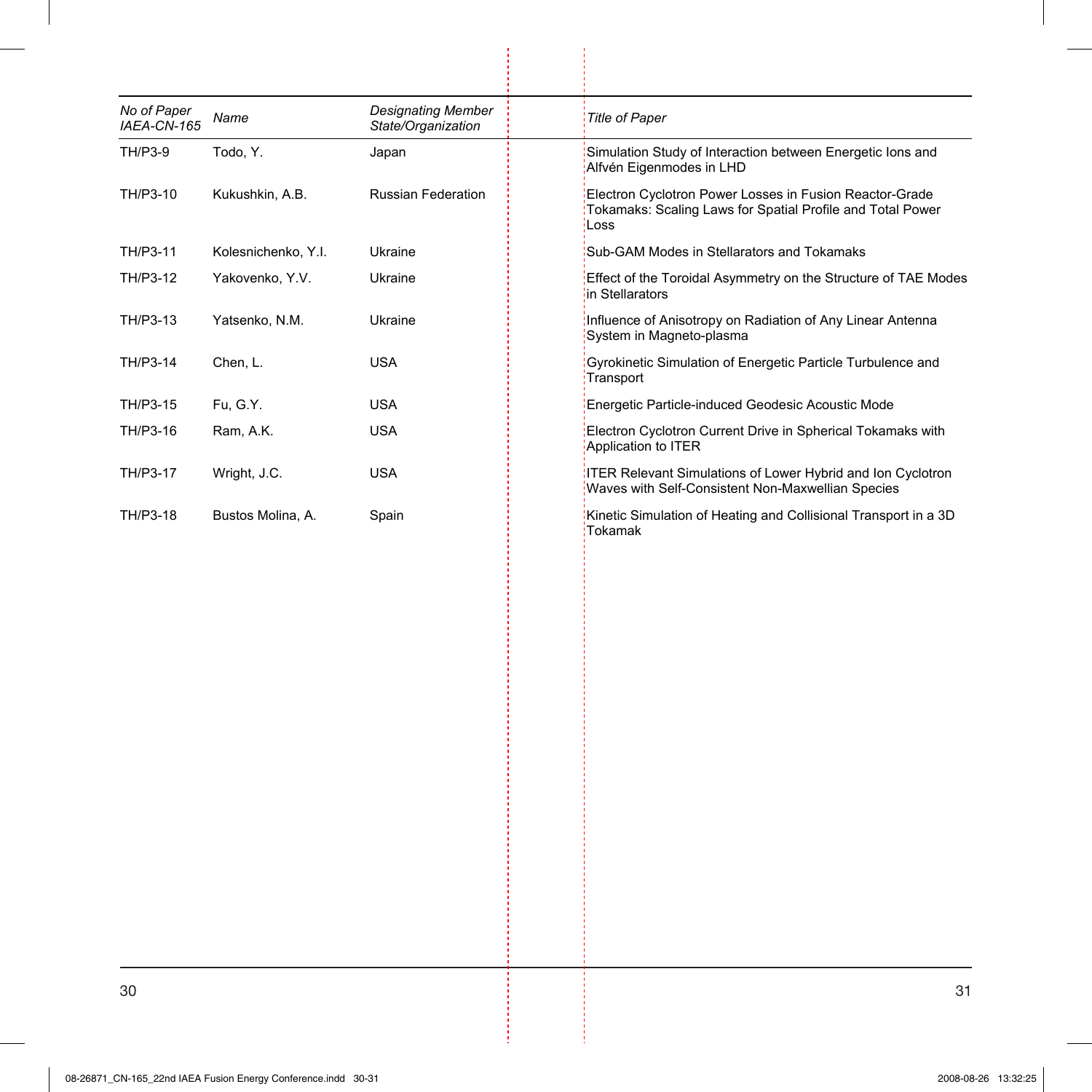| *No of Paper IAEA-CN-165* | *Name* | *Designating Member State/Organization* | *Title of Paper* |
|---|---|---|---|
| TH/P3-9 | Todo, Y. | Japan | Simulation Study of Interaction between Energetic Ions and Alfvén Eigenmodes in LHD |
| TH/P3-10 | Kukushkin, A.B. | Russian Federation | Electron Cyclotron Power Losses in Fusion Reactor-Grade Tokamaks: Scaling Laws for Spatial Profile and Total Power Loss |
| TH/P3-11 | Kolesnichenko, Y.I. | Ukraine | Sub-GAM Modes in Stellarators and Tokamaks |
| TH/P3-12 | Yakovenko, Y.V. | Ukraine | Effect of the Toroidal Asymmetry on the Structure of TAE Modes in Stellarators |
| TH/P3-13 | Yatsenko, N.M. | Ukraine | Influence of Anisotropy on Radiation of Any Linear Antenna System in Magneto-plasma |
| TH/P3-14 | Chen, L. | USA | Gyrokinetic Simulation of Energetic Particle Turbulence and Transport |
| TH/P3-15 | Fu, G.Y. | USA | Energetic Particle-induced Geodesic Acoustic Mode |
| TH/P3-16 | Ram, A.K. | USA | Electron Cyclotron Current Drive in Spherical Tokamaks with Application to ITER |
| TH/P3-17 | Wright, J.C. | USA | ITER Relevant Simulations of Lower Hybrid and Ion Cyclotron Waves with Self-Consistent Non-Maxwellian Species |
| TH/P3-18 | Bustos Molina, A. | Spain | Kinetic Simulation of Heating and Collisional Transport in a 3D Tokamak |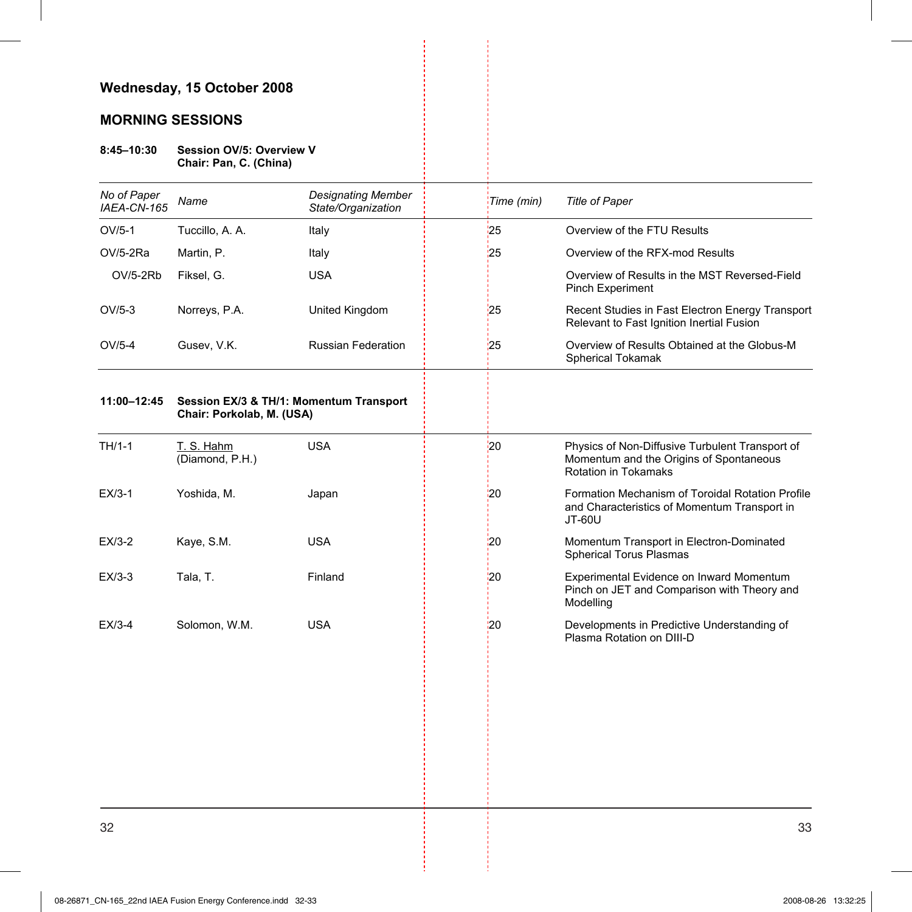## Wednesday, 15 October 2008

### MORNING SESSIONS

**8:45–10:30 Session OV/5: Overview V**
**Chair: Pan, C. (China)**

| *No of Paper IAEA-CN-165* | *Name* | *Designating Member State/Organization* | *Time (min)* | *Title of Paper* |
|---|---|---|---|---|
| OV/5-1 | Tuccillo, A. A. | Italy | 25 | Overview of the FTU Results |
| OV/5-2Ra | Martin, P. | Italy | 25 | Overview of the RFX-mod Results |
| OV/5-2Rb | Fiksel, G. | USA | | Overview of Results in the MST Reversed-Field Pinch Experiment |
| OV/5-3 | Norreys, P.A. | United Kingdom | 25 | Recent Studies in Fast Electron Energy Transport Relevant to Fast Ignition Inertial Fusion |
| OV/5-4 | Gusev, V.K. | Russian Federation | 25 | Overview of Results Obtained at the Globus-M Spherical Tokamak |

**11:00–12:45 Session EX/3 & TH/1: Momentum Transport**
**Chair: Porkolab, M. (USA)**

| *No of Paper IAEA-CN-165* | *Name* | *Designating Member State/Organization* | *Time (min)* | *Title of Paper* |
|---|---|---|---|---|
| TH/1-1 | T. S. Hahm (Diamond, P.H.) | USA | 20 | Physics of Non-Diffusive Turbulent Transport of Momentum and the Origins of Spontaneous Rotation in Tokamaks |
| EX/3-1 | Yoshida, M. | Japan | 20 | Formation Mechanism of Toroidal Rotation Profile and Characteristics of Momentum Transport in JT-60U |
| EX/3-2 | Kaye, S.M. | USA | 20 | Momentum Transport in Electron-Dominated Spherical Torus Plasmas |
| EX/3-3 | Tala, T. | Finland | 20 | Experimental Evidence on Inward Momentum Pinch on JET and Comparison with Theory and Modelling |
| EX/3-4 | Solomon, W.M. | USA | 20 | Developments in Predictive Understanding of Plasma Rotation on DIII-D |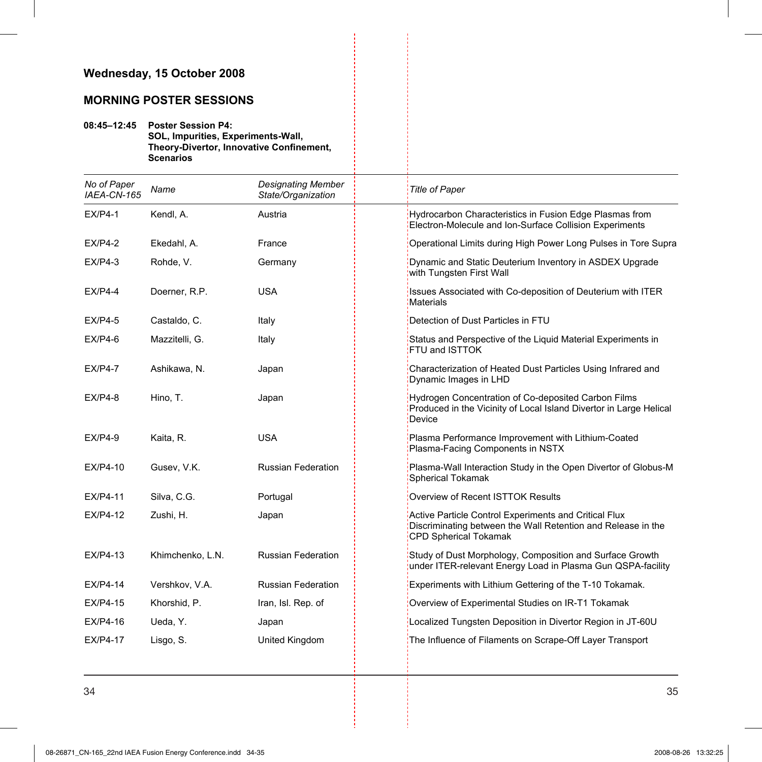## Wednesday, 15 October 2008

### MORNING POSTER SESSIONS

**08:45–12:45 Poster Session P4:**
**SOL, Impurities, Experiments-Wall, Theory-Divertor, Innovative Confinement, Scenarios**

| *No of Paper IAEA-CN-165* | *Name* | *Designating Member State/Organization* | *Title of Paper* |
|---|---|---|---|
| EX/P4-1 | Kendl, A. | Austria | Hydrocarbon Characteristics in Fusion Edge Plasmas from Electron-Molecule and Ion-Surface Collision Experiments |
| EX/P4-2 | Ekedahl, A. | France | Operational Limits during High Power Long Pulses in Tore Supra |
| EX/P4-3 | Rohde, V. | Germany | Dynamic and Static Deuterium Inventory in ASDEX Upgrade with Tungsten First Wall |
| EX/P4-4 | Doerner, R.P. | USA | Issues Associated with Co-deposition of Deuterium with ITER Materials |
| EX/P4-5 | Castaldo, C. | Italy | Detection of Dust Particles in FTU |
| EX/P4-6 | Mazzitelli, G. | Italy | Status and Perspective of the Liquid Material Experiments in FTU and ISTTOK |
| EX/P4-7 | Ashikawa, N. | Japan | Characterization of Heated Dust Particles Using Infrared and Dynamic Images in LHD |
| EX/P4-8 | Hino, T. | Japan | Hydrogen Concentration of Co-deposited Carbon Films Produced in the Vicinity of Local Island Divertor in Large Helical Device |
| EX/P4-9 | Kaita, R. | USA | Plasma Performance Improvement with Lithium-Coated Plasma-Facing Components in NSTX |
| EX/P4-10 | Gusev, V.K. | Russian Federation | Plasma-Wall Interaction Study in the Open Divertor of Globus-M Spherical Tokamak |
| EX/P4-11 | Silva, C.G. | Portugal | Overview of Recent ISTTOK Results |
| EX/P4-12 | Zushi, H. | Japan | Active Particle Control Experiments and Critical Flux Discriminating between the Wall Retention and Release in the CPD Spherical Tokamak |
| EX/P4-13 | Khimchenko, L.N. | Russian Federation | Study of Dust Morphology, Composition and Surface Growth under ITER-relevant Energy Load in Plasma Gun QSPA-facility |
| EX/P4-14 | Vershkov, V.A. | Russian Federation | Experiments with Lithium Gettering of the T-10 Tokamak. |
| EX/P4-15 | Khorshid, P. | Iran, Isl. Rep. of | Overview of Experimental Studies on IR-T1 Tokamak |
| EX/P4-16 | Ueda, Y. | Japan | Localized Tungsten Deposition in Divertor Region in JT-60U |
| EX/P4-17 | Lisgo, S. | United Kingdom | The Influence of Filaments on Scrape-Off Layer Transport |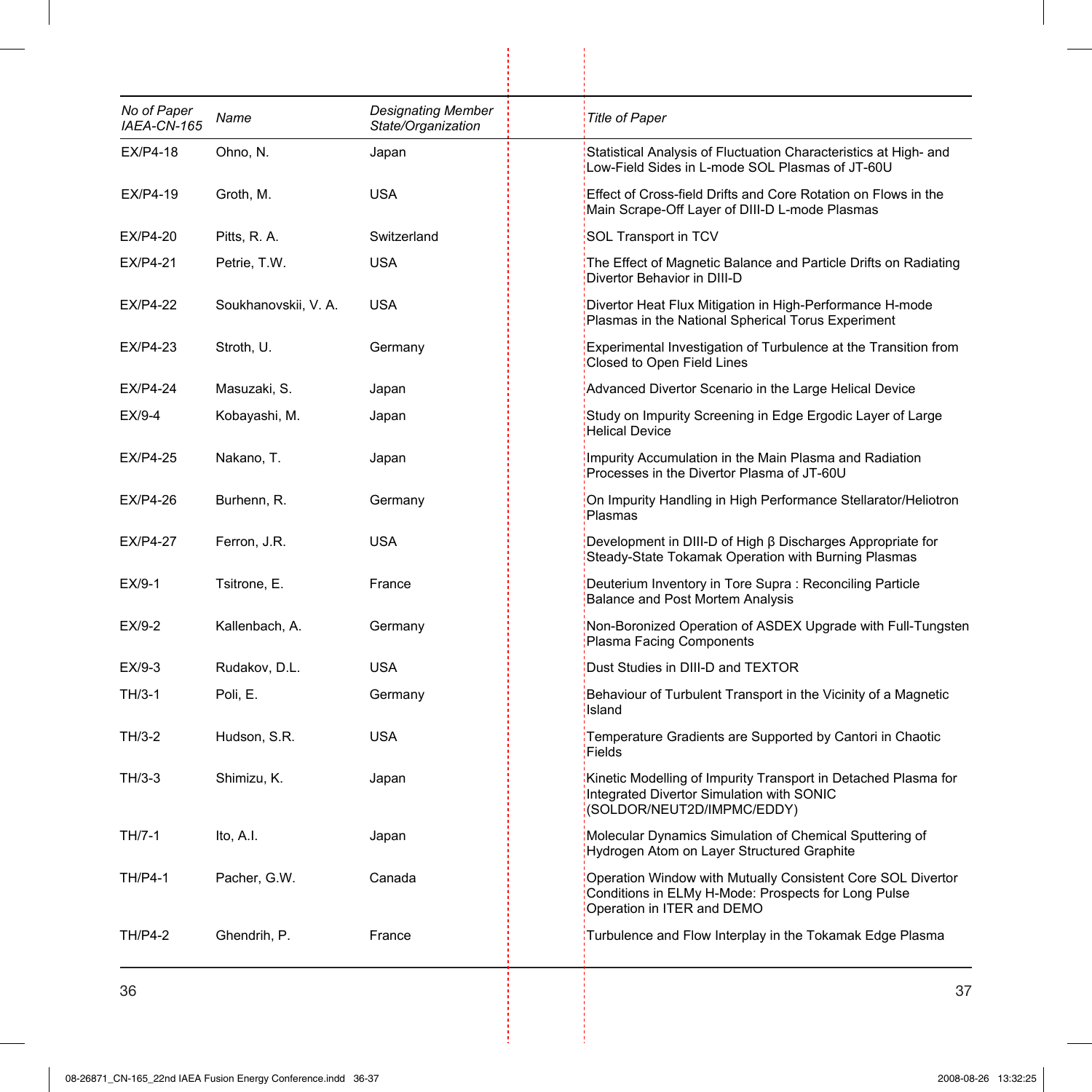| No of Paper IAEA-CN-165 | Name | Designating Member State/Organization | Title of Paper |
|---|---|---|---|
| EX/P4-18 | Ohno, N. | Japan | Statistical Analysis of Fluctuation Characteristics at High- and Low-Field Sides in L-mode SOL Plasmas of JT-60U |
| EX/P4-19 | Groth, M. | USA | Effect of Cross-field Drifts and Core Rotation on Flows in the Main Scrape-Off Layer of DIII-D L-mode Plasmas |
| EX/P4-20 | Pitts, R. A. | Switzerland | SOL Transport in TCV |
| EX/P4-21 | Petrie, T.W. | USA | The Effect of Magnetic Balance and Particle Drifts on Radiating Divertor Behavior in DIII-D |
| EX/P4-22 | Soukhanovskii, V. A. | USA | Divertor Heat Flux Mitigation in High-Performance H-mode Plasmas in the National Spherical Torus Experiment |
| EX/P4-23 | Stroth, U. | Germany | Experimental Investigation of Turbulence at the Transition from Closed to Open Field Lines |
| EX/P4-24 | Masuzaki, S. | Japan | Advanced Divertor Scenario in the Large Helical Device |
| EX/9-4 | Kobayashi, M. | Japan | Study on Impurity Screening in Edge Ergodic Layer of Large Helical Device |
| EX/P4-25 | Nakano, T. | Japan | Impurity Accumulation in the Main Plasma and Radiation Processes in the Divertor Plasma of JT-60U |
| EX/P4-26 | Burhenn, R. | Germany | On Impurity Handling in High Performance Stellarator/Heliotron Plasmas |
| EX/P4-27 | Ferron, J.R. | USA | Development in DIII-D of High β Discharges Appropriate for Steady-State Tokamak Operation with Burning Plasmas |
| EX/9-1 | Tsitrone, E. | France | Deuterium Inventory in Tore Supra : Reconciling Particle Balance and Post Mortem Analysis |
| EX/9-2 | Kallenbach, A. | Germany | Non-Boronized Operation of ASDEX Upgrade with Full-Tungsten Plasma Facing Components |
| EX/9-3 | Rudakov, D.L. | USA | Dust Studies in DIII-D and TEXTOR |
| TH/3-1 | Poli, E. | Germany | Behaviour of Turbulent Transport in the Vicinity of a Magnetic Island |
| TH/3-2 | Hudson, S.R. | USA | Temperature Gradients are Supported by Cantori in Chaotic Fields |
| TH/3-3 | Shimizu, K. | Japan | Kinetic Modelling of Impurity Transport in Detached Plasma for Integrated Divertor Simulation with SONIC (SOLDOR/NEUT2D/IMPMC/EDDY) |
| TH/7-1 | Ito, A.I. | Japan | Molecular Dynamics Simulation of Chemical Sputtering of Hydrogen Atom on Layer Structured Graphite |
| TH/P4-1 | Pacher, G.W. | Canada | Operation Window with Mutually Consistent Core SOL Divertor Conditions in ELMy H-Mode: Prospects for Long Pulse Operation in ITER and DEMO |
| TH/P4-2 | Ghendrih, P. | France | Turbulence and Flow Interplay in the Tokamak Edge Plasma |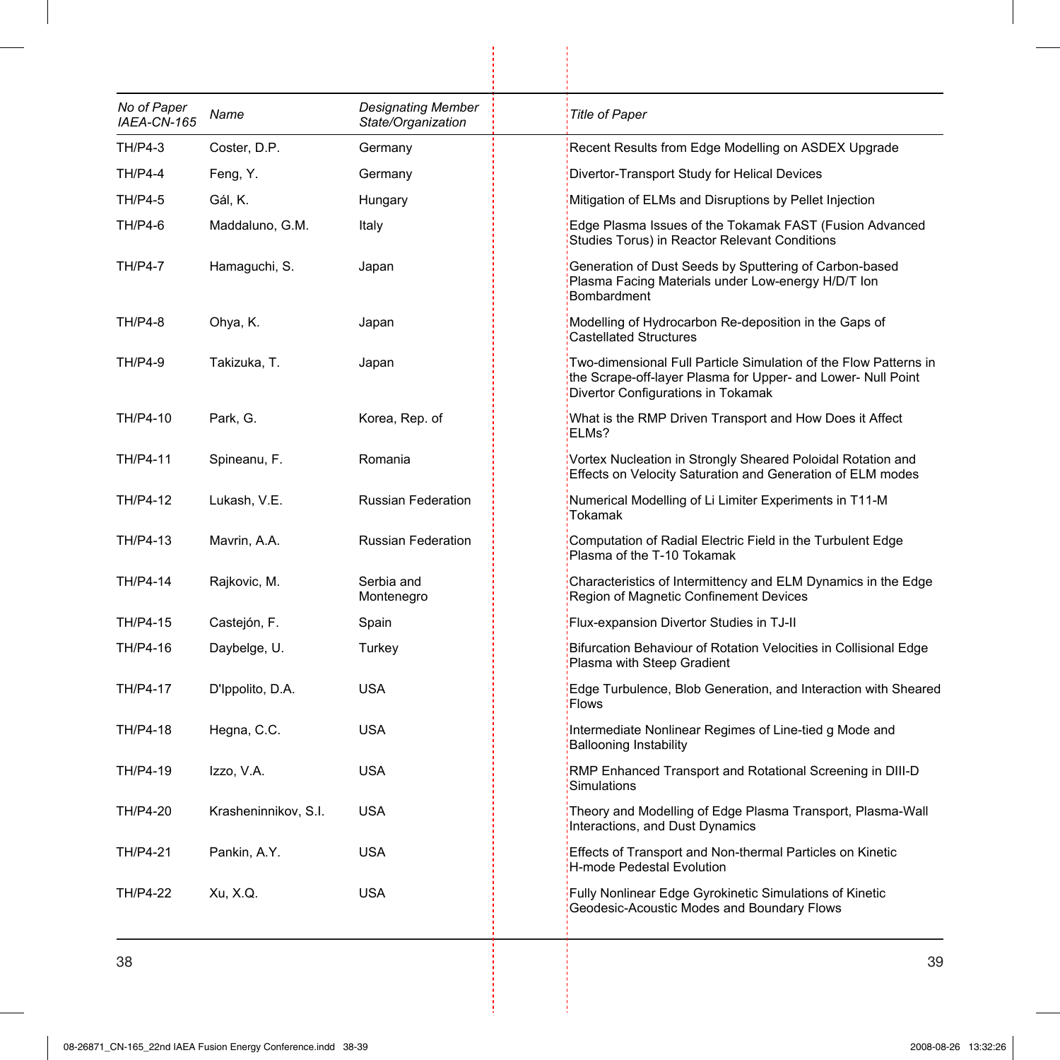| *No of Paper IAEA-CN-165* | *Name* | *Designating Member State/Organization* | *Title of Paper* |
|---|---|---|---|
| TH/P4-3 | Coster, D.P. | Germany | Recent Results from Edge Modelling on ASDEX Upgrade |
| TH/P4-4 | Feng, Y. | Germany | Divertor-Transport Study for Helical Devices |
| TH/P4-5 | Gál, K. | Hungary | Mitigation of ELMs and Disruptions by Pellet Injection |
| TH/P4-6 | Maddaluno, G.M. | Italy | Edge Plasma Issues of the Tokamak FAST (Fusion Advanced Studies Torus) in Reactor Relevant Conditions |
| TH/P4-7 | Hamaguchi, S. | Japan | Generation of Dust Seeds by Sputtering of Carbon-based Plasma Facing Materials under Low-energy H/D/T Ion Bombardment |
| TH/P4-8 | Ohya, K. | Japan | Modelling of Hydrocarbon Re-deposition in the Gaps of Castellated Structures |
| TH/P4-9 | Takizuka, T. | Japan | Two-dimensional Full Particle Simulation of the Flow Patterns in the Scrape-off-layer Plasma for Upper- and Lower- Null Point Divertor Configurations in Tokamak |
| TH/P4-10 | Park, G. | Korea, Rep. of | What is the RMP Driven Transport and How Does it Affect ELMs? |
| TH/P4-11 | Spineanu, F. | Romania | Vortex Nucleation in Strongly Sheared Poloidal Rotation and Effects on Velocity Saturation and Generation of ELM modes |
| TH/P4-12 | Lukash, V.E. | Russian Federation | Numerical Modelling of Li Limiter Experiments in T11-M Tokamak |
| TH/P4-13 | Mavrin, A.A. | Russian Federation | Computation of Radial Electric Field in the Turbulent Edge Plasma of the T-10 Tokamak |
| TH/P4-14 | Rajkovic, M. | Serbia and Montenegro | Characteristics of Intermittency and ELM Dynamics in the Edge Region of Magnetic Confinement Devices |
| TH/P4-15 | Castejón, F. | Spain | Flux-expansion Divertor Studies in TJ-II |
| TH/P4-16 | Daybelge, U. | Turkey | Bifurcation Behaviour of Rotation Velocities in Collisional Edge Plasma with Steep Gradient |
| TH/P4-17 | D'Ippolito, D.A. | USA | Edge Turbulence, Blob Generation, and Interaction with Sheared Flows |
| TH/P4-18 | Hegna, C.C. | USA | Intermediate Nonlinear Regimes of Line-tied g Mode and Ballooning Instability |
| TH/P4-19 | Izzo, V.A. | USA | RMP Enhanced Transport and Rotational Screening in DIII-D Simulations |
| TH/P4-20 | Krasheninnikov, S.I. | USA | Theory and Modelling of Edge Plasma Transport, Plasma-Wall Interactions, and Dust Dynamics |
| TH/P4-21 | Pankin, A.Y. | USA | Effects of Transport and Non-thermal Particles on Kinetic H-mode Pedestal Evolution |
| TH/P4-22 | Xu, X.Q. | USA | Fully Nonlinear Edge Gyrokinetic Simulations of Kinetic Geodesic-Acoustic Modes and Boundary Flows |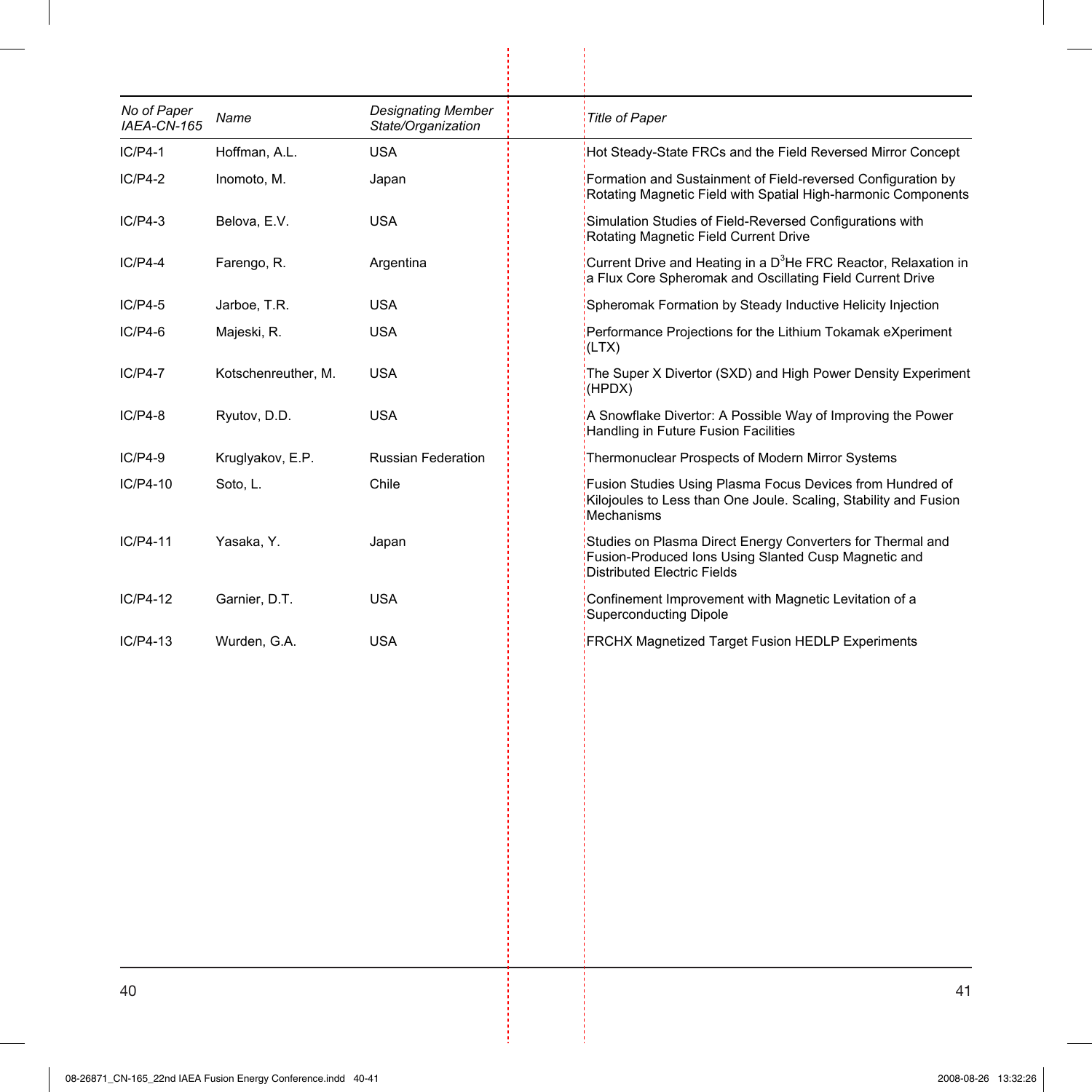| *No of Paper IAEA-CN-165* | *Name* | *Designating Member State/Organization* | *Title of Paper* |
|---|---|---|---|
| IC/P4-1 | Hoffman, A.L. | USA | Hot Steady-State FRCs and the Field Reversed Mirror Concept |
| IC/P4-2 | Inomoto, M. | Japan | Formation and Sustainment of Field-reversed Configuration by Rotating Magnetic Field with Spatial High-harmonic Components |
| IC/P4-3 | Belova, E.V. | USA | Simulation Studies of Field-Reversed Configurations with Rotating Magnetic Field Current Drive |
| IC/P4-4 | Farengo, R. | Argentina | Current Drive and Heating in a $D^3He$ FRC Reactor, Relaxation in a Flux Core Spheromak and Oscillating Field Current Drive |
| IC/P4-5 | Jarboe, T.R. | USA | Spheromak Formation by Steady Inductive Helicity Injection |
| IC/P4-6 | Majeski, R. | USA | Performance Projections for the Lithium Tokamak eXperiment (LTX) |
| IC/P4-7 | Kotschenreuther, M. | USA | The Super X Divertor (SXD) and High Power Density Experiment (HPDX) |
| IC/P4-8 | Ryutov, D.D. | USA | A Snowflake Divertor: A Possible Way of Improving the Power Handling in Future Fusion Facilities |
| IC/P4-9 | Kruglyakov, E.P. | Russian Federation | Thermonuclear Prospects of Modern Mirror Systems |
| IC/P4-10 | Soto, L. | Chile | Fusion Studies Using Plasma Focus Devices from Hundred of Kilojoules to Less than One Joule. Scaling, Stability and Fusion Mechanisms |
| IC/P4-11 | Yasaka, Y. | Japan | Studies on Plasma Direct Energy Converters for Thermal and Fusion-Produced Ions Using Slanted Cusp Magnetic and Distributed Electric Fields |
| IC/P4-12 | Garnier, D.T. | USA | Confinement Improvement with Magnetic Levitation of a Superconducting Dipole |
| IC/P4-13 | Wurden, G.A. | USA | FRCHX Magnetized Target Fusion HEDLP Experiments |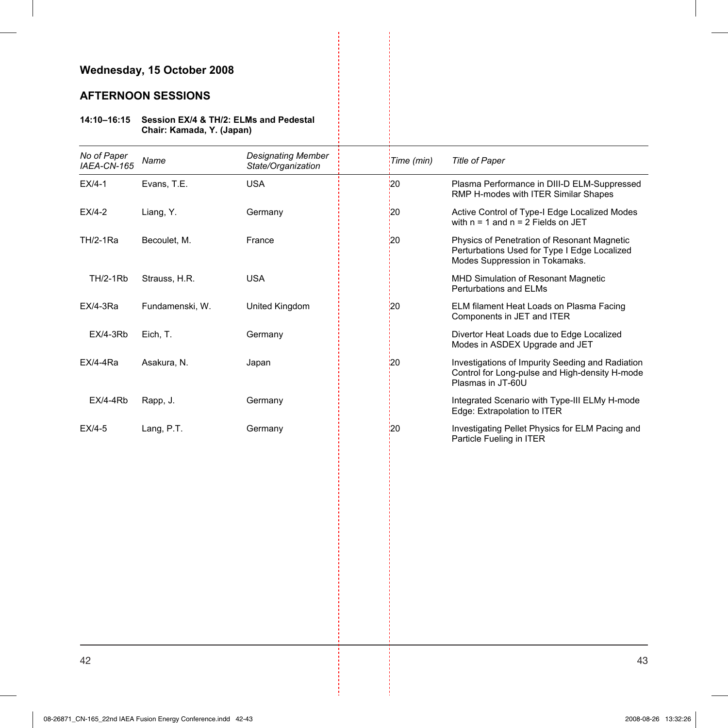## Wednesday, 15 October 2008

### AFTERNOON SESSIONS

**14:10–16:15 Session EX/4 & TH/2: ELMs and Pedestal**
**Chair: Kamada, Y. (Japan)**

| *No of Paper IAEA-CN-165* | *Name* | *Designating Member State/Organization* | *Time (min)* | *Title of Paper* |
|---|---|---|---|---|
| EX/4-1 | Evans, T.E. | USA | 20 | Plasma Performance in DIII-D ELM-Suppressed RMP H-modes with ITER Similar Shapes |
| EX/4-2 | Liang, Y. | Germany | 20 | Active Control of Type-I Edge Localized Modes with n = 1 and n = 2 Fields on JET |
| TH/2-1Ra | Becoulet, M. | France | 20 | Physics of Penetration of Resonant Magnetic Perturbations Used for Type I Edge Localized Modes Suppression in Tokamaks. |
| TH/2-1Rb | Strauss, H.R. | USA | | MHD Simulation of Resonant Magnetic Perturbations and ELMs |
| EX/4-3Ra | Fundamenski, W. | United Kingdom | 20 | ELM filament Heat Loads on Plasma Facing Components in JET and ITER |
| EX/4-3Rb | Eich, T. | Germany | | Divertor Heat Loads due to Edge Localized Modes in ASDEX Upgrade and JET |
| EX/4-4Ra | Asakura, N. | Japan | 20 | Investigations of Impurity Seeding and Radiation Control for Long-pulse and High-density H-mode Plasmas in JT-60U |
| EX/4-4Rb | Rapp, J. | Germany | | Integrated Scenario with Type-III ELMy H-mode Edge: Extrapolation to ITER |
| EX/4-5 | Lang, P.T. | Germany | 20 | Investigating Pellet Physics for ELM Pacing and Particle Fueling in ITER |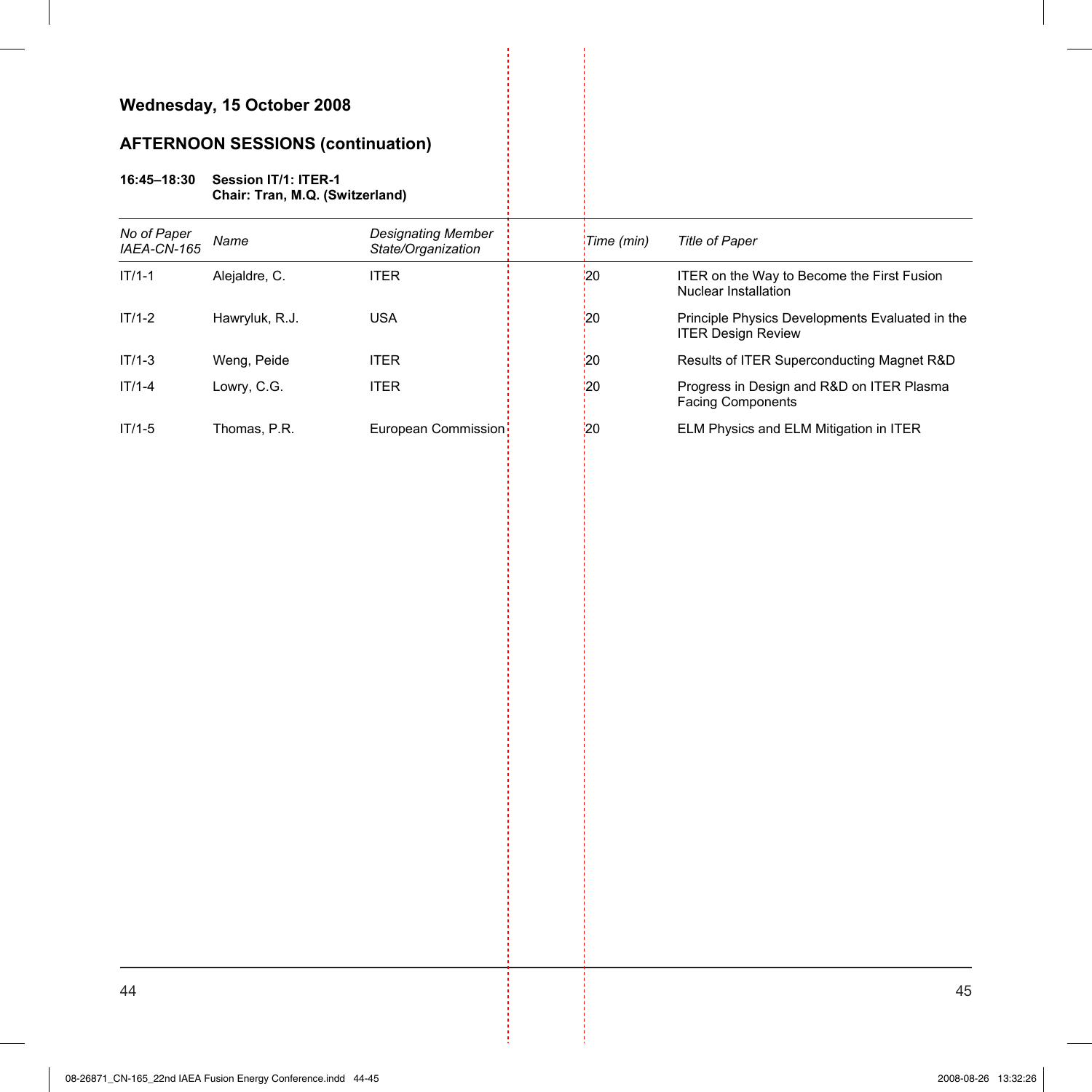## Wednesday, 15 October 2008

## AFTERNOON SESSIONS (continuation)

**16:45–18:30 Session IT/1: ITER-1**
**Chair: Tran, M.Q. (Switzerland)**

| *No of Paper IAEA-CN-165* | *Name* | *Designating Member State/Organization* | *Time (min)* | *Title of Paper* |
|---|---|---|---|---|
| IT/1-1 | Alejaldre, C. | ITER | 20 | ITER on the Way to Become the First Fusion Nuclear Installation |
| IT/1-2 | Hawryluk, R.J. | USA | 20 | Principle Physics Developments Evaluated in the ITER Design Review |
| IT/1-3 | Weng, Peide | ITER | 20 | Results of ITER Superconducting Magnet R&D |
| IT/1-4 | Lowry, C.G. | ITER | 20 | Progress in Design and R&D on ITER Plasma Facing Components |
| IT/1-5 | Thomas, P.R. | European Commission | 20 | ELM Physics and ELM Mitigation in ITER |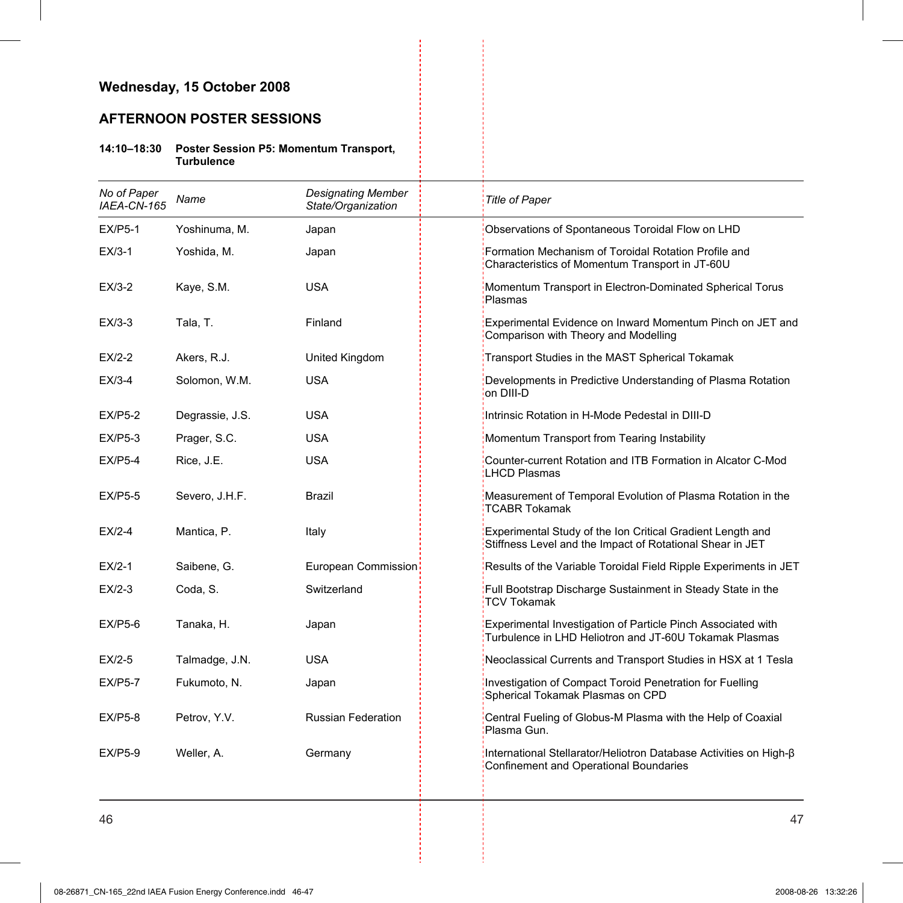## Wednesday, 15 October 2008

### AFTERNOON POSTER SESSIONS

**14:10–18:30** **Poster Session P5: Momentum Transport, Turbulence**

| *No of Paper IAEA-CN-165* | *Name* | *Designating Member State/Organization* | *Title of Paper* |
|---|---|---|---|
| EX/P5-1 | Yoshinuma, M. | Japan | Observations of Spontaneous Toroidal Flow on LHD |
| EX/3-1 | Yoshida, M. | Japan | Formation Mechanism of Toroidal Rotation Profile and Characteristics of Momentum Transport in JT-60U |
| EX/3-2 | Kaye, S.M. | USA | Momentum Transport in Electron-Dominated Spherical Torus Plasmas |
| EX/3-3 | Tala, T. | Finland | Experimental Evidence on Inward Momentum Pinch on JET and Comparison with Theory and Modelling |
| EX/2-2 | Akers, R.J. | United Kingdom | Transport Studies in the MAST Spherical Tokamak |
| EX/3-4 | Solomon, W.M. | USA | Developments in Predictive Understanding of Plasma Rotation on DIII-D |
| EX/P5-2 | Degrassie, J.S. | USA | Intrinsic Rotation in H-Mode Pedestal in DIII-D |
| EX/P5-3 | Prager, S.C. | USA | Momentum Transport from Tearing Instability |
| EX/P5-4 | Rice, J.E. | USA | Counter-current Rotation and ITB Formation in Alcator C-Mod LHCD Plasmas |
| EX/P5-5 | Severo, J.H.F. | Brazil | Measurement of Temporal Evolution of Plasma Rotation in the TCABR Tokamak |
| EX/2-4 | Mantica, P. | Italy | Experimental Study of the Ion Critical Gradient Length and Stiffness Level and the Impact of Rotational Shear in JET |
| EX/2-1 | Saibene, G. | European Commission | Results of the Variable Toroidal Field Ripple Experiments in JET |
| EX/2-3 | Coda, S. | Switzerland | Full Bootstrap Discharge Sustainment in Steady State in the TCV Tokamak |
| EX/P5-6 | Tanaka, H. | Japan | Experimental Investigation of Particle Pinch Associated with Turbulence in LHD Heliotron and JT-60U Tokamak Plasmas |
| EX/2-5 | Talmadge, J.N. | USA | Neoclassical Currents and Transport Studies in HSX at 1 Tesla |
| EX/P5-7 | Fukumoto, N. | Japan | Investigation of Compact Toroid Penetration for Fuelling Spherical Tokamak Plasmas on CPD |
| EX/P5-8 | Petrov, Y.V. | Russian Federation | Central Fueling of Globus-M Plasma with the Help of Coaxial Plasma Gun. |
| EX/P5-9 | Weller, A. | Germany | International Stellarator/Heliotron Database Activities on High-$\beta$ Confinement and Operational Boundaries |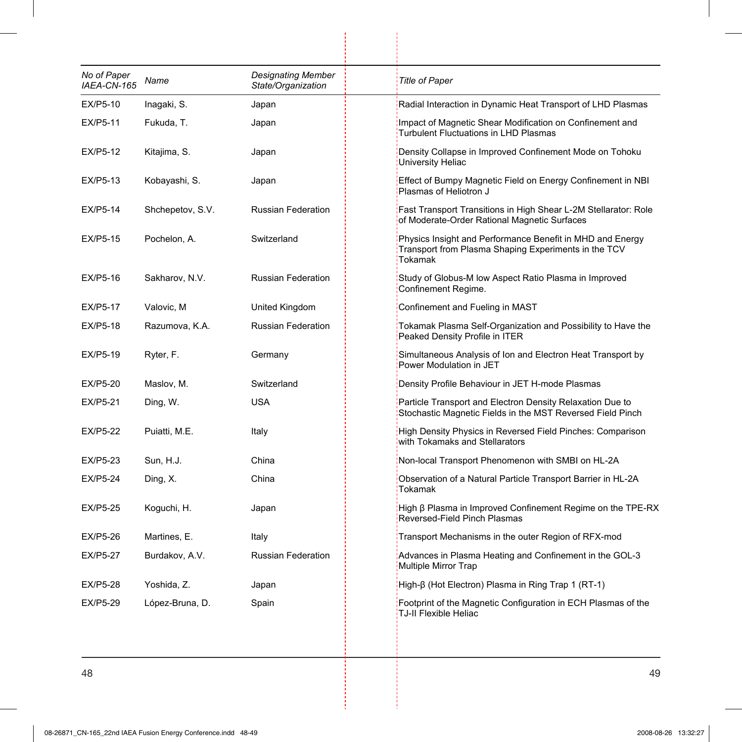| *No of Paper IAEA-CN-165* | *Name* | *Designating Member State/Organization* | *Title of Paper* |
|---|---|---|---|
| EX/P5-10 | Inagaki, S. | Japan | Radial Interaction in Dynamic Heat Transport of LHD Plasmas |
| EX/P5-11 | Fukuda, T. | Japan | Impact of Magnetic Shear Modification on Confinement and Turbulent Fluctuations in LHD Plasmas |
| EX/P5-12 | Kitajima, S. | Japan | Density Collapse in Improved Confinement Mode on Tohoku University Heliac |
| EX/P5-13 | Kobayashi, S. | Japan | Effect of Bumpy Magnetic Field on Energy Confinement in NBI Plasmas of Heliotron J |
| EX/P5-14 | Shchepetov, S.V. | Russian Federation | Fast Transport Transitions in High Shear L-2M Stellarator: Role of Moderate-Order Rational Magnetic Surfaces |
| EX/P5-15 | Pochelon, A. | Switzerland | Physics Insight and Performance Benefit in MHD and Energy Transport from Plasma Shaping Experiments in the TCV Tokamak |
| EX/P5-16 | Sakharov, N.V. | Russian Federation | Study of Globus-M low Aspect Ratio Plasma in Improved Confinement Regime. |
| EX/P5-17 | Valovic, M | United Kingdom | Confinement and Fueling in MAST |
| EX/P5-18 | Razumova, K.A. | Russian Federation | Tokamak Plasma Self-Organization and Possibility to Have the Peaked Density Profile in ITER |
| EX/P5-19 | Ryter, F. | Germany | Simultaneous Analysis of Ion and Electron Heat Transport by Power Modulation in JET |
| EX/P5-20 | Maslov, M. | Switzerland | Density Profile Behaviour in JET H-mode Plasmas |
| EX/P5-21 | Ding, W. | USA | Particle Transport and Electron Density Relaxation Due to Stochastic Magnetic Fields in the MST Reversed Field Pinch |
| EX/P5-22 | Puiatti, M.E. | Italy | High Density Physics in Reversed Field Pinches: Comparison with Tokamaks and Stellarators |
| EX/P5-23 | Sun, H.J. | China | Non-local Transport Phenomenon with SMBI on HL-2A |
| EX/P5-24 | Ding, X. | China | Observation of a Natural Particle Transport Barrier in HL-2A Tokamak |
| EX/P5-25 | Koguchi, H. | Japan | High β Plasma in Improved Confinement Regime on the TPE-RX Reversed-Field Pinch Plasmas |
| EX/P5-26 | Martines, E. | Italy | Transport Mechanisms in the outer Region of RFX-mod |
| EX/P5-27 | Burdakov, A.V. | Russian Federation | Advances in Plasma Heating and Confinement in the GOL-3 Multiple Mirror Trap |
| EX/P5-28 | Yoshida, Z. | Japan | High-β (Hot Electron) Plasma in Ring Trap 1 (RT-1) |
| EX/P5-29 | López-Bruna, D. | Spain | Footprint of the Magnetic Configuration in ECH Plasmas of the TJ-II Flexible Heliac |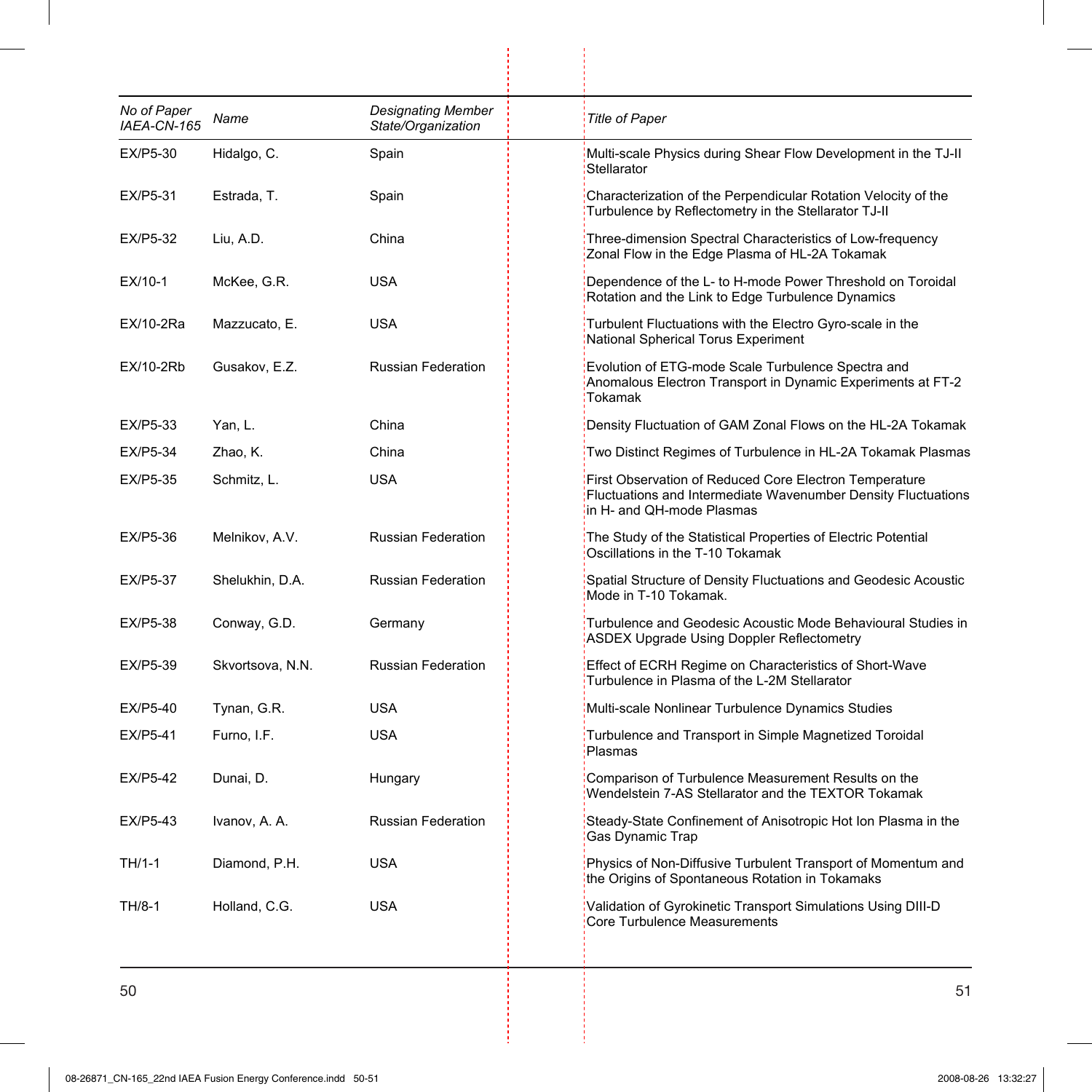| No of Paper IAEA-CN-165 | Name | Designating Member State/Organization | Title of Paper |
|---|---|---|---|
| EX/P5-30 | Hidalgo, C. | Spain | Multi-scale Physics during Shear Flow Development in the TJ-II Stellarator |
| EX/P5-31 | Estrada, T. | Spain | Characterization of the Perpendicular Rotation Velocity of the Turbulence by Reflectometry in the Stellarator TJ-II |
| EX/P5-32 | Liu, A.D. | China | Three-dimension Spectral Characteristics of Low-frequency Zonal Flow in the Edge Plasma of HL-2A Tokamak |
| EX/10-1 | McKee, G.R. | USA | Dependence of the L- to H-mode Power Threshold on Toroidal Rotation and the Link to Edge Turbulence Dynamics |
| EX/10-2Ra | Mazzucato, E. | USA | Turbulent Fluctuations with the Electro Gyro-scale in the National Spherical Torus Experiment |
| EX/10-2Rb | Gusakov, E.Z. | Russian Federation | Evolution of ETG-mode Scale Turbulence Spectra and Anomalous Electron Transport in Dynamic Experiments at FT-2 Tokamak |
| EX/P5-33 | Yan, L. | China | Density Fluctuation of GAM Zonal Flows on the HL-2A Tokamak |
| EX/P5-34 | Zhao, K. | China | Two Distinct Regimes of Turbulence in HL-2A Tokamak Plasmas |
| EX/P5-35 | Schmitz, L. | USA | First Observation of Reduced Core Electron Temperature Fluctuations and Intermediate Wavenumber Density Fluctuations in H- and QH-mode Plasmas |
| EX/P5-36 | Melnikov, A.V. | Russian Federation | The Study of the Statistical Properties of Electric Potential Oscillations in the T-10 Tokamak |
| EX/P5-37 | Shelukhin, D.A. | Russian Federation | Spatial Structure of Density Fluctuations and Geodesic Acoustic Mode in T-10 Tokamak. |
| EX/P5-38 | Conway, G.D. | Germany | Turbulence and Geodesic Acoustic Mode Behavioural Studies in ASDEX Upgrade Using Doppler Reflectometry |
| EX/P5-39 | Skvortsova, N.N. | Russian Federation | Effect of ECRH Regime on Characteristics of Short-Wave Turbulence in Plasma of the L-2M Stellarator |
| EX/P5-40 | Tynan, G.R. | USA | Multi-scale Nonlinear Turbulence Dynamics Studies |
| EX/P5-41 | Furno, I.F. | USA | Turbulence and Transport in Simple Magnetized Toroidal Plasmas |
| EX/P5-42 | Dunai, D. | Hungary | Comparison of Turbulence Measurement Results on the Wendelstein 7-AS Stellarator and the TEXTOR Tokamak |
| EX/P5-43 | Ivanov, A. A. | Russian Federation | Steady-State Confinement of Anisotropic Hot Ion Plasma in the Gas Dynamic Trap |
| TH/1-1 | Diamond, P.H. | USA | Physics of Non-Diffusive Turbulent Transport of Momentum and the Origins of Spontaneous Rotation in Tokamaks |
| TH/8-1 | Holland, C.G. | USA | Validation of Gyrokinetic Transport Simulations Using DIII-D Core Turbulence Measurements |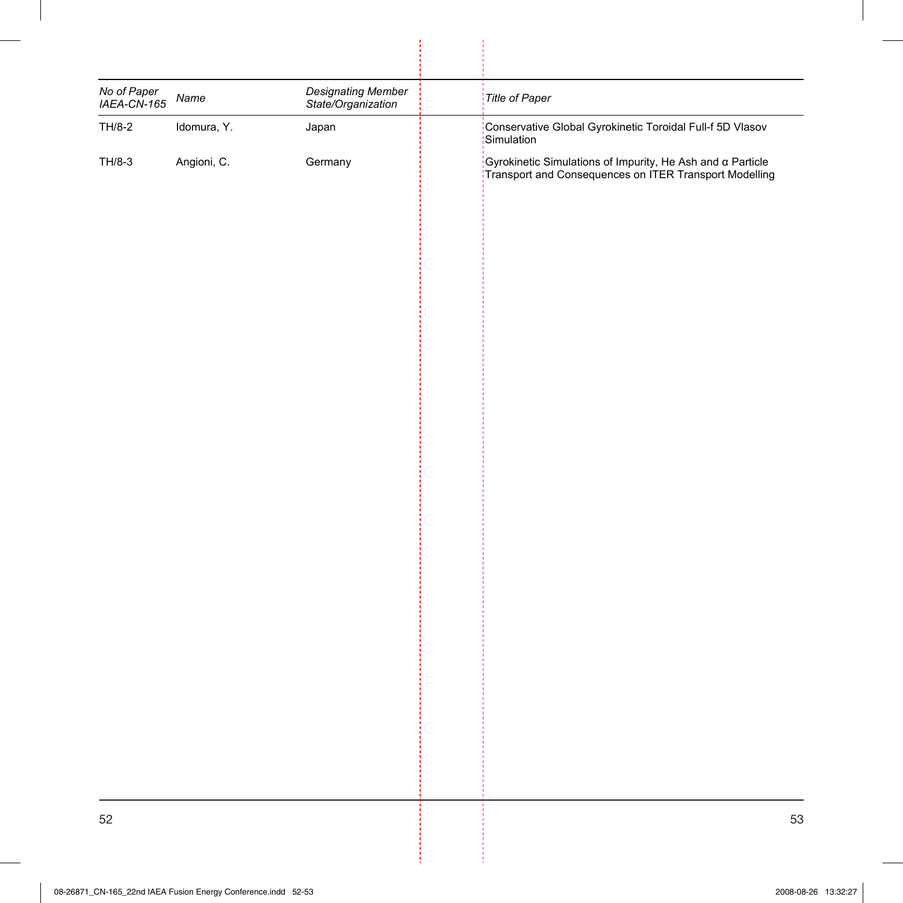| No of Paper IAEA-CN-165 | Name | Designating Member State/Organization | Title of Paper |
|---|---|---|---|
| TH/8-2 | Idomura, Y. | Japan | Conservative Global Gyrokinetic Toroidal Full-f 5D Vlasov Simulation |
| TH/8-3 | Angioni, C. | Germany | Gyrokinetic Simulations of Impurity, He Ash and α Particle Transport and Consequences on ITER Transport Modelling |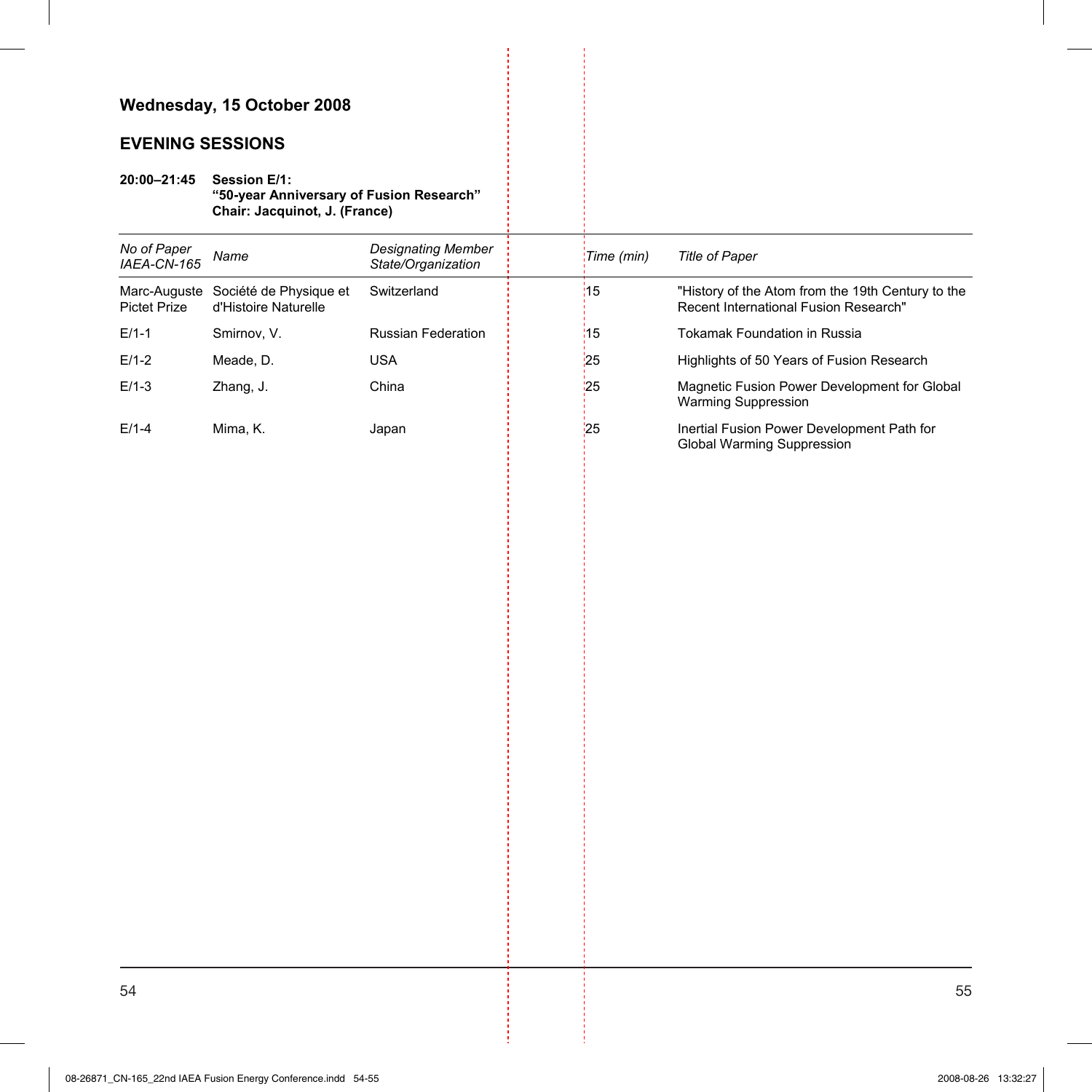## Wednesday, 15 October 2008

## EVENING SESSIONS

**20:00–21:45 Session E/1:**
**“50-year Anniversary of Fusion Research”**
**Chair: Jacquinot, J. (France)**

| *No of Paper IAEA-CN-165* | *Name* | *Designating Member State/Organization* | *Time (min)* | *Title of Paper* |
|---|---|---|---|---|
| Marc-Auguste Pictet Prize | Société de Physique et d'Histoire Naturelle | Switzerland | 15 | "History of the Atom from the 19th Century to the Recent International Fusion Research" |
| E/1-1 | Smirnov, V. | Russian Federation | 15 | Tokamak Foundation in Russia |
| E/1-2 | Meade, D. | USA | 25 | Highlights of 50 Years of Fusion Research |
| E/1-3 | Zhang, J. | China | 25 | Magnetic Fusion Power Development for Global Warming Suppression |
| E/1-4 | Mima, K. | Japan | 25 | Inertial Fusion Power Development Path for Global Warming Suppression |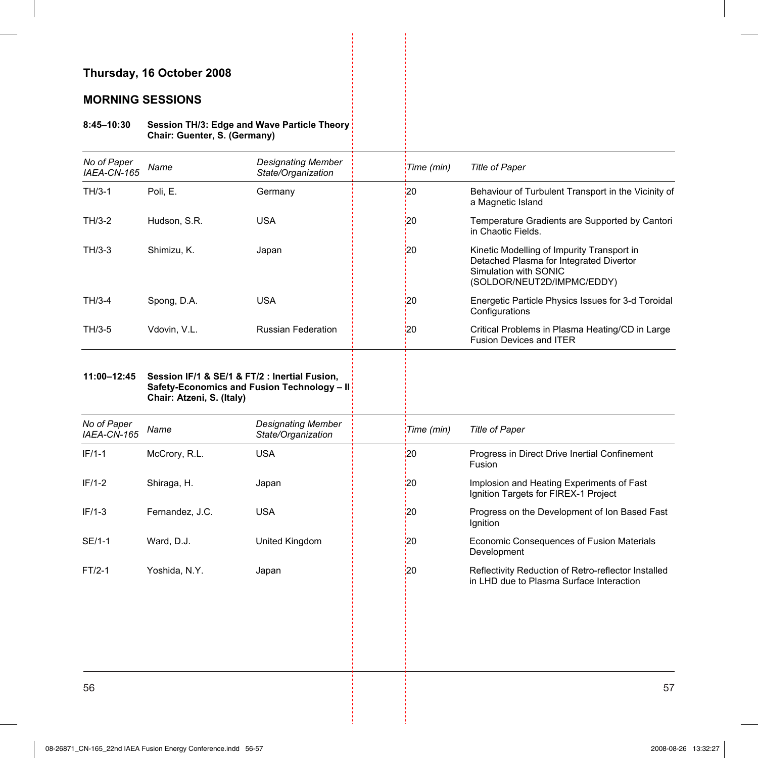## Thursday, 16 October 2008

### MORNING SESSIONS

**8:45–10:30** **Session TH/3: Edge and Wave Particle Theory**
**Chair: Guenter, S. (Germany)**

| *No of Paper IAEA-CN-165* | *Name* | *Designating Member State/Organization* | *Time (min)* | *Title of Paper* |
|---|---|---|---|---|
| TH/3-1 | Poli, E. | Germany | 20 | Behaviour of Turbulent Transport in the Vicinity of a Magnetic Island |
| TH/3-2 | Hudson, S.R. | USA | 20 | Temperature Gradients are Supported by Cantori in Chaotic Fields. |
| TH/3-3 | Shimizu, K. | Japan | 20 | Kinetic Modelling of Impurity Transport in Detached Plasma for Integrated Divertor Simulation with SONIC (SOLDOR/NEUT2D/IMPMC/EDDY) |
| TH/3-4 | Spong, D.A. | USA | 20 | Energetic Particle Physics Issues for 3-d Toroidal Configurations |
| TH/3-5 | Vdovin, V.L. | Russian Federation | 20 | Critical Problems in Plasma Heating/CD in Large Fusion Devices and ITER |

**11:00–12:45** **Session IF/1 & SE/1 & FT/2 : Inertial Fusion, Safety-Economics and Fusion Technology – II**
**Chair: Atzeni, S. (Italy)**

| *No of Paper IAEA-CN-165* | *Name* | *Designating Member State/Organization* | *Time (min)* | *Title of Paper* |
|---|---|---|---|---|
| IF/1-1 | McCrory, R.L. | USA | 20 | Progress in Direct Drive Inertial Confinement Fusion |
| IF/1-2 | Shiraga, H. | Japan | 20 | Implosion and Heating Experiments of Fast Ignition Targets for FIREX-1 Project |
| IF/1-3 | Fernandez, J.C. | USA | 20 | Progress on the Development of Ion Based Fast Ignition |
| SE/1-1 | Ward, D.J. | United Kingdom | 20 | Economic Consequences of Fusion Materials Development |
| FT/2-1 | Yoshida, N.Y. | Japan | 20 | Reflectivity Reduction of Retro-reflector Installed in LHD due to Plasma Surface Interaction |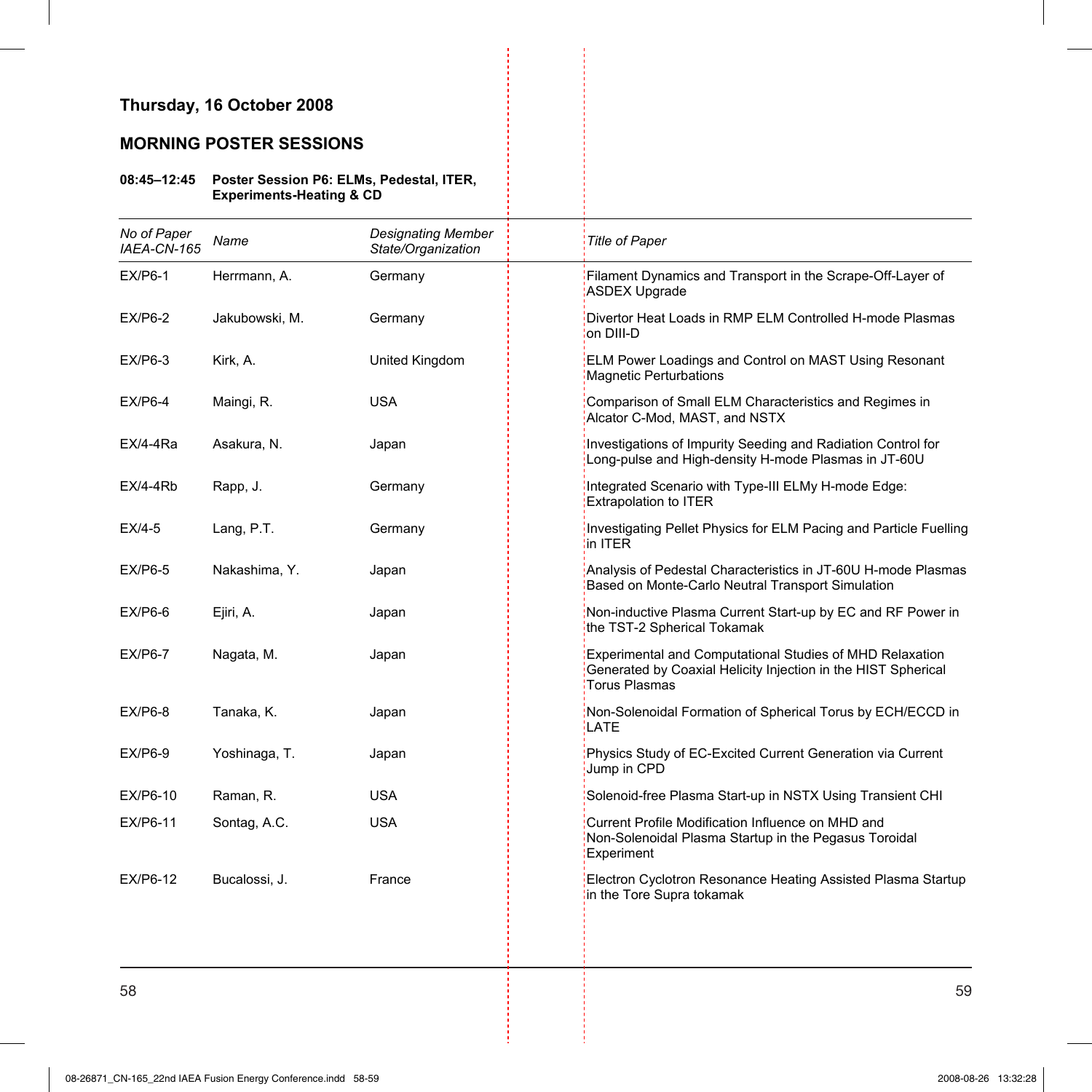## Thursday, 16 October 2008

## MORNING POSTER SESSIONS

**08:45–12:45 Poster Session P6: ELMs, Pedestal, ITER, Experiments-Heating & CD**

| *No of Paper IAEA-CN-165* | *Name* | *Designating Member State/Organization* | *Title of Paper* |
|---|---|---|---|
| EX/P6-1 | Herrmann, A. | Germany | Filament Dynamics and Transport in the Scrape-Off-Layer of ASDEX Upgrade |
| EX/P6-2 | Jakubowski, M. | Germany | Divertor Heat Loads in RMP ELM Controlled H-mode Plasmas on DIII-D |
| EX/P6-3 | Kirk, A. | United Kingdom | ELM Power Loadings and Control on MAST Using Resonant Magnetic Perturbations |
| EX/P6-4 | Maingi, R. | USA | Comparison of Small ELM Characteristics and Regimes in Alcator C-Mod, MAST, and NSTX |
| EX/4-4Ra | Asakura, N. | Japan | Investigations of Impurity Seeding and Radiation Control for Long-pulse and High-density H-mode Plasmas in JT-60U |
| EX/4-4Rb | Rapp, J. | Germany | Integrated Scenario with Type-III ELMy H-mode Edge: Extrapolation to ITER |
| EX/4-5 | Lang, P.T. | Germany | Investigating Pellet Physics for ELM Pacing and Particle Fuelling in ITER |
| EX/P6-5 | Nakashima, Y. | Japan | Analysis of Pedestal Characteristics in JT-60U H-mode Plasmas Based on Monte-Carlo Neutral Transport Simulation |
| EX/P6-6 | Ejiri, A. | Japan | Non-inductive Plasma Current Start-up by EC and RF Power in the TST-2 Spherical Tokamak |
| EX/P6-7 | Nagata, M. | Japan | Experimental and Computational Studies of MHD Relaxation Generated by Coaxial Helicity Injection in the HIST Spherical Torus Plasmas |
| EX/P6-8 | Tanaka, K. | Japan | Non-Solenoidal Formation of Spherical Torus by ECH/ECCD in LATE |
| EX/P6-9 | Yoshinaga, T. | Japan | Physics Study of EC-Excited Current Generation via Current Jump in CPD |
| EX/P6-10 | Raman, R. | USA | Solenoid-free Plasma Start-up in NSTX Using Transient CHI |
| EX/P6-11 | Sontag, A.C. | USA | Current Profile Modification Influence on MHD and Non-Solenoidal Plasma Startup in the Pegasus Toroidal Experiment |
| EX/P6-12 | Bucalossi, J. | France | Electron Cyclotron Resonance Heating Assisted Plasma Startup in the Tore Supra tokamak |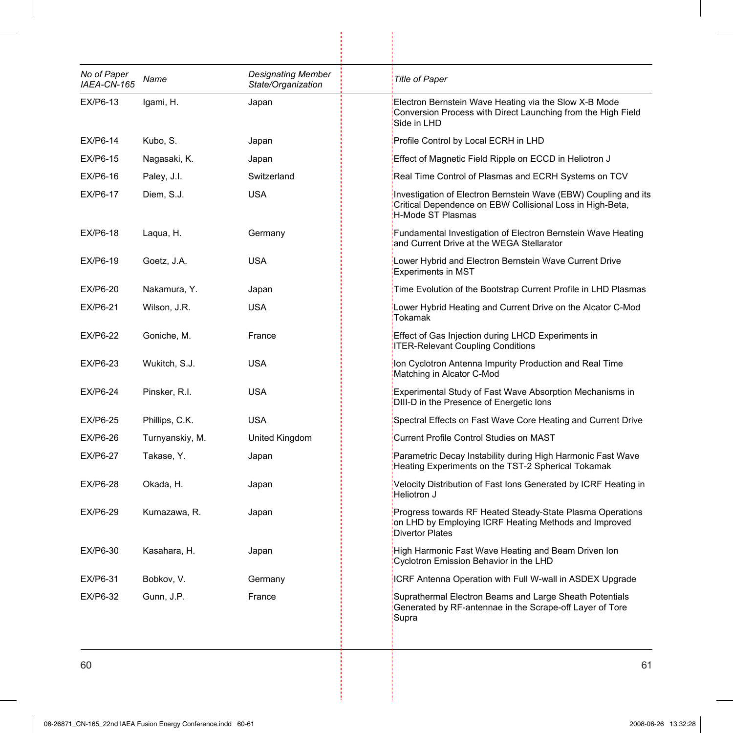| No of Paper IAEA-CN-165 | Name | Designating Member State/Organization | Title of Paper |
|---|---|---|---|
| EX/P6-13 | Igami, H. | Japan | Electron Bernstein Wave Heating via the Slow X-B Mode Conversion Process with Direct Launching from the High Field Side in LHD |
| EX/P6-14 | Kubo, S. | Japan | Profile Control by Local ECRH in LHD |
| EX/P6-15 | Nagasaki, K. | Japan | Effect of Magnetic Field Ripple on ECCD in Heliotron J |
| EX/P6-16 | Paley, J.I. | Switzerland | Real Time Control of Plasmas and ECRH Systems on TCV |
| EX/P6-17 | Diem, S.J. | USA | Investigation of Electron Bernstein Wave (EBW) Coupling and its Critical Dependence on EBW Collisional Loss in High-Beta, H-Mode ST Plasmas |
| EX/P6-18 | Laqua, H. | Germany | Fundamental Investigation of Electron Bernstein Wave Heating and Current Drive at the WEGA Stellarator |
| EX/P6-19 | Goetz, J.A. | USA | Lower Hybrid and Electron Bernstein Wave Current Drive Experiments in MST |
| EX/P6-20 | Nakamura, Y. | Japan | Time Evolution of the Bootstrap Current Profile in LHD Plasmas |
| EX/P6-21 | Wilson, J.R. | USA | Lower Hybrid Heating and Current Drive on the Alcator C-Mod Tokamak |
| EX/P6-22 | Goniche, M. | France | Effect of Gas Injection during LHCD Experiments in ITER-Relevant Coupling Conditions |
| EX/P6-23 | Wukitch, S.J. | USA | Ion Cyclotron Antenna Impurity Production and Real Time Matching in Alcator C-Mod |
| EX/P6-24 | Pinsker, R.I. | USA | Experimental Study of Fast Wave Absorption Mechanisms in DIII-D in the Presence of Energetic Ions |
| EX/P6-25 | Phillips, C.K. | USA | Spectral Effects on Fast Wave Core Heating and Current Drive |
| EX/P6-26 | Turnyanskiy, M. | United Kingdom | Current Profile Control Studies on MAST |
| EX/P6-27 | Takase, Y. | Japan | Parametric Decay Instability during High Harmonic Fast Wave Heating Experiments on the TST-2 Spherical Tokamak |
| EX/P6-28 | Okada, H. | Japan | Velocity Distribution of Fast Ions Generated by ICRF Heating in Heliotron J |
| EX/P6-29 | Kumazawa, R. | Japan | Progress towards RF Heated Steady-State Plasma Operations on LHD by Employing ICRF Heating Methods and Improved Divertor Plates |
| EX/P6-30 | Kasahara, H. | Japan | High Harmonic Fast Wave Heating and Beam Driven Ion Cyclotron Emission Behavior in the LHD |
| EX/P6-31 | Bobkov, V. | Germany | ICRF Antenna Operation with Full W-wall in ASDEX Upgrade |
| EX/P6-32 | Gunn, J.P. | France | Suprathermal Electron Beams and Large Sheath Potentials Generated by RF-antennae in the Scrape-off Layer of Tore Supra |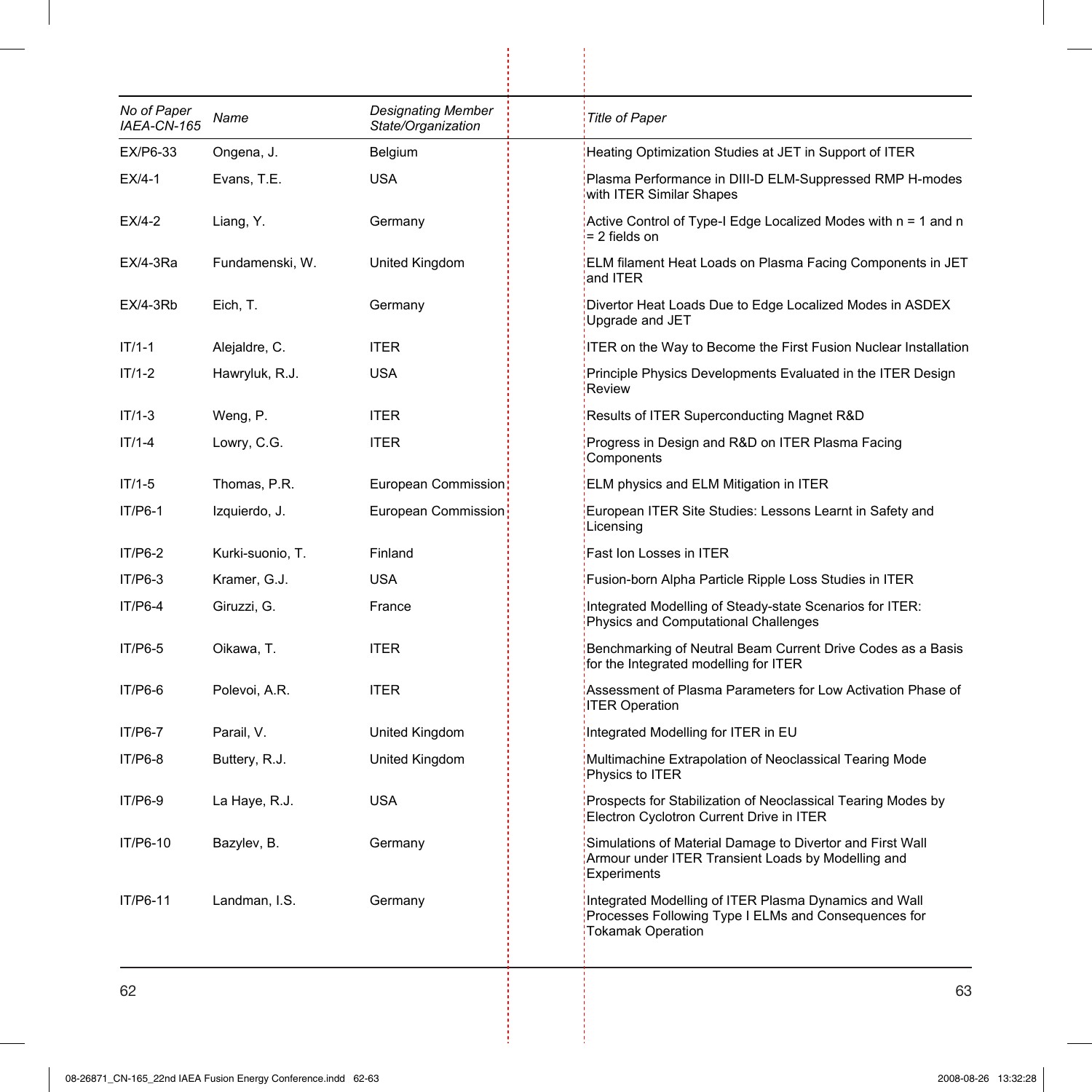| *No of Paper IAEA-CN-165* | *Name* | *Designating Member State/Organization* | *Title of Paper* |
|---|---|---|---|
| EX/P6-33 | Ongena, J. | Belgium | Heating Optimization Studies at JET in Support of ITER |
| EX/4-1 | Evans, T.E. | USA | Plasma Performance in DIII-D ELM-Suppressed RMP H-modes with ITER Similar Shapes |
| EX/4-2 | Liang, Y. | Germany | Active Control of Type-I Edge Localized Modes with n = 1 and n = 2 fields on |
| EX/4-3Ra | Fundamenski, W. | United Kingdom | ELM filament Heat Loads on Plasma Facing Components in JET and ITER |
| EX/4-3Rb | Eich, T. | Germany | Divertor Heat Loads Due to Edge Localized Modes in ASDEX Upgrade and JET |
| IT/1-1 | Alejaldre, C. | ITER | ITER on the Way to Become the First Fusion Nuclear Installation |
| IT/1-2 | Hawryluk, R.J. | USA | Principle Physics Developments Evaluated in the ITER Design Review |
| IT/1-3 | Weng, P. | ITER | Results of ITER Superconducting Magnet R&D |
| IT/1-4 | Lowry, C.G. | ITER | Progress in Design and R&D on ITER Plasma Facing Components |
| IT/1-5 | Thomas, P.R. | European Commission | ELM physics and ELM Mitigation in ITER |
| IT/P6-1 | Izquierdo, J. | European Commission | European ITER Site Studies: Lessons Learnt in Safety and Licensing |
| IT/P6-2 | Kurki-suonio, T. | Finland | Fast Ion Losses in ITER |
| IT/P6-3 | Kramer, G.J. | USA | Fusion-born Alpha Particle Ripple Loss Studies in ITER |
| IT/P6-4 | Giruzzi, G. | France | Integrated Modelling of Steady-state Scenarios for ITER: Physics and Computational Challenges |
| IT/P6-5 | Oikawa, T. | ITER | Benchmarking of Neutral Beam Current Drive Codes as a Basis for the Integrated modelling for ITER |
| IT/P6-6 | Polevoi, A.R. | ITER | Assessment of Plasma Parameters for Low Activation Phase of ITER Operation |
| IT/P6-7 | Parail, V. | United Kingdom | Integrated Modelling for ITER in EU |
| IT/P6-8 | Buttery, R.J. | United Kingdom | Multimachine Extrapolation of Neoclassical Tearing Mode Physics to ITER |
| IT/P6-9 | La Haye, R.J. | USA | Prospects for Stabilization of Neoclassical Tearing Modes by Electron Cyclotron Current Drive in ITER |
| IT/P6-10 | Bazylev, B. | Germany | Simulations of Material Damage to Divertor and First Wall Armour under ITER Transient Loads by Modelling and Experiments |
| IT/P6-11 | Landman, I.S. | Germany | Integrated Modelling of ITER Plasma Dynamics and Wall Processes Following Type I ELMs and Consequences for Tokamak Operation |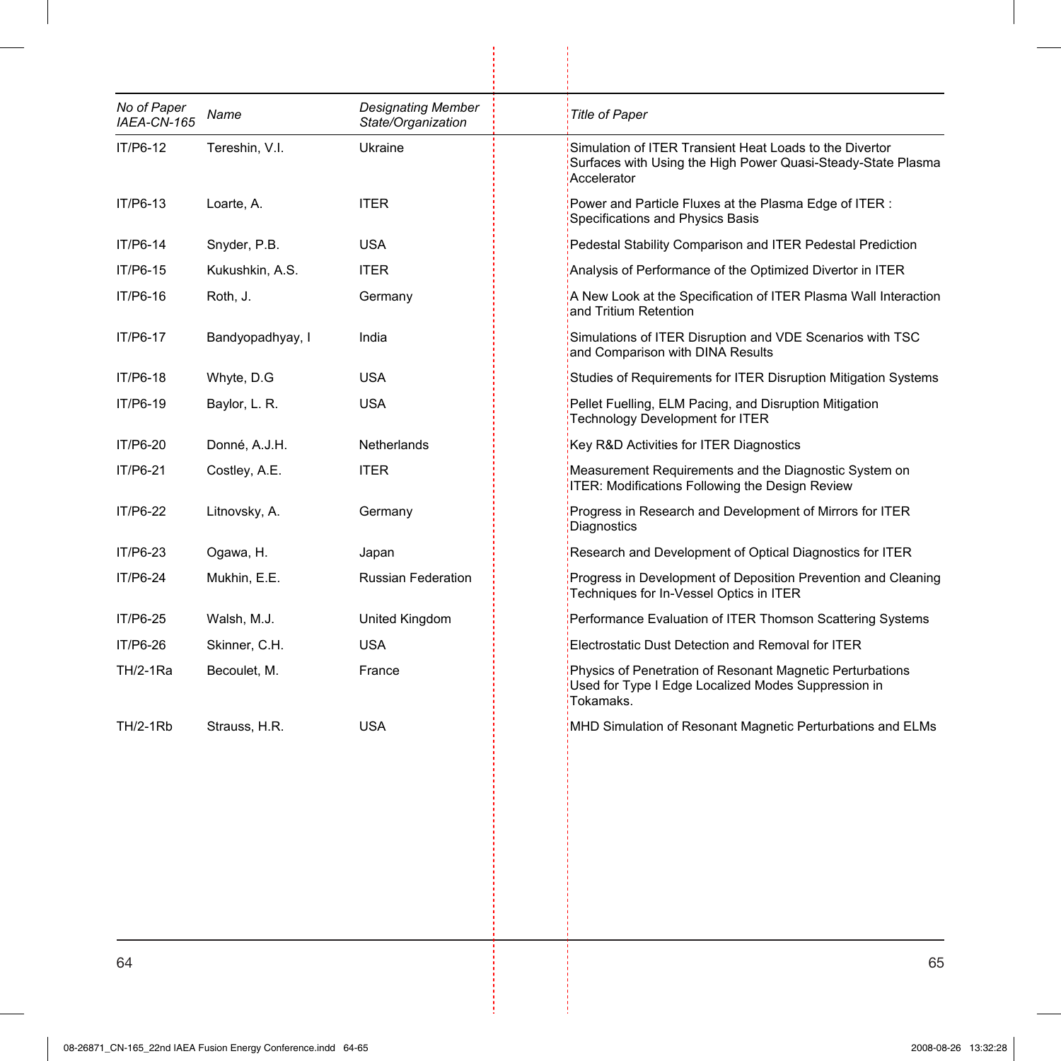| *No of Paper IAEA-CN-165* | *Name* | *Designating Member State/Organization* | *Title of Paper* |
|---|---|---|---|
| IT/P6-12 | Tereshin, V.I. | Ukraine | Simulation of ITER Transient Heat Loads to the Divertor Surfaces with Using the High Power Quasi-Steady-State Plasma Accelerator |
| IT/P6-13 | Loarte, A. | ITER | Power and Particle Fluxes at the Plasma Edge of ITER : Specifications and Physics Basis |
| IT/P6-14 | Snyder, P.B. | USA | Pedestal Stability Comparison and ITER Pedestal Prediction |
| IT/P6-15 | Kukushkin, A.S. | ITER | Analysis of Performance of the Optimized Divertor in ITER |
| IT/P6-16 | Roth, J. | Germany | A New Look at the Specification of ITER Plasma Wall Interaction and Tritium Retention |
| IT/P6-17 | Bandyopadhyay, I | India | Simulations of ITER Disruption and VDE Scenarios with TSC and Comparison with DINA Results |
| IT/P6-18 | Whyte, D.G | USA | Studies of Requirements for ITER Disruption Mitigation Systems |
| IT/P6-19 | Baylor, L. R. | USA | Pellet Fuelling, ELM Pacing, and Disruption Mitigation Technology Development for ITER |
| IT/P6-20 | Donné, A.J.H. | Netherlands | Key R&D Activities for ITER Diagnostics |
| IT/P6-21 | Costley, A.E. | ITER | Measurement Requirements and the Diagnostic System on ITER: Modifications Following the Design Review |
| IT/P6-22 | Litnovsky, A. | Germany | Progress in Research and Development of Mirrors for ITER Diagnostics |
| IT/P6-23 | Ogawa, H. | Japan | Research and Development of Optical Diagnostics for ITER |
| IT/P6-24 | Mukhin, E.E. | Russian Federation | Progress in Development of Deposition Prevention and Cleaning Techniques for In-Vessel Optics in ITER |
| IT/P6-25 | Walsh, M.J. | United Kingdom | Performance Evaluation of ITER Thomson Scattering Systems |
| IT/P6-26 | Skinner, C.H. | USA | Electrostatic Dust Detection and Removal for ITER |
| TH/2-1Ra | Becoulet, M. | France | Physics of Penetration of Resonant Magnetic Perturbations Used for Type I Edge Localized Modes Suppression in Tokamaks. |
| TH/2-1Rb | Strauss, H.R. | USA | MHD Simulation of Resonant Magnetic Perturbations and ELMs |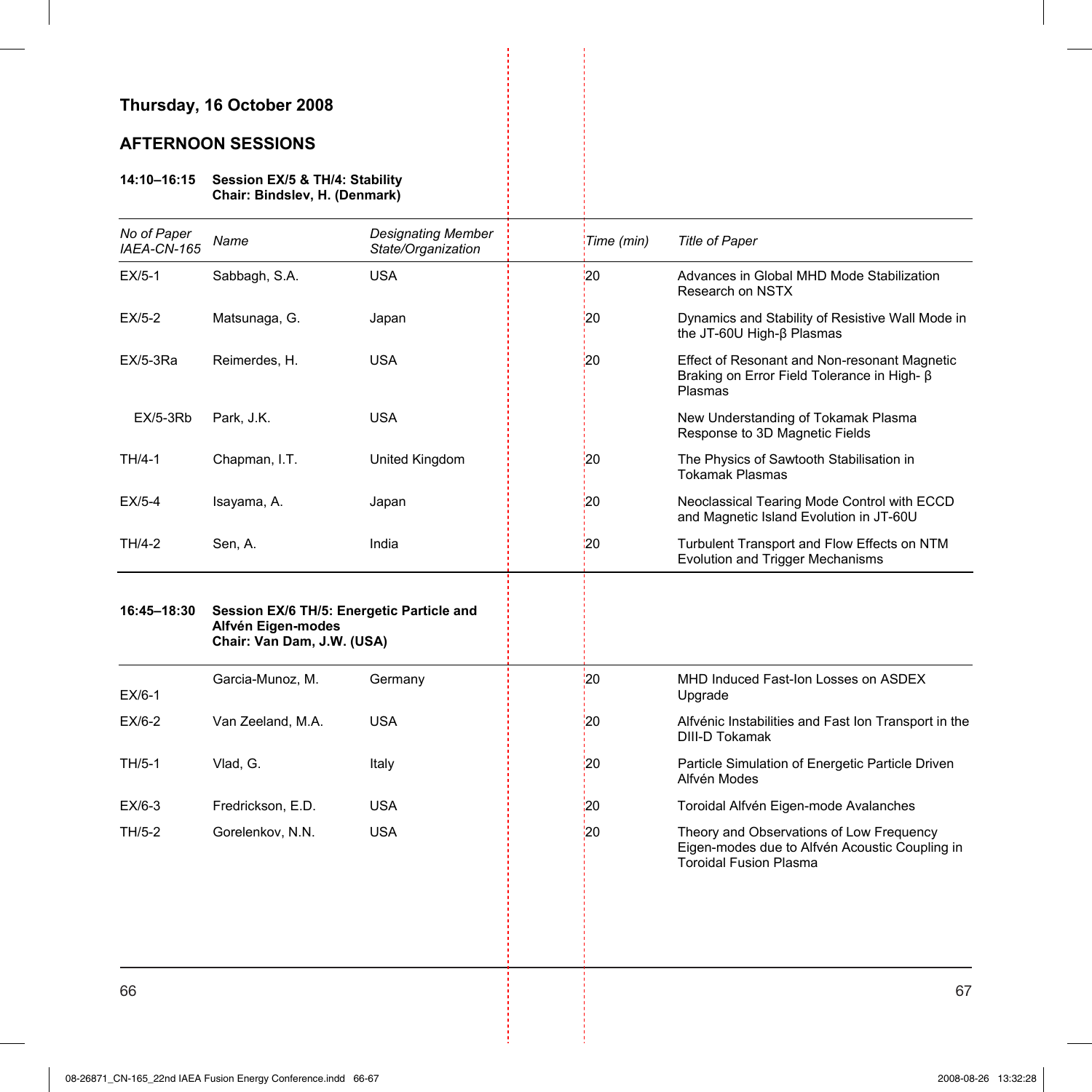## Thursday, 16 October 2008

## AFTERNOON SESSIONS

**14:10–16:15 Session EX/5 & TH/4: Stability**
**Chair: Bindslev, H. (Denmark)**

| *No of Paper IAEA-CN-165* | *Name* | *Designating Member State/Organization* | *Time (min)* | *Title of Paper* |
|---|---|---|---|---|
| EX/5-1 | Sabbagh, S.A. | USA | 20 | Advances in Global MHD Mode Stabilization Research on NSTX |
| EX/5-2 | Matsunaga, G. | Japan | 20 | Dynamics and Stability of Resistive Wall Mode in the JT-60U High-β Plasmas |
| EX/5-3Ra | Reimerdes, H. | USA | 20 | Effect of Resonant and Non-resonant Magnetic Braking on Error Field Tolerance in High- β Plasmas |
| EX/5-3Rb | Park, J.K. | USA | | New Understanding of Tokamak Plasma Response to 3D Magnetic Fields |
| TH/4-1 | Chapman, I.T. | United Kingdom | 20 | The Physics of Sawtooth Stabilisation in Tokamak Plasmas |
| EX/5-4 | Isayama, A. | Japan | 20 | Neoclassical Tearing Mode Control with ECCD and Magnetic Island Evolution in JT-60U |
| TH/4-2 | Sen, A. | India | 20 | Turbulent Transport and Flow Effects on NTM Evolution and Trigger Mechanisms |

**16:45–18:30 Session EX/6 TH/5: Energetic Particle and Alfvén Eigen-modes**
**Chair: Van Dam, J.W. (USA)**

| | | | | |
|---|---|---|---|---|
| EX/6-1 | Garcia-Munoz, M. | Germany | 20 | MHD Induced Fast-Ion Losses on ASDEX Upgrade |
| EX/6-2 | Van Zeeland, M.A. | USA | 20 | Alfvénic Instabilities and Fast Ion Transport in the DIII-D Tokamak |
| TH/5-1 | Vlad, G. | Italy | 20 | Particle Simulation of Energetic Particle Driven Alfvén Modes |
| EX/6-3 | Fredrickson, E.D. | USA | 20 | Toroidal Alfvén Eigen-mode Avalanches |
| TH/5-2 | Gorelenkov, N.N. | USA | 20 | Theory and Observations of Low Frequency Eigen-modes due to Alfvén Acoustic Coupling in Toroidal Fusion Plasma |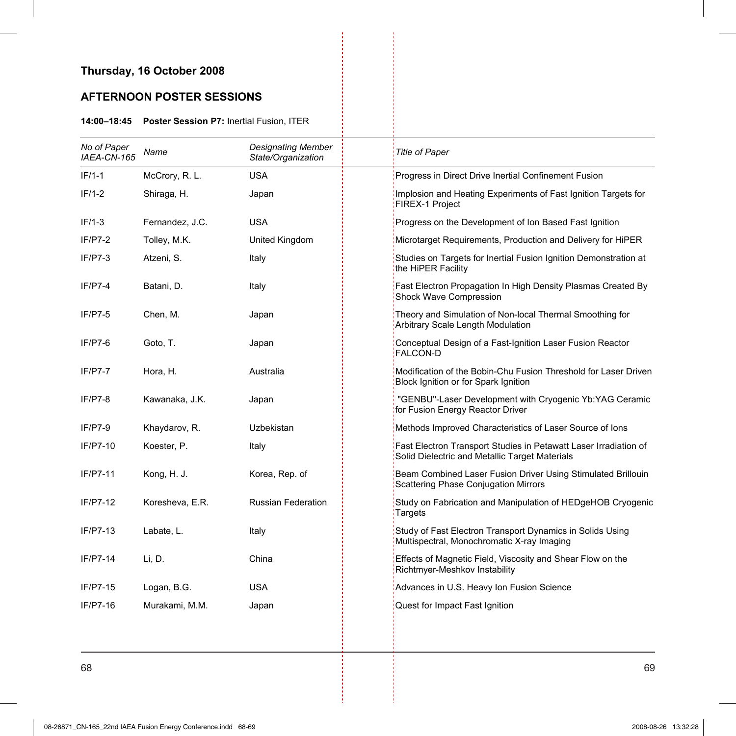## Thursday, 16 October 2008

### AFTERNOON POSTER SESSIONS

**14:00–18:45 Poster Session P7:** Inertial Fusion, ITER

| *No of Paper IAEA-CN-165* | *Name* | *Designating Member State/Organization* | *Title of Paper* |
|---|---|---|---|
| IF/1-1 | McCrory, R. L. | USA | Progress in Direct Drive Inertial Confinement Fusion |
| IF/1-2 | Shiraga, H. | Japan | Implosion and Heating Experiments of Fast Ignition Targets for FIREX-1 Project |
| IF/1-3 | Fernandez, J.C. | USA | Progress on the Development of Ion Based Fast Ignition |
| IF/P7-2 | Tolley, M.K. | United Kingdom | Microtarget Requirements, Production and Delivery for HiPER |
| IF/P7-3 | Atzeni, S. | Italy | Studies on Targets for Inertial Fusion Ignition Demonstration at the HiPER Facility |
| IF/P7-4 | Batani, D. | Italy | Fast Electron Propagation In High Density Plasmas Created By Shock Wave Compression |
| IF/P7-5 | Chen, M. | Japan | Theory and Simulation of Non-local Thermal Smoothing for Arbitrary Scale Length Modulation |
| IF/P7-6 | Goto, T. | Japan | Conceptual Design of a Fast-Ignition Laser Fusion Reactor FALCON-D |
| IF/P7-7 | Hora, H. | Australia | Modification of the Bobin-Chu Fusion Threshold for Laser Driven Block Ignition or for Spark Ignition |
| IF/P7-8 | Kawanaka, J.K. | Japan | "GENBU"-Laser Development with Cryogenic Yb:YAG Ceramic for Fusion Energy Reactor Driver |
| IF/P7-9 | Khaydarov, R. | Uzbekistan | Methods Improved Characteristics of Laser Source of Ions |
| IF/P7-10 | Koester, P. | Italy | Fast Electron Transport Studies in Petawatt Laser Irradiation of Solid Dielectric and Metallic Target Materials |
| IF/P7-11 | Kong, H. J. | Korea, Rep. of | Beam Combined Laser Fusion Driver Using Stimulated Brillouin Scattering Phase Conjugation Mirrors |
| IF/P7-12 | Koresheva, E.R. | Russian Federation | Study on Fabrication and Manipulation of HEDgeHOB Cryogenic Targets |
| IF/P7-13 | Labate, L. | Italy | Study of Fast Electron Transport Dynamics in Solids Using Multispectral, Monochromatic X-ray Imaging |
| IF/P7-14 | Li, D. | China | Effects of Magnetic Field, Viscosity and Shear Flow on the Richtmyer-Meshkov Instability |
| IF/P7-15 | Logan, B.G. | USA | Advances in U.S. Heavy Ion Fusion Science |
| IF/P7-16 | Murakami, M.M. | Japan | Quest for Impact Fast Ignition |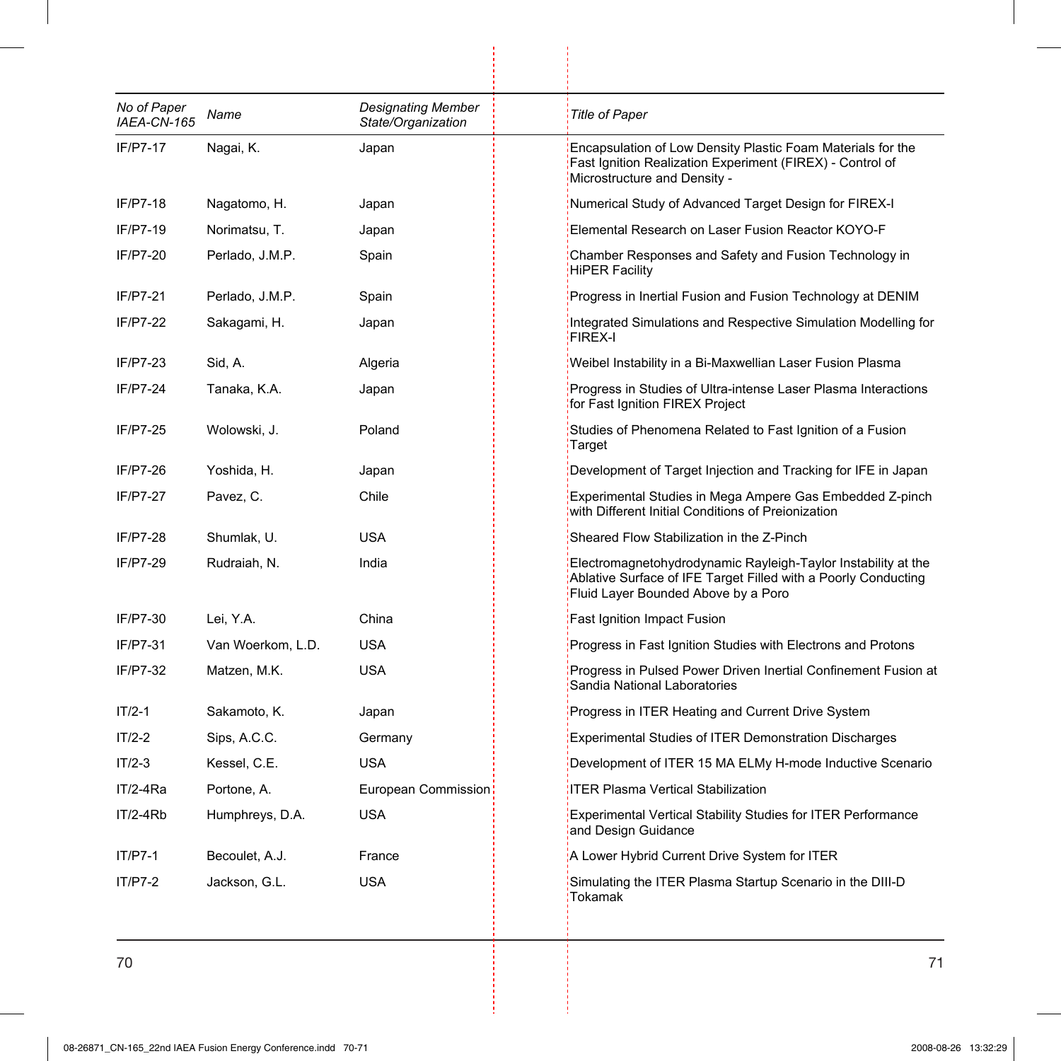| *No of Paper IAEA-CN-165* | *Name* | *Designating Member State/Organization* | *Title of Paper* |
|---|---|---|---|
| IF/P7-17 | Nagai, K. | Japan | Encapsulation of Low Density Plastic Foam Materials for the Fast Ignition Realization Experiment (FIREX) - Control of Microstructure and Density - |
| IF/P7-18 | Nagatomo, H. | Japan | Numerical Study of Advanced Target Design for FIREX-I |
| IF/P7-19 | Norimatsu, T. | Japan | Elemental Research on Laser Fusion Reactor KOYO-F |
| IF/P7-20 | Perlado, J.M.P. | Spain | Chamber Responses and Safety and Fusion Technology in HiPER Facility |
| IF/P7-21 | Perlado, J.M.P. | Spain | Progress in Inertial Fusion and Fusion Technology at DENIM |
| IF/P7-22 | Sakagami, H. | Japan | Integrated Simulations and Respective Simulation Modelling for FIREX-I |
| IF/P7-23 | Sid, A. | Algeria | Weibel Instability in a Bi-Maxwellian Laser Fusion Plasma |
| IF/P7-24 | Tanaka, K.A. | Japan | Progress in Studies of Ultra-intense Laser Plasma Interactions for Fast Ignition FIREX Project |
| IF/P7-25 | Wolowski, J. | Poland | Studies of Phenomena Related to Fast Ignition of a Fusion Target |
| IF/P7-26 | Yoshida, H. | Japan | Development of Target Injection and Tracking for IFE in Japan |
| IF/P7-27 | Pavez, C. | Chile | Experimental Studies in Mega Ampere Gas Embedded Z-pinch with Different Initial Conditions of Preionization |
| IF/P7-28 | Shumlak, U. | USA | Sheared Flow Stabilization in the Z-Pinch |
| IF/P7-29 | Rudraiah, N. | India | Electromagnetohydrodynamic Rayleigh-Taylor Instability at the Ablative Surface of IFE Target Filled with a Poorly Conducting Fluid Layer Bounded Above by a Poro |
| IF/P7-30 | Lei, Y.A. | China | Fast Ignition Impact Fusion |
| IF/P7-31 | Van Woerkom, L.D. | USA | Progress in Fast Ignition Studies with Electrons and Protons |
| IF/P7-32 | Matzen, M.K. | USA | Progress in Pulsed Power Driven Inertial Confinement Fusion at Sandia National Laboratories |
| IT/2-1 | Sakamoto, K. | Japan | Progress in ITER Heating and Current Drive System |
| IT/2-2 | Sips, A.C.C. | Germany | Experimental Studies of ITER Demonstration Discharges |
| IT/2-3 | Kessel, C.E. | USA | Development of ITER 15 MA ELMy H-mode Inductive Scenario |
| IT/2-4Ra | Portone, A. | European Commission | ITER Plasma Vertical Stabilization |
| IT/2-4Rb | Humphreys, D.A. | USA | Experimental Vertical Stability Studies for ITER Performance and Design Guidance |
| IT/P7-1 | Becoulet, A.J. | France | A Lower Hybrid Current Drive System for ITER |
| IT/P7-2 | Jackson, G.L. | USA | Simulating the ITER Plasma Startup Scenario in the DIII-D Tokamak |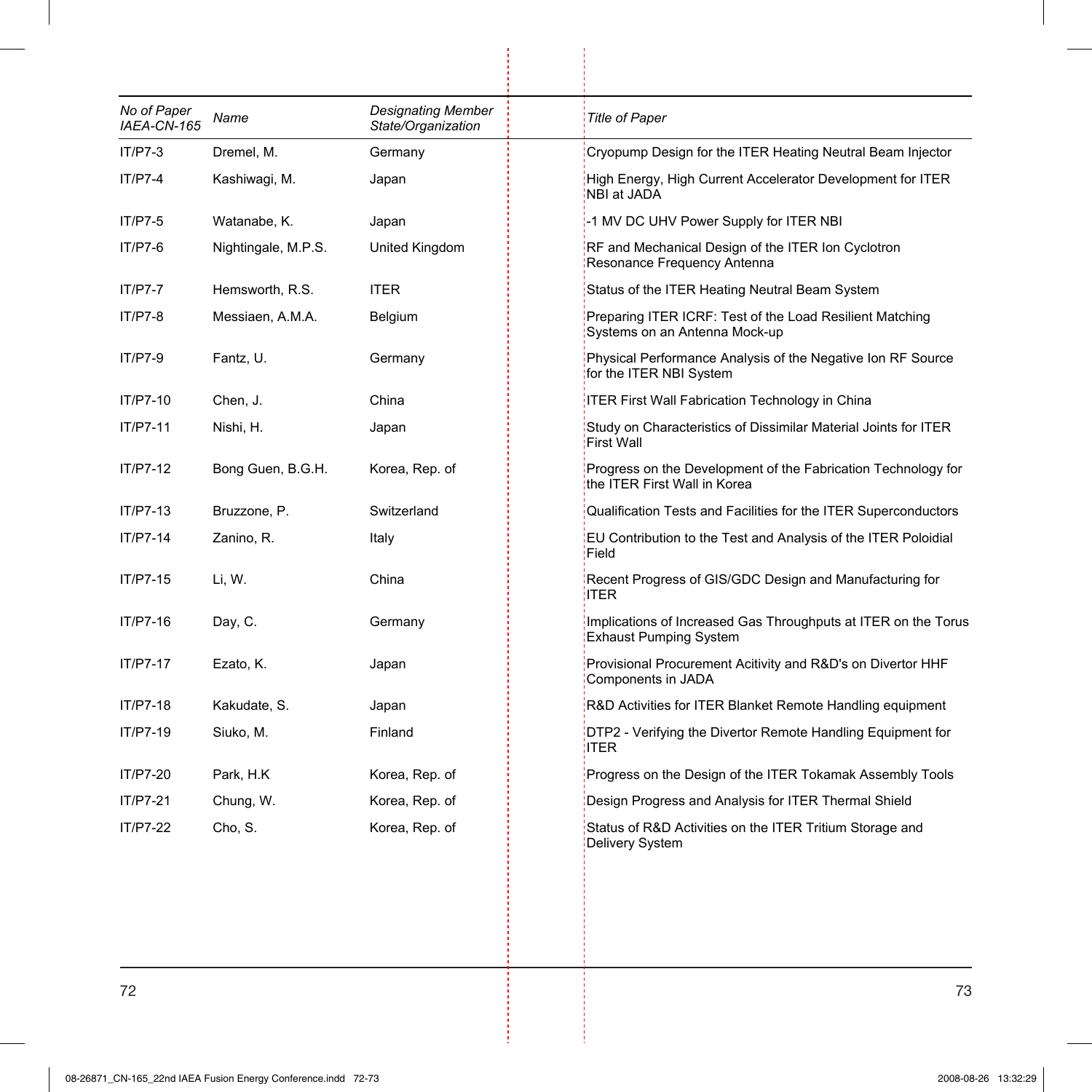| No of Paper IAEA-CN-165 | Name | Designating Member State/Organization | Title of Paper |
|---|---|---|---|
| IT/P7-3 | Dremel, M. | Germany | Cryopump Design for the ITER Heating Neutral Beam Injector |
| IT/P7-4 | Kashiwagi, M. | Japan | High Energy, High Current Accelerator Development for ITER NBI at JADA |
| IT/P7-5 | Watanabe, K. | Japan | -1 MV DC UHV Power Supply for ITER NBI |
| IT/P7-6 | Nightingale, M.P.S. | United Kingdom | RF and Mechanical Design of the ITER Ion Cyclotron Resonance Frequency Antenna |
| IT/P7-7 | Hemsworth, R.S. | ITER | Status of the ITER Heating Neutral Beam System |
| IT/P7-8 | Messiaen, A.M.A. | Belgium | Preparing ITER ICRF: Test of the Load Resilient Matching Systems on an Antenna Mock-up |
| IT/P7-9 | Fantz, U. | Germany | Physical Performance Analysis of the Negative Ion RF Source for the ITER NBI System |
| IT/P7-10 | Chen, J. | China | ITER First Wall Fabrication Technology in China |
| IT/P7-11 | Nishi, H. | Japan | Study on Characteristics of Dissimilar Material Joints for ITER First Wall |
| IT/P7-12 | Bong Guen, B.G.H. | Korea, Rep. of | Progress on the Development of the Fabrication Technology for the ITER First Wall in Korea |
| IT/P7-13 | Bruzzone, P. | Switzerland | Qualification Tests and Facilities for the ITER Superconductors |
| IT/P7-14 | Zanino, R. | Italy | EU Contribution to the Test and Analysis of the ITER Poloidial Field |
| IT/P7-15 | Li, W. | China | Recent Progress of GIS/GDC Design and Manufacturing for ITER |
| IT/P7-16 | Day, C. | Germany | Implications of Increased Gas Throughputs at ITER on the Torus Exhaust Pumping System |
| IT/P7-17 | Ezato, K. | Japan | Provisional Procurement Acitivity and R&D's on Divertor HHF Components in JADA |
| IT/P7-18 | Kakudate, S. | Japan | R&D Activities for ITER Blanket Remote Handling equipment |
| IT/P7-19 | Siuko, M. | Finland | DTP2 - Verifying the Divertor Remote Handling Equipment for ITER |
| IT/P7-20 | Park, H.K | Korea, Rep. of | Progress on the Design of the ITER Tokamak Assembly Tools |
| IT/P7-21 | Chung, W. | Korea, Rep. of | Design Progress and Analysis for ITER Thermal Shield |
| IT/P7-22 | Cho, S. | Korea, Rep. of | Status of R&D Activities on the ITER Tritium Storage and Delivery System |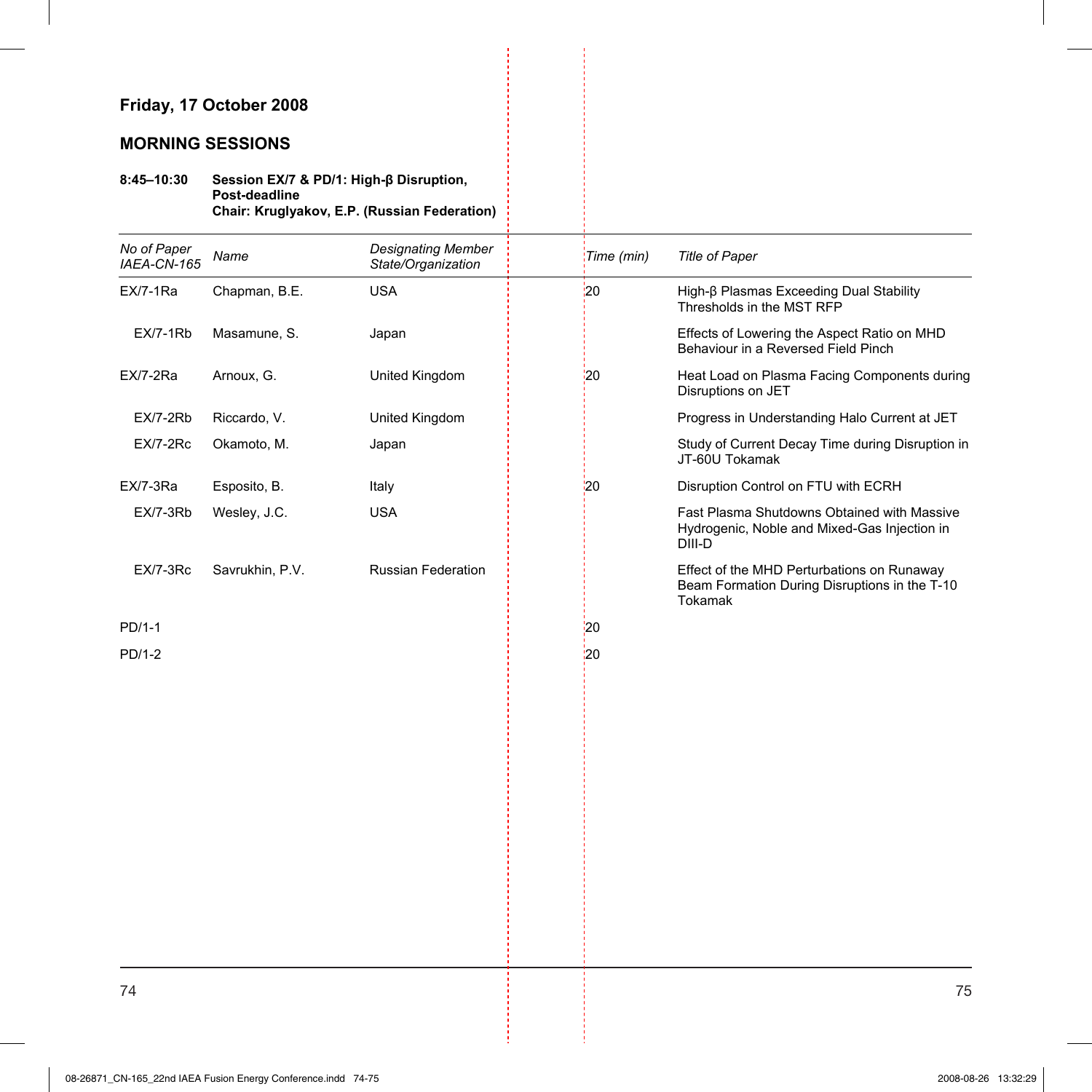## Friday, 17 October 2008

### MORNING SESSIONS

**8:45–10:30** **Session EX/7 & PD/1: High-β Disruption, Post-deadline**
**Chair: Kruglyakov, E.P. (Russian Federation)**

| *No of Paper IAEA-CN-165* | *Name* | *Designating Member State/Organization* | *Time (min)* | *Title of Paper* |
|---|---|---|---|---|
| EX/7-1Ra | Chapman, B.E. | USA | 20 | High-β Plasmas Exceeding Dual Stability Thresholds in the MST RFP |
| EX/7-1Rb | Masamune, S. | Japan | | Effects of Lowering the Aspect Ratio on MHD Behaviour in a Reversed Field Pinch |
| EX/7-2Ra | Arnoux, G. | United Kingdom | 20 | Heat Load on Plasma Facing Components during Disruptions on JET |
| EX/7-2Rb | Riccardo, V. | United Kingdom | | Progress in Understanding Halo Current at JET |
| EX/7-2Rc | Okamoto, M. | Japan | | Study of Current Decay Time during Disruption in JT-60U Tokamak |
| EX/7-3Ra | Esposito, B. | Italy | 20 | Disruption Control on FTU with ECRH |
| EX/7-3Rb | Wesley, J.C. | USA | | Fast Plasma Shutdowns Obtained with Massive Hydrogenic, Noble and Mixed-Gas Injection in DIII-D |
| EX/7-3Rc | Savrukhin, P.V. | Russian Federation | | Effect of the MHD Perturbations on Runaway Beam Formation During Disruptions in the T-10 Tokamak |
| PD/1-1 | | | 20 | |
| PD/1-2 | | | 20 | |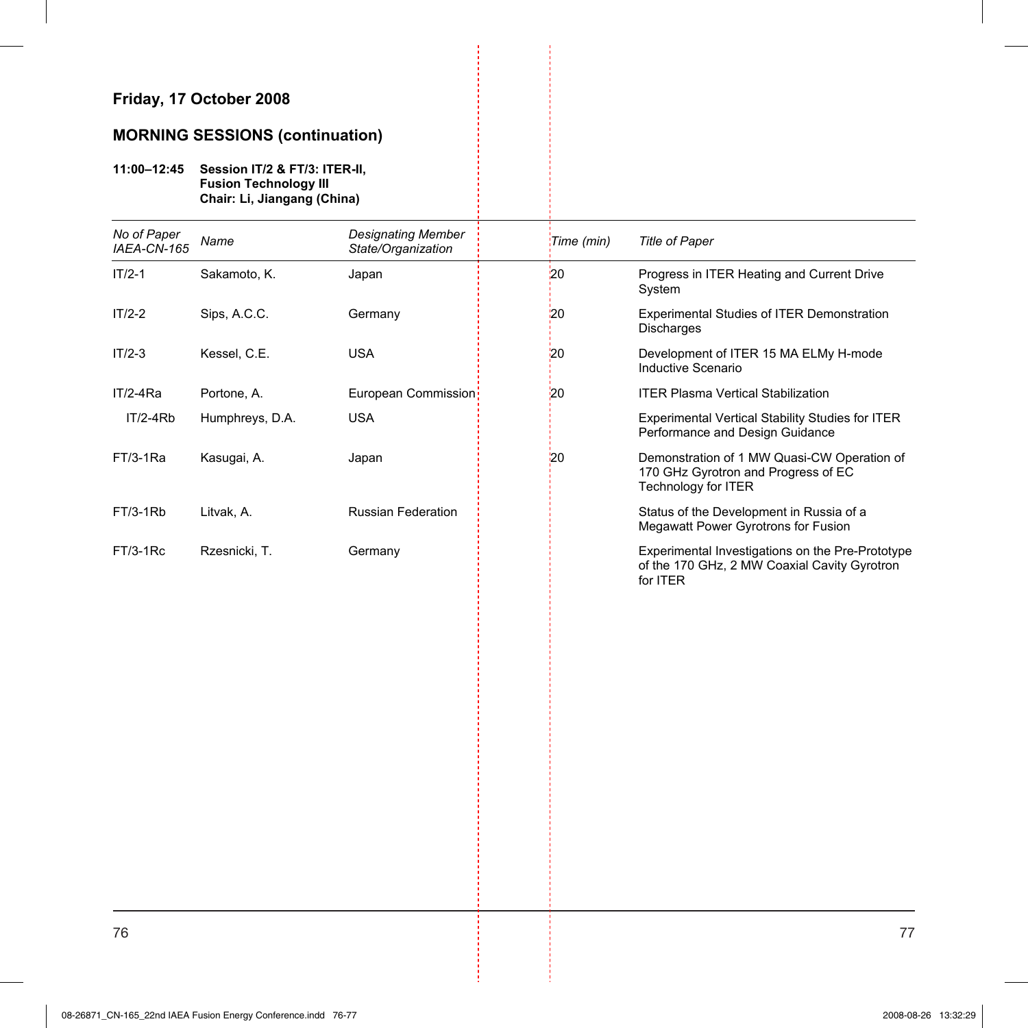## Friday, 17 October 2008

## MORNING SESSIONS (continuation)

**11:00–12:45** **Session IT/2 & FT/3: ITER-II, Fusion Technology III**
**Chair: Li, Jiangang (China)**

| *No of Paper IAEA-CN-165* | *Name* | *Designating Member State/Organization* | *Time (min)* | *Title of Paper* |
|---|---|---|---|---|
| IT/2-1 | Sakamoto, K. | Japan | 20 | Progress in ITER Heating and Current Drive System |
| IT/2-2 | Sips, A.C.C. | Germany | 20 | Experimental Studies of ITER Demonstration Discharges |
| IT/2-3 | Kessel, C.E. | USA | 20 | Development of ITER 15 MA ELMy H-mode Inductive Scenario |
| IT/2-4Ra | Portone, A. | European Commission | 20 | ITER Plasma Vertical Stabilization |
| IT/2-4Rb | Humphreys, D.A. | USA | | Experimental Vertical Stability Studies for ITER Performance and Design Guidance |
| FT/3-1Ra | Kasugai, A. | Japan | 20 | Demonstration of 1 MW Quasi-CW Operation of 170 GHz Gyrotron and Progress of EC Technology for ITER |
| FT/3-1Rb | Litvak, A. | Russian Federation | | Status of the Development in Russia of a Megawatt Power Gyrotrons for Fusion |
| FT/3-1Rc | Rzesnicki, T. | Germany | | Experimental Investigations on the Pre-Prototype of the 170 GHz, 2 MW Coaxial Cavity Gyrotron for ITER |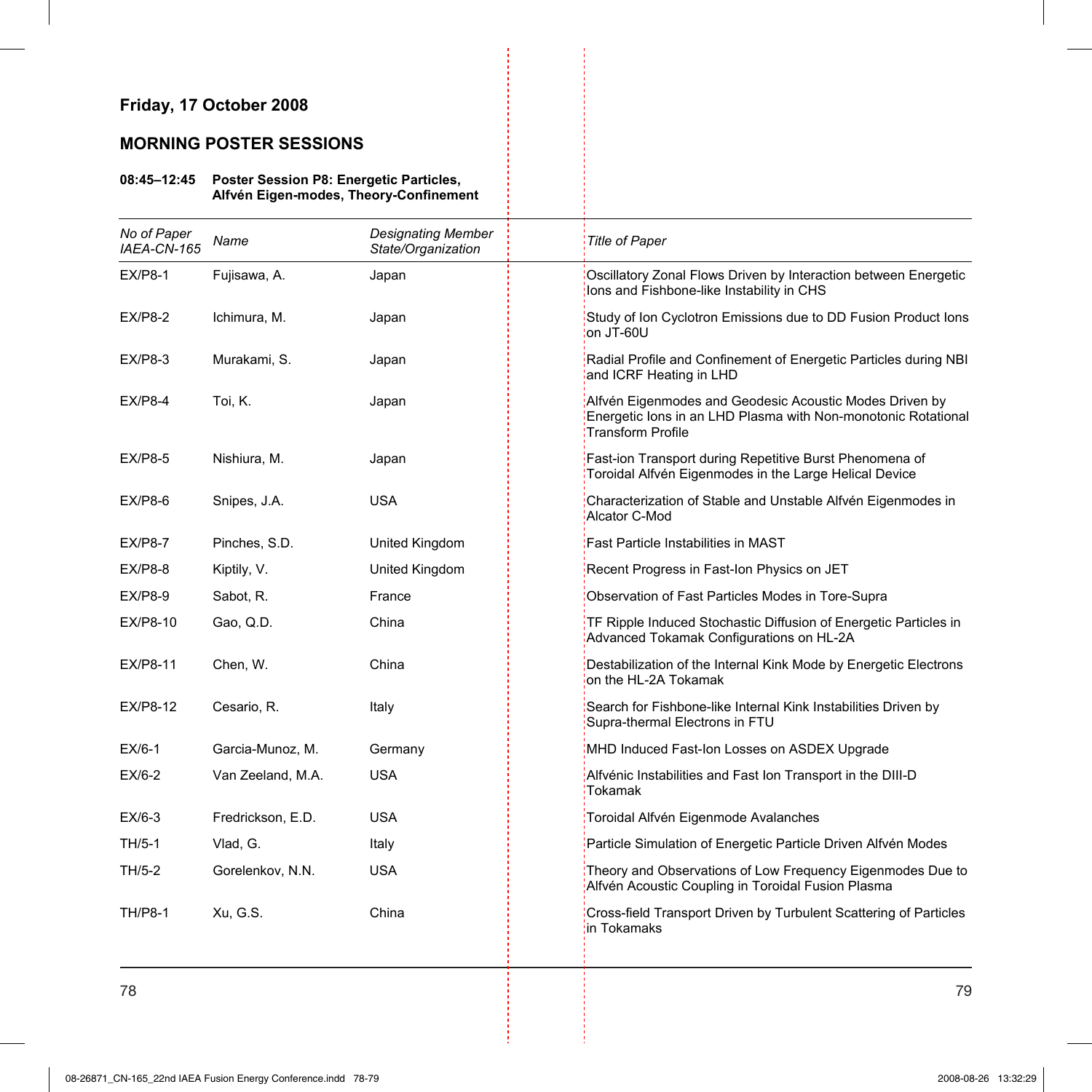## Friday, 17 October 2008

### MORNING POSTER SESSIONS

**08:45–12:45 Poster Session P8: Energetic Particles, Alfvén Eigen-modes, Theory-Confinement**

| *No of Paper IAEA-CN-165* | *Name* | *Designating Member State/Organization* | *Title of Paper* |
|---|---|---|---|
| EX/P8-1 | Fujisawa, A. | Japan | Oscillatory Zonal Flows Driven by Interaction between Energetic Ions and Fishbone-like Instability in CHS |
| EX/P8-2 | Ichimura, M. | Japan | Study of Ion Cyclotron Emissions due to DD Fusion Product Ions on JT-60U |
| EX/P8-3 | Murakami, S. | Japan | Radial Profile and Confinement of Energetic Particles during NBI and ICRF Heating in LHD |
| EX/P8-4 | Toi, K. | Japan | Alfvén Eigenmodes and Geodesic Acoustic Modes Driven by Energetic Ions in an LHD Plasma with Non-monotonic Rotational Transform Profile |
| EX/P8-5 | Nishiura, M. | Japan | Fast-ion Transport during Repetitive Burst Phenomena of Toroidal Alfvén Eigenmodes in the Large Helical Device |
| EX/P8-6 | Snipes, J.A. | USA | Characterization of Stable and Unstable Alfvén Eigenmodes in Alcator C-Mod |
| EX/P8-7 | Pinches, S.D. | United Kingdom | Fast Particle Instabilities in MAST |
| EX/P8-8 | Kiptily, V. | United Kingdom | Recent Progress in Fast-Ion Physics on JET |
| EX/P8-9 | Sabot, R. | France | Observation of Fast Particles Modes in Tore-Supra |
| EX/P8-10 | Gao, Q.D. | China | TF Ripple Induced Stochastic Diffusion of Energetic Particles in Advanced Tokamak Configurations on HL-2A |
| EX/P8-11 | Chen, W. | China | Destabilization of the Internal Kink Mode by Energetic Electrons on the HL-2A Tokamak |
| EX/P8-12 | Cesario, R. | Italy | Search for Fishbone-like Internal Kink Instabilities Driven by Supra-thermal Electrons in FTU |
| EX/6-1 | Garcia-Munoz, M. | Germany | MHD Induced Fast-Ion Losses on ASDEX Upgrade |
| EX/6-2 | Van Zeeland, M.A. | USA | Alfvénic Instabilities and Fast Ion Transport in the DIII-D Tokamak |
| EX/6-3 | Fredrickson, E.D. | USA | Toroidal Alfvén Eigenmode Avalanches |
| TH/5-1 | Vlad, G. | Italy | Particle Simulation of Energetic Particle Driven Alfvén Modes |
| TH/5-2 | Gorelenkov, N.N. | USA | Theory and Observations of Low Frequency Eigenmodes Due to Alfvén Acoustic Coupling in Toroidal Fusion Plasma |
| TH/P8-1 | Xu, G.S. | China | Cross-field Transport Driven by Turbulent Scattering of Particles in Tokamaks |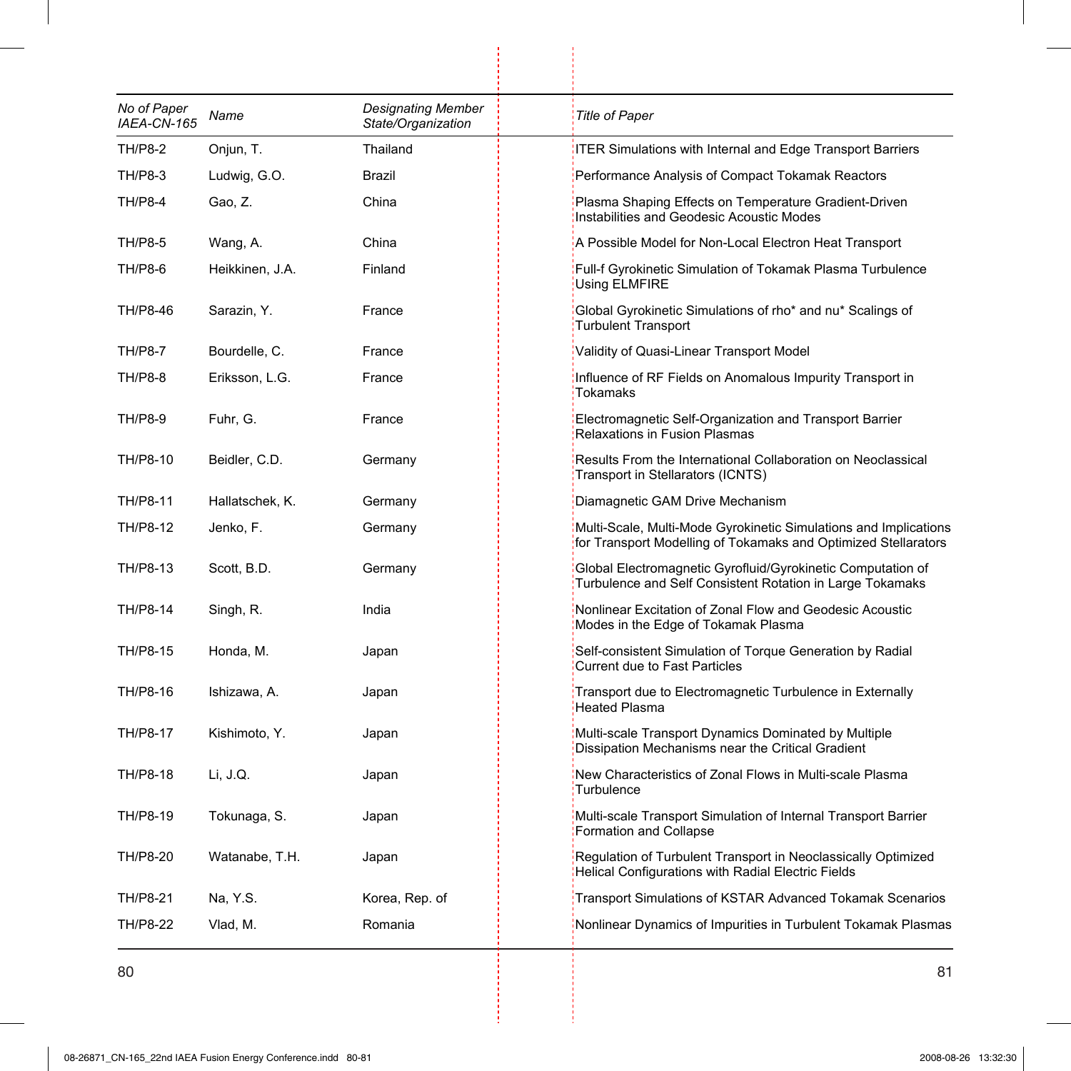| No of Paper IAEA-CN-165 | Name | Designating Member State/Organization | Title of Paper |
|---|---|---|---|
| TH/P8-2 | Onjun, T. | Thailand | ITER Simulations with Internal and Edge Transport Barriers |
| TH/P8-3 | Ludwig, G.O. | Brazil | Performance Analysis of Compact Tokamak Reactors |
| TH/P8-4 | Gao, Z. | China | Plasma Shaping Effects on Temperature Gradient-Driven Instabilities and Geodesic Acoustic Modes |
| TH/P8-5 | Wang, A. | China | A Possible Model for Non-Local Electron Heat Transport |
| TH/P8-6 | Heikkinen, J.A. | Finland | Full-f Gyrokinetic Simulation of Tokamak Plasma Turbulence Using ELMFIRE |
| TH/P8-46 | Sarazin, Y. | France | Global Gyrokinetic Simulations of rho* and nu* Scalings of Turbulent Transport |
| TH/P8-7 | Bourdelle, C. | France | Validity of Quasi-Linear Transport Model |
| TH/P8-8 | Eriksson, L.G. | France | Influence of RF Fields on Anomalous Impurity Transport in Tokamaks |
| TH/P8-9 | Fuhr, G. | France | Electromagnetic Self-Organization and Transport Barrier Relaxations in Fusion Plasmas |
| TH/P8-10 | Beidler, C.D. | Germany | Results From the International Collaboration on Neoclassical Transport in Stellarators (ICNTS) |
| TH/P8-11 | Hallatschek, K. | Germany | Diamagnetic GAM Drive Mechanism |
| TH/P8-12 | Jenko, F. | Germany | Multi-Scale, Multi-Mode Gyrokinetic Simulations and Implications for Transport Modelling of Tokamaks and Optimized Stellarators |
| TH/P8-13 | Scott, B.D. | Germany | Global Electromagnetic Gyrofluid/Gyrokinetic Computation of Turbulence and Self Consistent Rotation in Large Tokamaks |
| TH/P8-14 | Singh, R. | India | Nonlinear Excitation of Zonal Flow and Geodesic Acoustic Modes in the Edge of Tokamak Plasma |
| TH/P8-15 | Honda, M. | Japan | Self-consistent Simulation of Torque Generation by Radial Current due to Fast Particles |
| TH/P8-16 | Ishizawa, A. | Japan | Transport due to Electromagnetic Turbulence in Externally Heated Plasma |
| TH/P8-17 | Kishimoto, Y. | Japan | Multi-scale Transport Dynamics Dominated by Multiple Dissipation Mechanisms near the Critical Gradient |
| TH/P8-18 | Li, J.Q. | Japan | New Characteristics of Zonal Flows in Multi-scale Plasma Turbulence |
| TH/P8-19 | Tokunaga, S. | Japan | Multi-scale Transport Simulation of Internal Transport Barrier Formation and Collapse |
| TH/P8-20 | Watanabe, T.H. | Japan | Regulation of Turbulent Transport in Neoclassically Optimized Helical Configurations with Radial Electric Fields |
| TH/P8-21 | Na, Y.S. | Korea, Rep. of | Transport Simulations of KSTAR Advanced Tokamak Scenarios |
| TH/P8-22 | Vlad, M. | Romania | Nonlinear Dynamics of Impurities in Turbulent Tokamak Plasmas |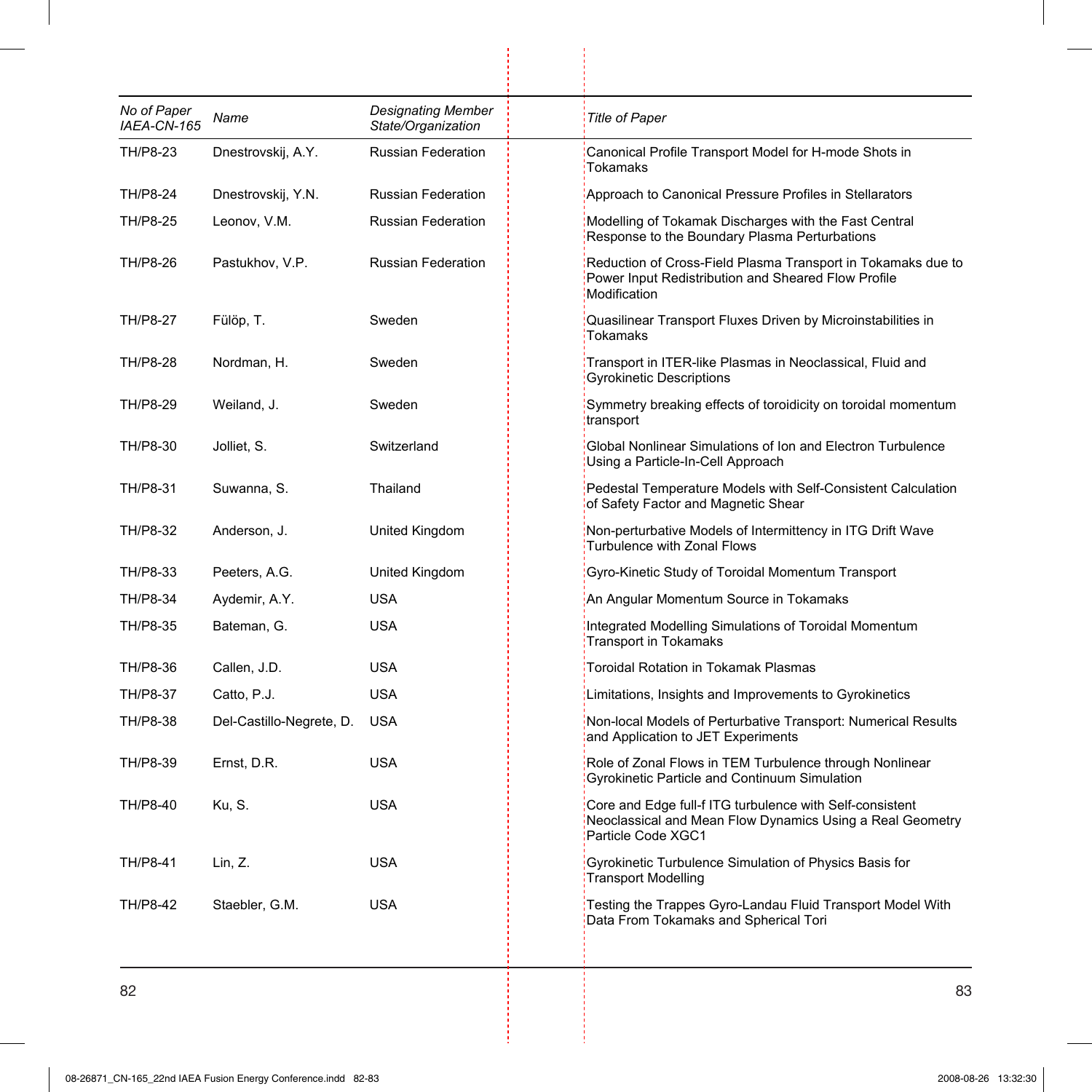| No of Paper IAEA-CN-165 | Name | Designating Member State/Organization | Title of Paper |
|---|---|---|---|
| TH/P8-23 | Dnestrovskij, A.Y. | Russian Federation | Canonical Profile Transport Model for H-mode Shots in Tokamaks |
| TH/P8-24 | Dnestrovskij, Y.N. | Russian Federation | Approach to Canonical Pressure Profiles in Stellarators |
| TH/P8-25 | Leonov, V.M. | Russian Federation | Modelling of Tokamak Discharges with the Fast Central Response to the Boundary Plasma Perturbations |
| TH/P8-26 | Pastukhov, V.P. | Russian Federation | Reduction of Cross-Field Plasma Transport in Tokamaks due to Power Input Redistribution and Sheared Flow Profile Modification |
| TH/P8-27 | Fülöp, T. | Sweden | Quasilinear Transport Fluxes Driven by Microinstabilities in Tokamaks |
| TH/P8-28 | Nordman, H. | Sweden | Transport in ITER-like Plasmas in Neoclassical, Fluid and Gyrokinetic Descriptions |
| TH/P8-29 | Weiland, J. | Sweden | Symmetry breaking effects of toroidicity on toroidal momentum transport |
| TH/P8-30 | Jolliet, S. | Switzerland | Global Nonlinear Simulations of Ion and Electron Turbulence Using a Particle-In-Cell Approach |
| TH/P8-31 | Suwanna, S. | Thailand | Pedestal Temperature Models with Self-Consistent Calculation of Safety Factor and Magnetic Shear |
| TH/P8-32 | Anderson, J. | United Kingdom | Non-perturbative Models of Intermittency in ITG Drift Wave Turbulence with Zonal Flows |
| TH/P8-33 | Peeters, A.G. | United Kingdom | Gyro-Kinetic Study of Toroidal Momentum Transport |
| TH/P8-34 | Aydemir, A.Y. | USA | An Angular Momentum Source in Tokamaks |
| TH/P8-35 | Bateman, G. | USA | Integrated Modelling Simulations of Toroidal Momentum Transport in Tokamaks |
| TH/P8-36 | Callen, J.D. | USA | Toroidal Rotation in Tokamak Plasmas |
| TH/P8-37 | Catto, P.J. | USA | Limitations, Insights and Improvements to Gyrokinetics |
| TH/P8-38 | Del-Castillo-Negrete, D. | USA | Non-local Models of Perturbative Transport: Numerical Results and Application to JET Experiments |
| TH/P8-39 | Ernst, D.R. | USA | Role of Zonal Flows in TEM Turbulence through Nonlinear Gyrokinetic Particle and Continuum Simulation |
| TH/P8-40 | Ku, S. | USA | Core and Edge full-f ITG turbulence with Self-consistent Neoclassical and Mean Flow Dynamics Using a Real Geometry Particle Code XGC1 |
| TH/P8-41 | Lin, Z. | USA | Gyrokinetic Turbulence Simulation of Physics Basis for Transport Modelling |
| TH/P8-42 | Staebler, G.M. | USA | Testing the Trappes Gyro-Landau Fluid Transport Model With Data From Tokamaks and Spherical Tori |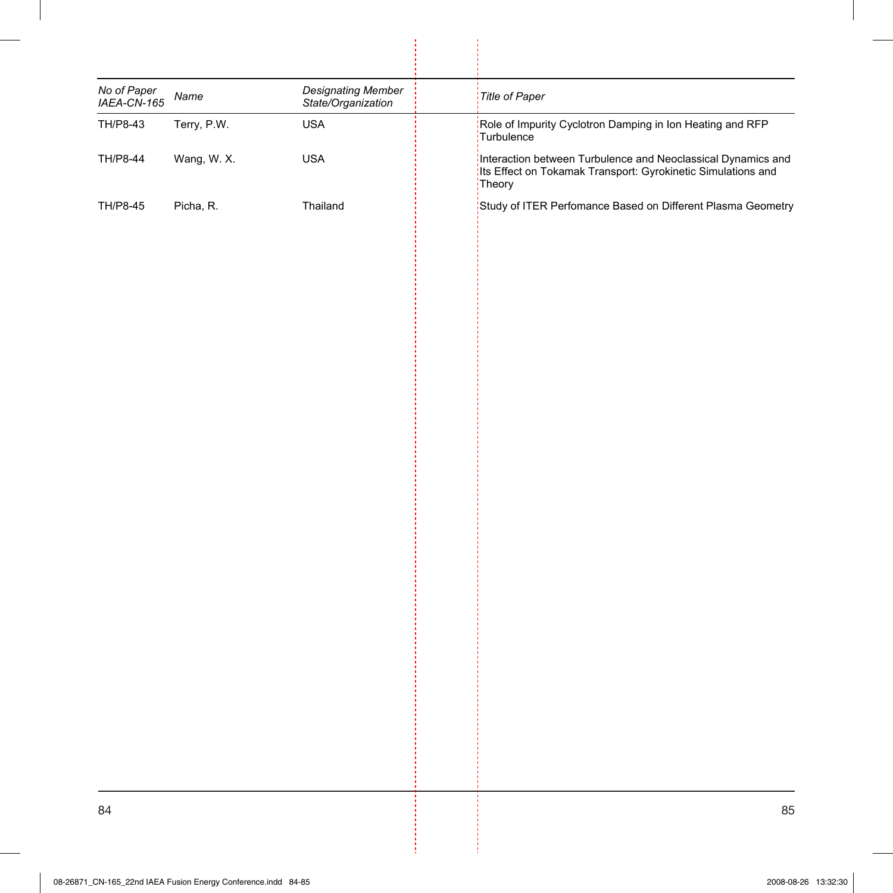| No of Paper IAEA-CN-165 | Name | Designating Member State/Organization | Title of Paper |
|---|---|---|---|
| TH/P8-43 | Terry, P.W. | USA | Role of Impurity Cyclotron Damping in Ion Heating and RFP Turbulence |
| TH/P8-44 | Wang, W. X. | USA | Interaction between Turbulence and Neoclassical Dynamics and Its Effect on Tokamak Transport: Gyrokinetic Simulations and Theory |
| TH/P8-45 | Picha, R. | Thailand | Study of ITER Perfomance Based on Different Plasma Geometry |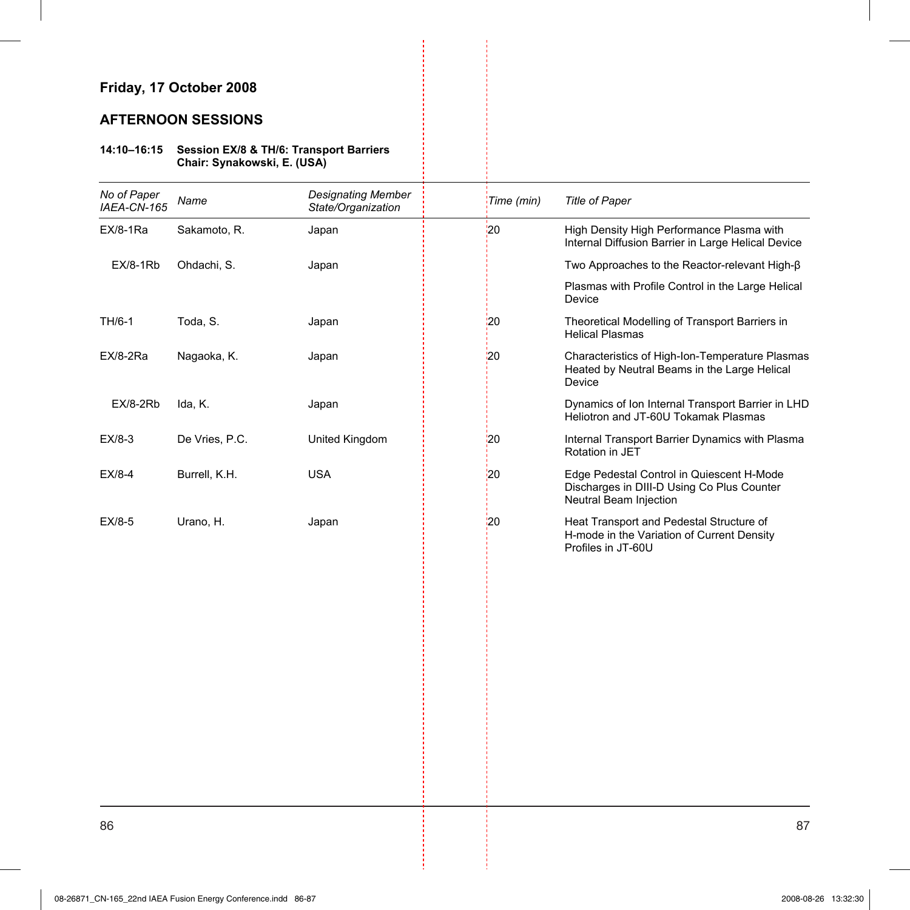## Friday, 17 October 2008

### AFTERNOON SESSIONS

**14:10–16:15 Session EX/8 & TH/6: Transport Barriers**
**Chair: Synakowski, E. (USA)**

| *No of Paper IAEA-CN-165* | *Name* | *Designating Member State/Organization* | *Time (min)* | *Title of Paper* |
|---|---|---|---|---|
| EX/8-1Ra | Sakamoto, R. | Japan | 20 | High Density High Performance Plasma with Internal Diffusion Barrier in Large Helical Device |
| EX/8-1Rb | Ohdachi, S. | Japan | | Two Approaches to the Reactor-relevant High-β Plasmas with Profile Control in the Large Helical Device |
| TH/6-1 | Toda, S. | Japan | 20 | Theoretical Modelling of Transport Barriers in Helical Plasmas |
| EX/8-2Ra | Nagaoka, K. | Japan | 20 | Characteristics of High-Ion-Temperature Plasmas Heated by Neutral Beams in the Large Helical Device |
| EX/8-2Rb | Ida, K. | Japan | | Dynamics of Ion Internal Transport Barrier in LHD Heliotron and JT-60U Tokamak Plasmas |
| EX/8-3 | De Vries, P.C. | United Kingdom | 20 | Internal Transport Barrier Dynamics with Plasma Rotation in JET |
| EX/8-4 | Burrell, K.H. | USA | 20 | Edge Pedestal Control in Quiescent H-Mode Discharges in DIII-D Using Co Plus Counter Neutral Beam Injection |
| EX/8-5 | Urano, H. | Japan | 20 | Heat Transport and Pedestal Structure of H-mode in the Variation of Current Density Profiles in JT-60U |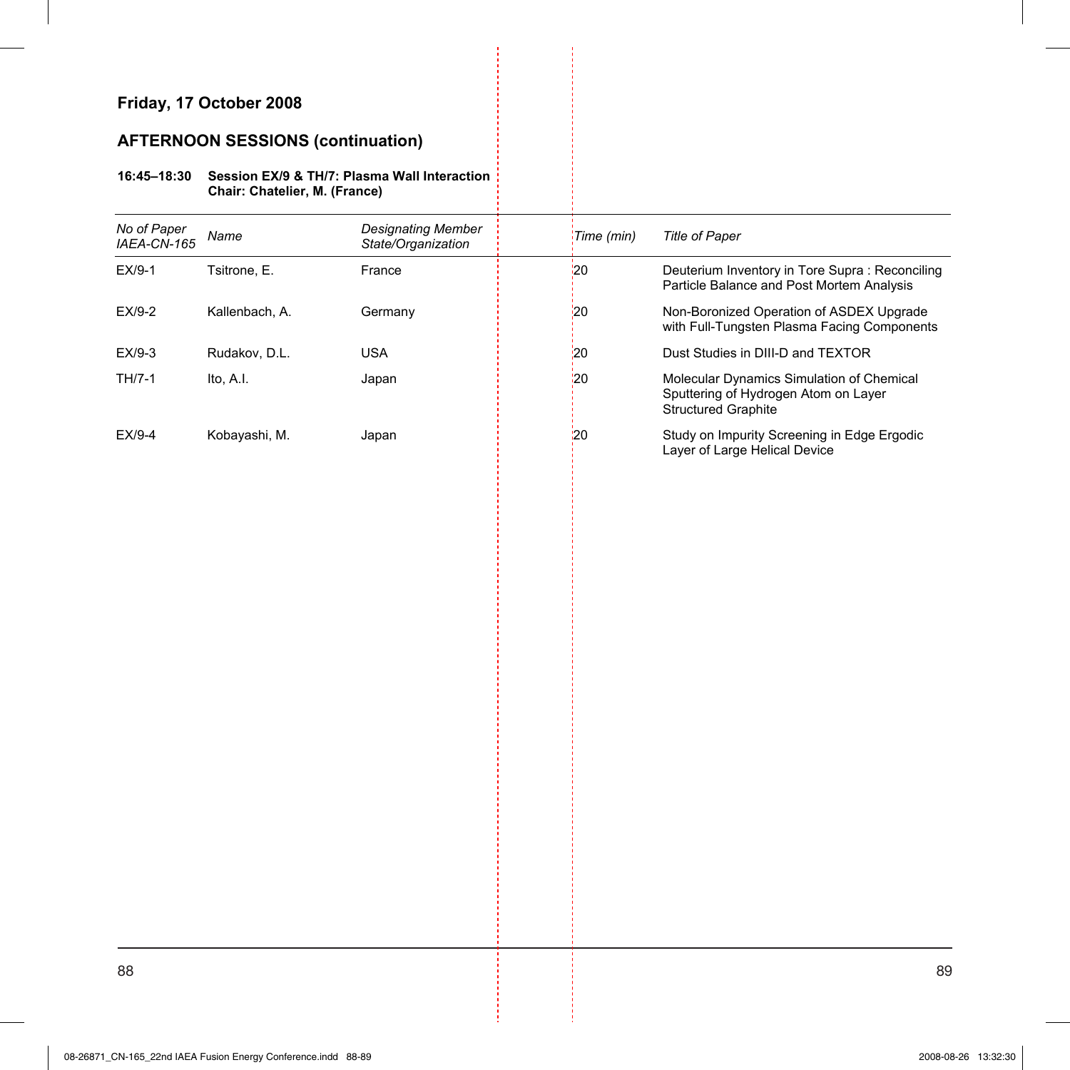## Friday, 17 October 2008

### AFTERNOON SESSIONS (continuation)

**16:45–18:30 Session EX/9 & TH/7: Plasma Wall Interaction**
**Chair: Chatelier, M. (France)**

| *No of Paper IAEA-CN-165* | *Name* | *Designating Member State/Organization* | *Time (min)* | *Title of Paper* |
|---|---|---|---|---|
| EX/9-1 | Tsitrone, E. | France | 20 | Deuterium Inventory in Tore Supra : Reconciling Particle Balance and Post Mortem Analysis |
| EX/9-2 | Kallenbach, A. | Germany | 20 | Non-Boronized Operation of ASDEX Upgrade with Full-Tungsten Plasma Facing Components |
| EX/9-3 | Rudakov, D.L. | USA | 20 | Dust Studies in DIII-D and TEXTOR |
| TH/7-1 | Ito, A.I. | Japan | 20 | Molecular Dynamics Simulation of Chemical Sputtering of Hydrogen Atom on Layer Structured Graphite |
| EX/9-4 | Kobayashi, M. | Japan | 20 | Study on Impurity Screening in Edge Ergodic Layer of Large Helical Device |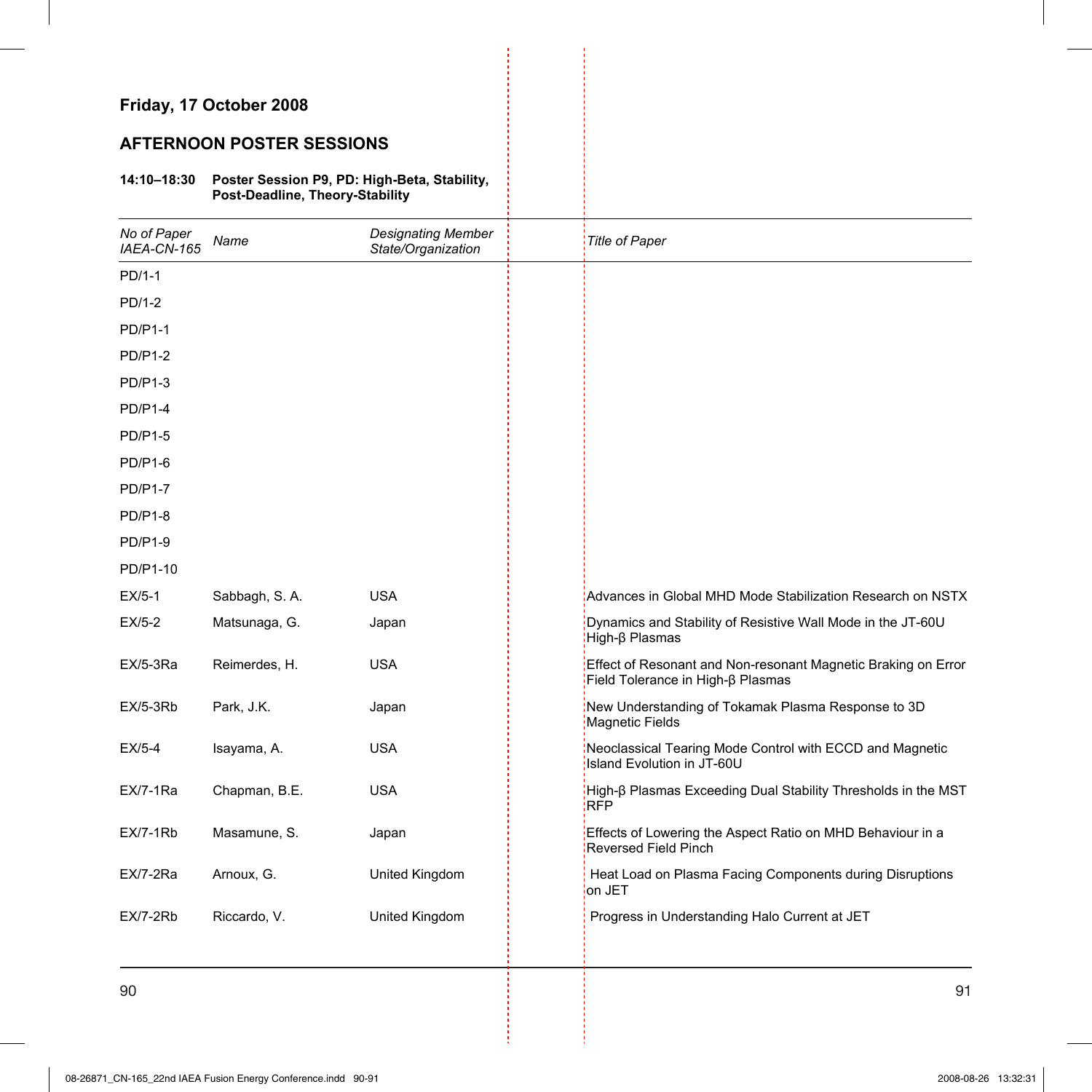**Friday, 17 October 2008**

## AFTERNOON POSTER SESSIONS

**14:10–18:30 Poster Session P9, PD: High-Beta, Stability, Post-Deadline, Theory-Stability**

| *No of Paper IAEA-CN-165* | *Name* | *Designating Member State/Organization* | *Title of Paper* |
|---|---|---|---|
| PD/1-1 | | | |
| PD/1-2 | | | |
| PD/P1-1 | | | |
| PD/P1-2 | | | |
| PD/P1-3 | | | |
| PD/P1-4 | | | |
| PD/P1-5 | | | |
| PD/P1-6 | | | |
| PD/P1-7 | | | |
| PD/P1-8 | | | |
| PD/P1-9 | | | |
| PD/P1-10 | | | |
| EX/5-1 | Sabbagh, S. A. | USA | Advances in Global MHD Mode Stabilization Research on NSTX |
| EX/5-2 | Matsunaga, G. | Japan | Dynamics and Stability of Resistive Wall Mode in the JT-60U High-β Plasmas |
| EX/5-3Ra | Reimerdes, H. | USA | Effect of Resonant and Non-resonant Magnetic Braking on Error Field Tolerance in High-β Plasmas |
| EX/5-3Rb | Park, J.K. | Japan | New Understanding of Tokamak Plasma Response to 3D Magnetic Fields |
| EX/5-4 | Isayama, A. | USA | Neoclassical Tearing Mode Control with ECCD and Magnetic Island Evolution in JT-60U |
| EX/7-1Ra | Chapman, B.E. | USA | High-β Plasmas Exceeding Dual Stability Thresholds in the MST RFP |
| EX/7-1Rb | Masamune, S. | Japan | Effects of Lowering the Aspect Ratio on MHD Behaviour in a Reversed Field Pinch |
| EX/7-2Ra | Arnoux, G. | United Kingdom | Heat Load on Plasma Facing Components during Disruptions on JET |
| EX/7-2Rb | Riccardo, V. | United Kingdom | Progress in Understanding Halo Current at JET |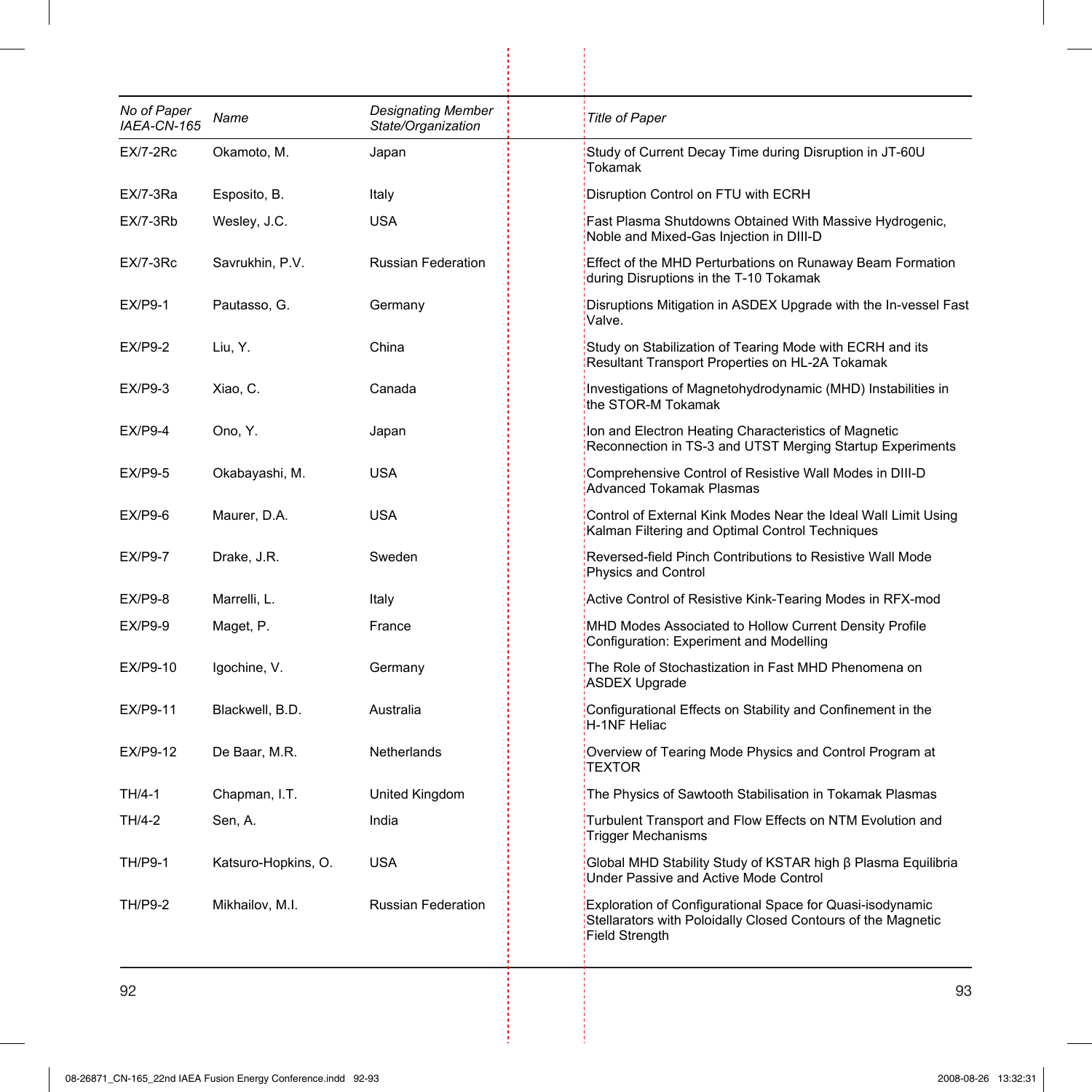| No of Paper IAEA-CN-165 | Name | Designating Member State/Organization | Title of Paper |
|---|---|---|---|
| EX/7-2Rc | Okamoto, M. | Japan | Study of Current Decay Time during Disruption in JT-60U Tokamak |
| EX/7-3Ra | Esposito, B. | Italy | Disruption Control on FTU with ECRH |
| EX/7-3Rb | Wesley, J.C. | USA | Fast Plasma Shutdowns Obtained With Massive Hydrogenic, Noble and Mixed-Gas Injection in DIII-D |
| EX/7-3Rc | Savrukhin, P.V. | Russian Federation | Effect of the MHD Perturbations on Runaway Beam Formation during Disruptions in the T-10 Tokamak |
| EX/P9-1 | Pautasso, G. | Germany | Disruptions Mitigation in ASDEX Upgrade with the In-vessel Fast Valve. |
| EX/P9-2 | Liu, Y. | China | Study on Stabilization of Tearing Mode with ECRH and its Resultant Transport Properties on HL-2A Tokamak |
| EX/P9-3 | Xiao, C. | Canada | Investigations of Magnetohydrodynamic (MHD) Instabilities in the STOR-M Tokamak |
| EX/P9-4 | Ono, Y. | Japan | Ion and Electron Heating Characteristics of Magnetic Reconnection in TS-3 and UTST Merging Startup Experiments |
| EX/P9-5 | Okabayashi, M. | USA | Comprehensive Control of Resistive Wall Modes in DIII-D Advanced Tokamak Plasmas |
| EX/P9-6 | Maurer, D.A. | USA | Control of External Kink Modes Near the Ideal Wall Limit Using Kalman Filtering and Optimal Control Techniques |
| EX/P9-7 | Drake, J.R. | Sweden | Reversed-field Pinch Contributions to Resistive Wall Mode Physics and Control |
| EX/P9-8 | Marrelli, L. | Italy | Active Control of Resistive Kink-Tearing Modes in RFX-mod |
| EX/P9-9 | Maget, P. | France | MHD Modes Associated to Hollow Current Density Profile Configuration: Experiment and Modelling |
| EX/P9-10 | Igochine, V. | Germany | The Role of Stochastization in Fast MHD Phenomena on ASDEX Upgrade |
| EX/P9-11 | Blackwell, B.D. | Australia | Configurational Effects on Stability and Confinement in the H-1NF Heliac |
| EX/P9-12 | De Baar, M.R. | Netherlands | Overview of Tearing Mode Physics and Control Program at TEXTOR |
| TH/4-1 | Chapman, I.T. | United Kingdom | The Physics of Sawtooth Stabilisation in Tokamak Plasmas |
| TH/4-2 | Sen, A. | India | Turbulent Transport and Flow Effects on NTM Evolution and Trigger Mechanisms |
| TH/P9-1 | Katsuro-Hopkins, O. | USA | Global MHD Stability Study of KSTAR high $\beta$ Plasma Equilibria Under Passive and Active Mode Control |
| TH/P9-2 | Mikhailov, M.I. | Russian Federation | Exploration of Configurational Space for Quasi-isodynamic Stellarators with Poloidally Closed Contours of the Magnetic Field Strength |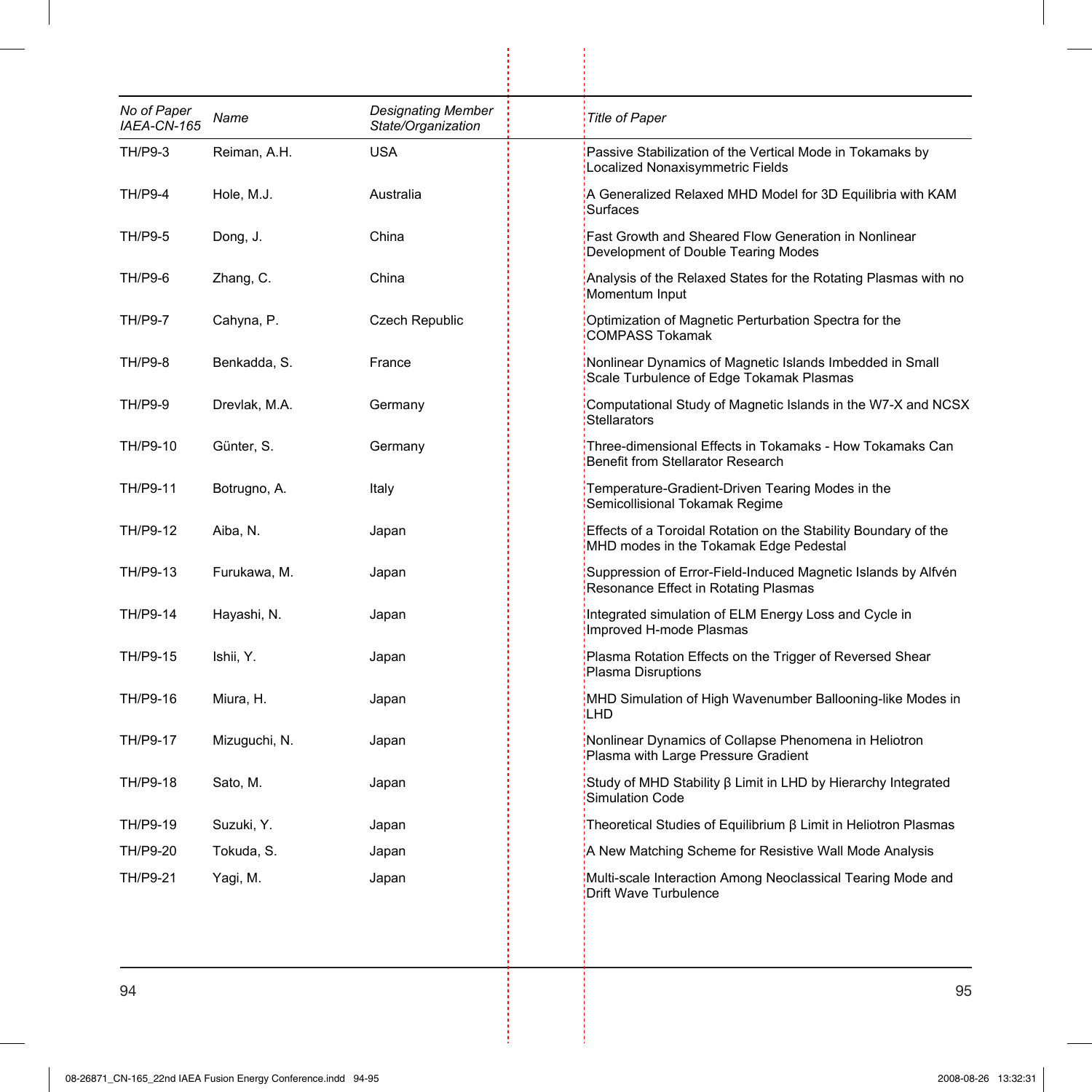| No of Paper IAEA-CN-165 | Name | Designating Member State/Organization | Title of Paper |
|---|---|---|---|
| TH/P9-3 | Reiman, A.H. | USA | Passive Stabilization of the Vertical Mode in Tokamaks by Localized Nonaxisymmetric Fields |
| TH/P9-4 | Hole, M.J. | Australia | A Generalized Relaxed MHD Model for 3D Equilibria with KAM Surfaces |
| TH/P9-5 | Dong, J. | China | Fast Growth and Sheared Flow Generation in Nonlinear Development of Double Tearing Modes |
| TH/P9-6 | Zhang, C. | China | Analysis of the Relaxed States for the Rotating Plasmas with no Momentum Input |
| TH/P9-7 | Cahyna, P. | Czech Republic | Optimization of Magnetic Perturbation Spectra for the COMPASS Tokamak |
| TH/P9-8 | Benkadda, S. | France | Nonlinear Dynamics of Magnetic Islands Imbedded in Small Scale Turbulence of Edge Tokamak Plasmas |
| TH/P9-9 | Drevlak, M.A. | Germany | Computational Study of Magnetic Islands in the W7-X and NCSX Stellarators |
| TH/P9-10 | Günter, S. | Germany | Three-dimensional Effects in Tokamaks - How Tokamaks Can Benefit from Stellarator Research |
| TH/P9-11 | Botrugno, A. | Italy | Temperature-Gradient-Driven Tearing Modes in the Semicollisional Tokamak Regime |
| TH/P9-12 | Aiba, N. | Japan | Effects of a Toroidal Rotation on the Stability Boundary of the MHD modes in the Tokamak Edge Pedestal |
| TH/P9-13 | Furukawa, M. | Japan | Suppression of Error-Field-Induced Magnetic Islands by Alfvén Resonance Effect in Rotating Plasmas |
| TH/P9-14 | Hayashi, N. | Japan | Integrated simulation of ELM Energy Loss and Cycle in Improved H-mode Plasmas |
| TH/P9-15 | Ishii, Y. | Japan | Plasma Rotation Effects on the Trigger of Reversed Shear Plasma Disruptions |
| TH/P9-16 | Miura, H. | Japan | MHD Simulation of High Wavenumber Ballooning-like Modes in LHD |
| TH/P9-17 | Mizuguchi, N. | Japan | Nonlinear Dynamics of Collapse Phenomena in Heliotron Plasma with Large Pressure Gradient |
| TH/P9-18 | Sato, M. | Japan | Study of MHD Stability β Limit in LHD by Hierarchy Integrated Simulation Code |
| TH/P9-19 | Suzuki, Y. | Japan | Theoretical Studies of Equilibrium β Limit in Heliotron Plasmas |
| TH/P9-20 | Tokuda, S. | Japan | A New Matching Scheme for Resistive Wall Mode Analysis |
| TH/P9-21 | Yagi, M. | Japan | Multi-scale Interaction Among Neoclassical Tearing Mode and Drift Wave Turbulence |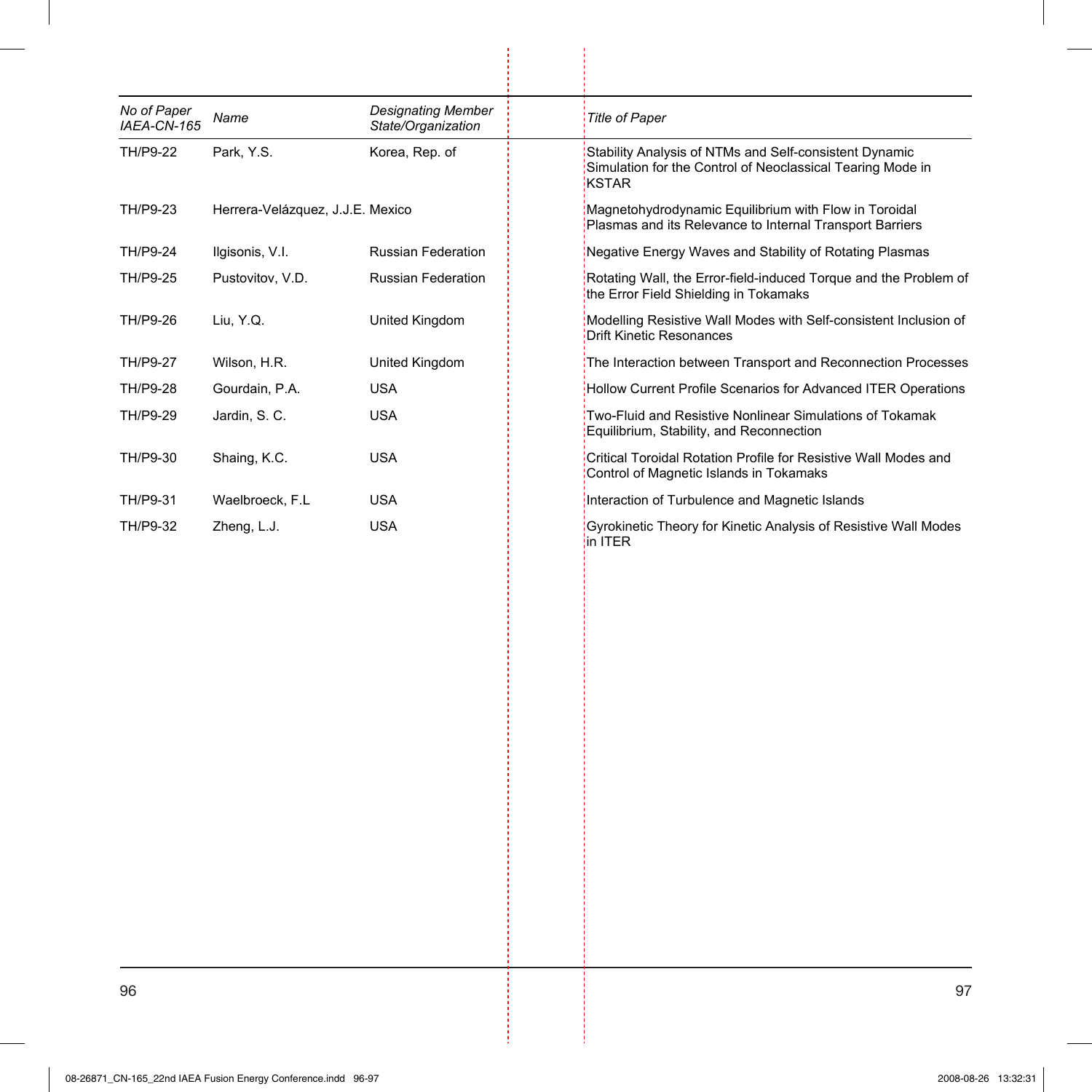| No of Paper IAEA-CN-165 | Name | Designating Member State/Organization | Title of Paper |
|---|---|---|---|
| TH/P9-22 | Park, Y.S. | Korea, Rep. of | Stability Analysis of NTMs and Self-consistent Dynamic Simulation for the Control of Neoclassical Tearing Mode in KSTAR |
| TH/P9-23 | Herrera-Velázquez, J.J.E. | Mexico | Magnetohydrodynamic Equilibrium with Flow in Toroidal Plasmas and its Relevance to Internal Transport Barriers |
| TH/P9-24 | Ilgisonis, V.I. | Russian Federation | Negative Energy Waves and Stability of Rotating Plasmas |
| TH/P9-25 | Pustovitov, V.D. | Russian Federation | Rotating Wall, the Error-field-induced Torque and the Problem of the Error Field Shielding in Tokamaks |
| TH/P9-26 | Liu, Y.Q. | United Kingdom | Modelling Resistive Wall Modes with Self-consistent Inclusion of Drift Kinetic Resonances |
| TH/P9-27 | Wilson, H.R. | United Kingdom | The Interaction between Transport and Reconnection Processes |
| TH/P9-28 | Gourdain, P.A. | USA | Hollow Current Profile Scenarios for Advanced ITER Operations |
| TH/P9-29 | Jardin, S. C. | USA | Two-Fluid and Resistive Nonlinear Simulations of Tokamak Equilibrium, Stability, and Reconnection |
| TH/P9-30 | Shaing, K.C. | USA | Critical Toroidal Rotation Profile for Resistive Wall Modes and Control of Magnetic Islands in Tokamaks |
| TH/P9-31 | Waelbroeck, F.L | USA | Interaction of Turbulence and Magnetic Islands |
| TH/P9-32 | Zheng, L.J. | USA | Gyrokinetic Theory for Kinetic Analysis of Resistive Wall Modes in ITER |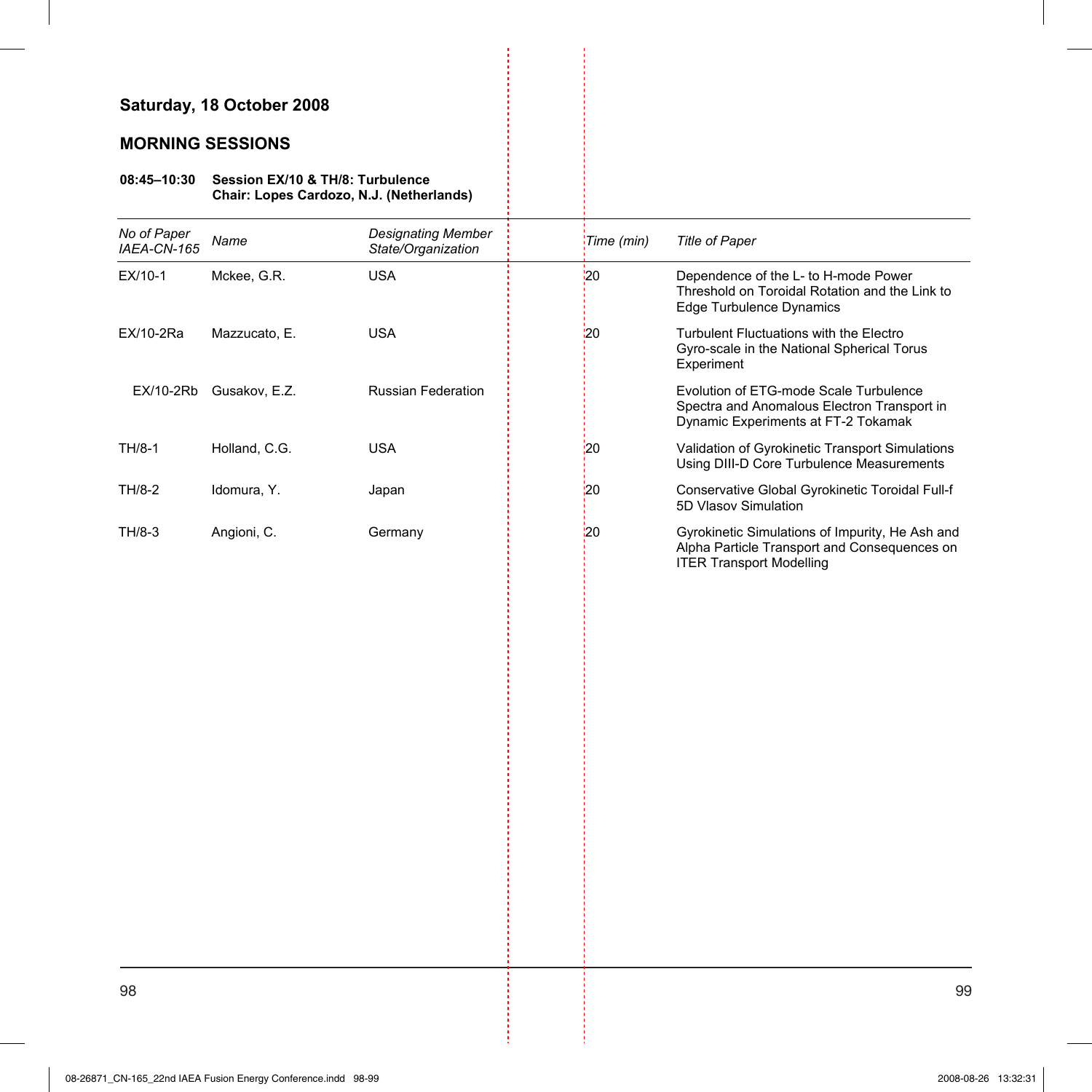## Saturday, 18 October 2008

### MORNING SESSIONS

**08:45–10:30 Session EX/10 & TH/8: Turbulence**
**Chair: Lopes Cardozo, N.J. (Netherlands)**

| *No of Paper IAEA-CN-165* | *Name* | *Designating Member State/Organization* | *Time (min)* | *Title of Paper* |
|---|---|---|---|---|
| EX/10-1 | Mckee, G.R. | USA | 20 | Dependence of the L- to H-mode Power Threshold on Toroidal Rotation and the Link to Edge Turbulence Dynamics |
| EX/10-2Ra | Mazzucato, E. | USA | 20 | Turbulent Fluctuations with the Electro Gyro-scale in the National Spherical Torus Experiment |
| EX/10-2Rb | Gusakov, E.Z. | Russian Federation | | Evolution of ETG-mode Scale Turbulence Spectra and Anomalous Electron Transport in Dynamic Experiments at FT-2 Tokamak |
| TH/8-1 | Holland, C.G. | USA | 20 | Validation of Gyrokinetic Transport Simulations Using DIII-D Core Turbulence Measurements |
| TH/8-2 | Idomura, Y. | Japan | 20 | Conservative Global Gyrokinetic Toroidal Full-f 5D Vlasov Simulation |
| TH/8-3 | Angioni, C. | Germany | 20 | Gyrokinetic Simulations of Impurity, He Ash and Alpha Particle Transport and Consequences on ITER Transport Modelling |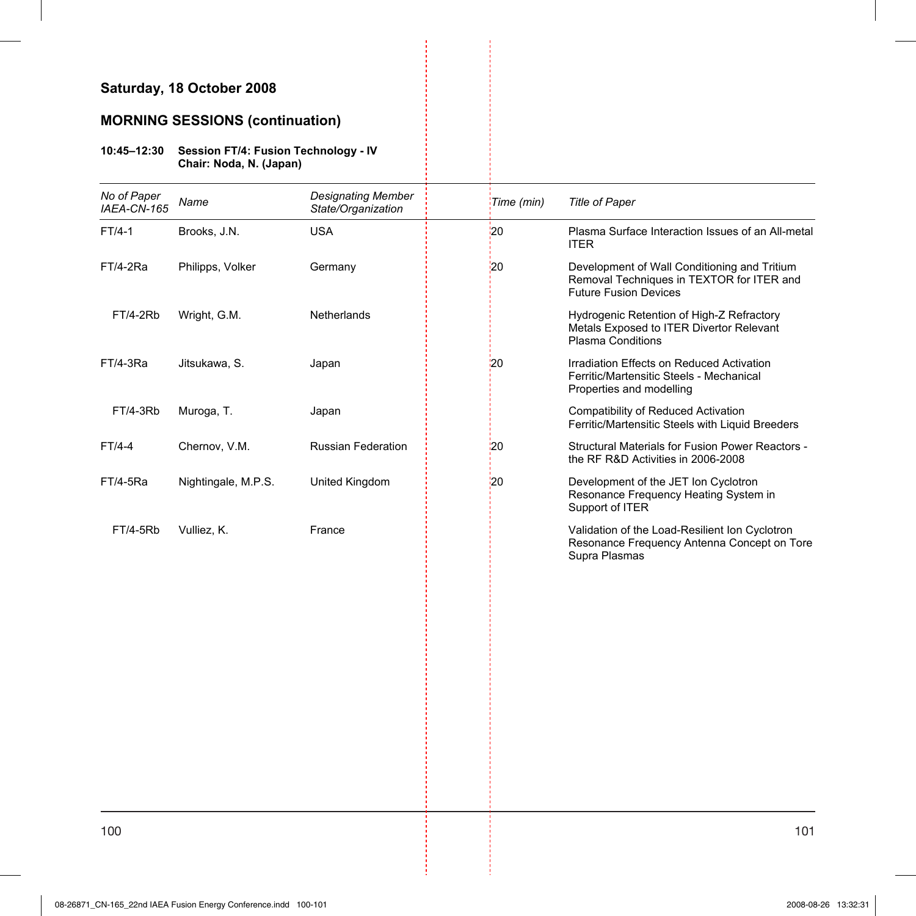## Saturday, 18 October 2008

### MORNING SESSIONS (continuation)

**10:45–12:30 Session FT/4: Fusion Technology - IV**
**Chair: Noda, N. (Japan)**

| *No of Paper IAEA-CN-165* | *Name* | *Designating Member State/Organization* | *Time (min)* | *Title of Paper* |
|---|---|---|---|---|
| FT/4-1 | Brooks, J.N. | USA | 20 | Plasma Surface Interaction Issues of an All-metal ITER |
| FT/4-2Ra | Philipps, Volker | Germany | 20 | Development of Wall Conditioning and Tritium Removal Techniques in TEXTOR for ITER and Future Fusion Devices |
| FT/4-2Rb | Wright, G.M. | Netherlands | | Hydrogenic Retention of High-Z Refractory Metals Exposed to ITER Divertor Relevant Plasma Conditions |
| FT/4-3Ra | Jitsukawa, S. | Japan | 20 | Irradiation Effects on Reduced Activation Ferritic/Martensitic Steels - Mechanical Properties and modelling |
| FT/4-3Rb | Muroga, T. | Japan | | Compatibility of Reduced Activation Ferritic/Martensitic Steels with Liquid Breeders |
| FT/4-4 | Chernov, V.M. | Russian Federation | 20 | Structural Materials for Fusion Power Reactors - the RF R&D Activities in 2006-2008 |
| FT/4-5Ra | Nightingale, M.P.S. | United Kingdom | 20 | Development of the JET Ion Cyclotron Resonance Frequency Heating System in Support of ITER |
| FT/4-5Rb | Vulliez, K. | France | | Validation of the Load-Resilient Ion Cyclotron Resonance Frequency Antenna Concept on Tore Supra Plasmas |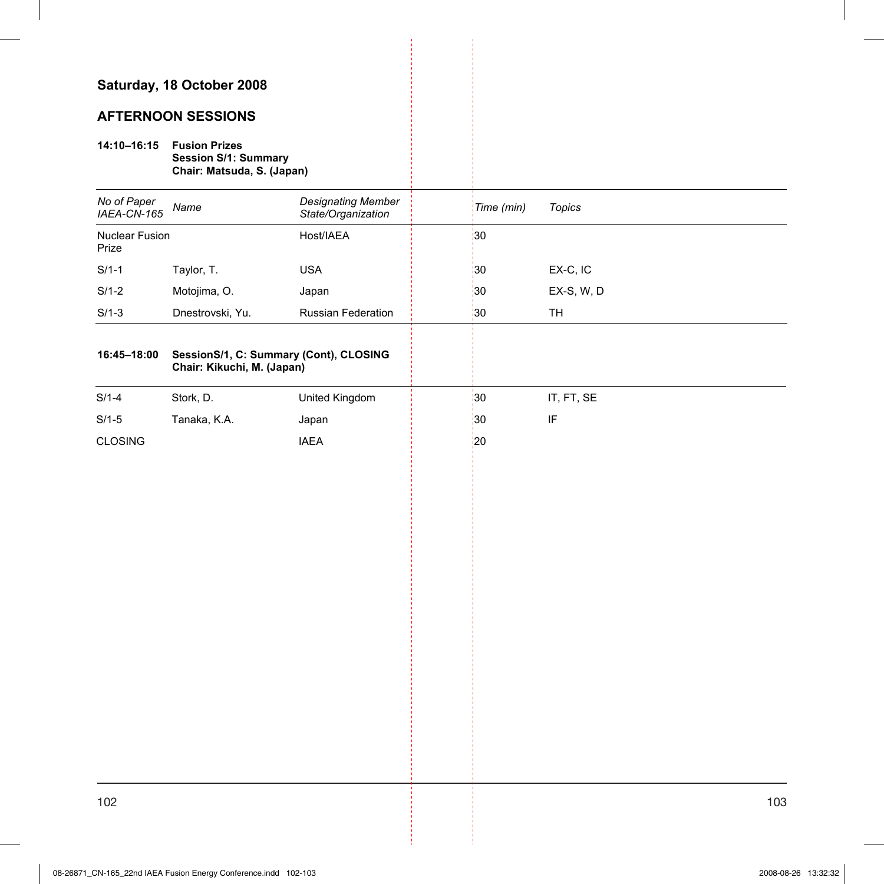## Saturday, 18 October 2008

### AFTERNOON SESSIONS

**14:10–16:15** **Fusion Prizes**
**Session S/1: Summary**
**Chair: Matsuda, S. (Japan)**

| *No of Paper IAEA-CN-165* | *Name* | *Designating Member State/Organization* | *Time (min)* | *Topics* |
|---|---|---|---|---|
| Nuclear Fusion Prize | | Host/IAEA | 30 | |
| S/1-1 | Taylor, T. | USA | 30 | EX-C, IC |
| S/1-2 | Motojima, O. | Japan | 30 | EX-S, W, D |
| S/1-3 | Dnestrovski, Yu. | Russian Federation | 30 | TH |

**16:45–18:00** **SessionS/1, C: Summary (Cont), CLOSING**
**Chair: Kikuchi, M. (Japan)**

| | | | | |
|---|---|---|---|---|
| S/1-4 | Stork, D. | United Kingdom | 30 | IT, FT, SE |
| S/1-5 | Tanaka, K.A. | Japan | 30 | IF |
| CLOSING | | IAEA | 20 | |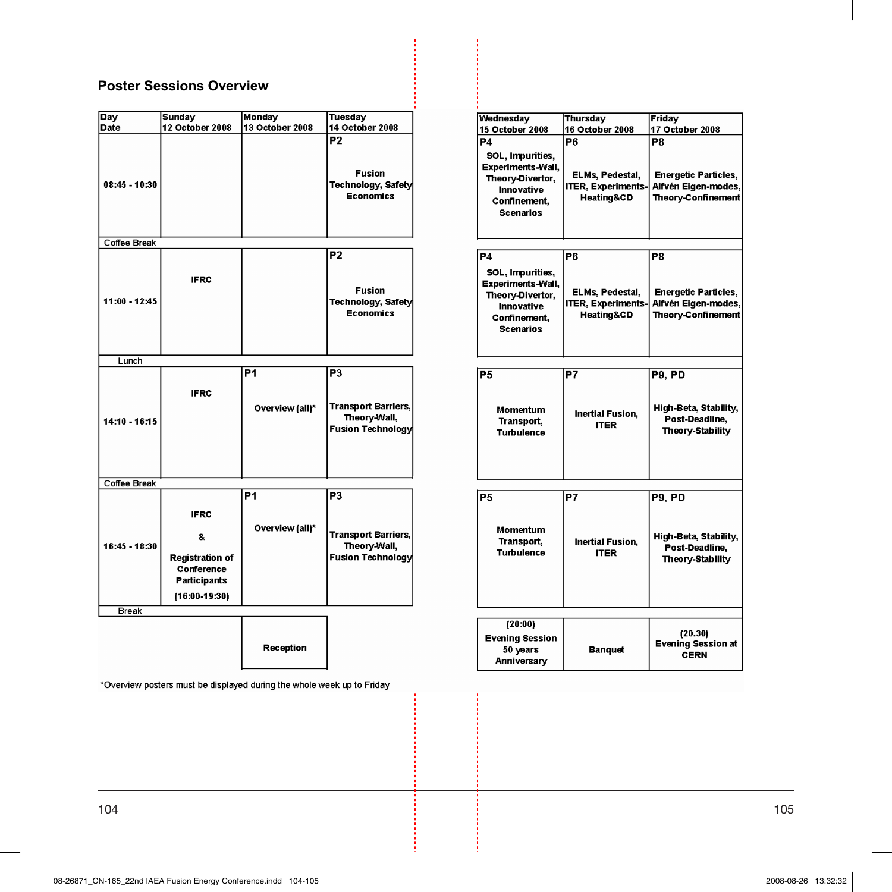## Poster Sessions Overview

| Day / Date | Sunday 12 October 2008 | Monday 13 October 2008 | Tuesday 14 October 2008 | Wednesday 15 October 2008 | Thursday 16 October 2008 | Friday 17 October 2008 |
|---|---|---|---|---|---|---|
| 08:45 - 10:30 | | | P2 Fusion Technology, Safety Economics | P4 SOL, Impurities, Experiments-Wall, Theory-Divertor, Innovative Confinement, Scenarios | P6 ELMs, Pedestal, ITER, Experiments-Heating&CD | P8 Energetic Particles, Alfvén Eigen-modes, Theory-Confinement |
| Coffee Break | | | | | | |
| 11:00 - 12:45 | IFRC | | P2 Fusion Technology, Safety Economics | P4 SOL, Impurities, Experiments-Wall, Theory-Divertor, Innovative Confinement, Scenarios | P6 ELMs, Pedestal, ITER, Experiments-Heating&CD | P8 Energetic Particles, Alfvén Eigen-modes, Theory-Confinement |
| Lunch | | | | | | |
| 14:10 - 16:15 | IFRC | P1 Overview (all)* | P3 Transport Barriers, Theory-Wall, Fusion Technology | P5 Momentum Transport, Turbulence | P7 Inertial Fusion, ITER | P9, PD High-Beta, Stability, Post-Deadline, Theory-Stability |
| Coffee Break | | | | | | |
| 16:45 - 18:30 | IFRC & Registration of Conference Participants (16:00-19:30) | P1 Overview (all)* | P3 Transport Barriers, Theory-Wall, Fusion Technology | P5 Momentum Transport, Turbulence | P7 Inertial Fusion, ITER | P9, PD High-Beta, Stability, Post-Deadline, Theory-Stability |
| Break | | | | | | |
| | | Reception | | (20:00) Evening Session 50 years Anniversary | Banquet | (20.30) Evening Session at CERN |

*Overview posters must be displayed during the whole week up to Friday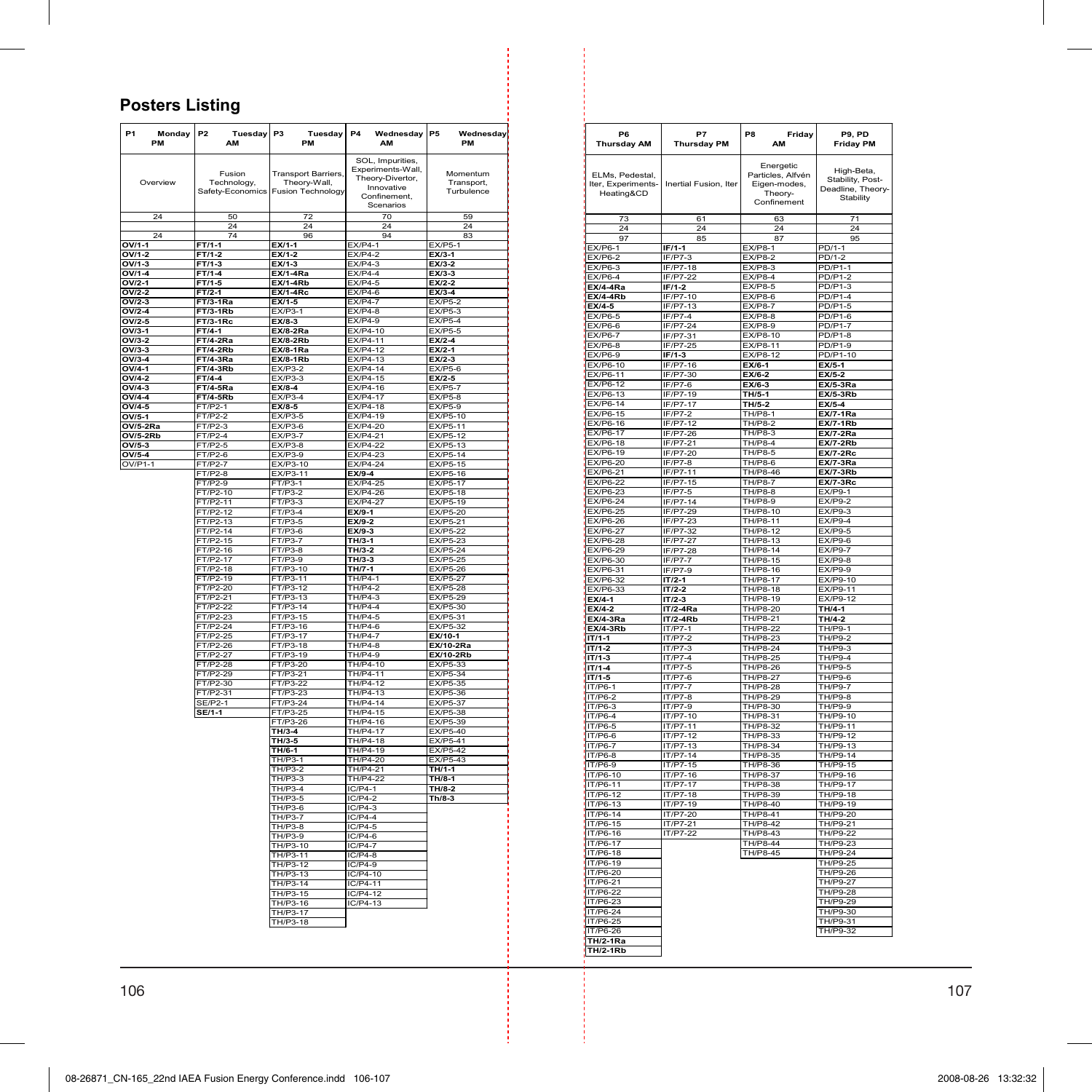# Posters Listing

| P1 Monday PM | P2 Tuesday AM | P3 Tuesday PM | P4 Wednesday AM | P5 Wednesday PM |
|---|---|---|---|---|
| Overview | Fusion Technology, Safety-Economics | Transport Barriers, Theory-Wall, Fusion Technology | SOL, Impurities, Experiments-Wall, Theory-Divertor, Innovative Confinement, Scenarios | Momentum Transport, Turbulence |
| 24 | 50 | 72 | 70 | 59 |
| | 24 | 24 | 24 | 24 |
| 24 | 74 | 96 | 94 | 83 |
| OV/1-1 | FT/1-1 | EX/1-1 | EX/P4-1 | EX/P5-1 |
| OV/1-2 | FT/1-2 | EX/1-2 | EX/P4-2 | EX/3-1 |
| OV/1-3 | FT/1-3 | EX/1-3 | EX/P4-3 | EX/3-2 |
| OV/1-4 | FT/1-4 | EX/1-4Ra | EX/P4-4 | EX/3-3 |
| OV/2-1 | FT/1-5 | EX/1-4Rb | EX/P4-5 | EX/2-2 |
| OV/2-2 | FT/2-1 | EX/1-4Rc | EX/P4-6 | EX/3-4 |
| OV/2-3 | FT/3-1Ra | EX/1-5 | EX/P4-7 | EX/P5-2 |
| OV/2-4 | FT/3-1Rb | EX/P3-1 | EX/P4-8 | EX/P5-3 |
| OV/2-5 | FT/3-1Rc | EX/8-3 | EX/P4-9 | EX/P5-4 |
| OV/3-1 | FT/4-1 | EX/8-2Ra | EX/P4-10 | EX/P5-5 |
| OV/3-2 | FT/4-2Ra | EX/8-2Rb | EX/P4-11 | EX/2-4 |
| OV/3-3 | FT/4-2Rb | EX/8-1Ra | EX/P4-12 | EX/2-1 |
| OV/3-4 | FT/4-3Ra | EX/8-1Rb | EX/P4-13 | EX/2-3 |
| OV/4-1 | FT/4-3Rb | EX/P3-2 | EX/P4-14 | EX/P5-6 |
| OV/4-2 | FT/4-4 | EX/P3-3 | EX/P4-15 | EX/2-5 |
| OV/4-3 | FT/4-5Ra | EX/8-4 | EX/P4-16 | EX/P5-7 |
| OV/4-4 | FT/4-5Rb | EX/P3-4 | EX/P4-17 | EX/P5-8 |
| OV/4-5 | FT/P2-1 | EX/8-5 | EX/P4-18 | EX/P5-9 |
| OV/5-1 | FT/P2-2 | EX/P3-5 | EX/P4-19 | EX/P5-10 |
| OV/5-2Ra | FT/P2-3 | EX/P3-6 | EX/P4-20 | EX/P5-11 |
| OV/5-2Rb | FT/P2-4 | EX/P3-7 | EX/P4-21 | EX/P5-12 |
| OV/5-3 | FT/P2-5 | EX/P3-8 | EX/P4-22 | EX/P5-13 |
| OV/5-4 | FT/P2-6 | EX/P3-9 | EX/P4-23 | EX/P5-14 |
| OV/P1-1 | FT/P2-7 | EX/P3-10 | EX/P4-24 | EX/P5-15 |
| | FT/P2-8 | EX/P3-11 | EX/9-4 | EX/P5-16 |
| | FT/P2-9 | FT/P3-1 | EX/P4-25 | EX/P5-17 |
| | FT/P2-10 | FT/P3-2 | EX/P4-26 | EX/P5-18 |
| | FT/P2-11 | FT/P3-3 | EX/P4-27 | EX/P5-19 |
| | FT/P2-12 | FT/P3-4 | EX/9-1 | EX/P5-20 |
| | FT/P2-13 | FT/P3-5 | EX/9-2 | EX/P5-21 |
| | FT/P2-14 | FT/P3-6 | EX/9-3 | EX/P5-22 |
| | FT/P2-15 | FT/P3-7 | TH/3-1 | EX/P5-23 |
| | FT/P2-16 | FT/P3-8 | TH/3-2 | EX/P5-24 |
| | FT/P2-17 | FT/P3-9 | TH/3-3 | EX/P5-25 |
| | FT/P2-18 | FT/P3-10 | TH/7-1 | EX/P5-26 |
| | FT/P2-19 | FT/P3-11 | TH/P4-1 | EX/P5-27 |
| | FT/P2-20 | FT/P3-12 | TH/P4-2 | EX/P5-28 |
| | FT/P2-21 | FT/P3-13 | TH/P4-3 | EX/P5-29 |
| | FT/P2-22 | FT/P3-14 | TH/P4-4 | EX/P5-30 |
| | FT/P2-23 | FT/P3-15 | TH/P4-5 | EX/P5-31 |
| | FT/P2-24 | FT/P3-16 | TH/P4-6 | EX/P5-32 |
| | FT/P2-25 | FT/P3-17 | TH/P4-7 | EX/10-1 |
| | FT/P2-26 | FT/P3-18 | TH/P4-8 | EX/10-2Ra |
| | FT/P2-27 | FT/P3-19 | TH/P4-9 | EX/10-2Rb |
| | FT/P2-28 | FT/P3-20 | TH/P4-10 | EX/P5-33 |
| | FT/P2-29 | FT/P3-21 | TH/P4-11 | EX/P5-34 |
| | FT/P2-30 | FT/P3-22 | TH/P4-12 | EX/P5-35 |
| | FT/P2-31 | FT/P3-23 | TH/P4-13 | EX/P5-36 |
| | SE/P2-1 | FT/P3-24 | TH/P4-14 | EX/P5-37 |
| | SE/1-1 | FT/P3-25 | TH/P4-15 | EX/P5-38 |
| | | FT/P3-26 | TH/P4-16 | EX/P5-39 |
| | | TH/3-4 | TH/P4-17 | EX/P5-40 |
| | | TH/3-5 | TH/P4-18 | EX/P5-41 |
| | | TH/6-1 | TH/P4-19 | EX/P5-42 |
| | | TH/P3-1 | TH/P4-20 | EX/P5-43 |
| | | TH/P3-2 | TH/P4-21 | TH/1-1 |
| | | TH/P3-3 | TH/P4-22 | TH/8-1 |
| | | TH/P3-4 | IC/P4-1 | TH/8-2 |
| | | TH/P3-5 | IC/P4-2 | Th/8-3 |
| | | TH/P3-6 | IC/P4-3 | |
| | | TH/P3-7 | IC/P4-4 | |
| | | TH/P3-8 | IC/P4-5 | |
| | | TH/P3-9 | IC/P4-6 | |
| | | TH/P3-10 | IC/P4-7 | |
| | | TH/P3-11 | IC/P4-8 | |
| | | TH/P3-12 | IC/P4-9 | |
| | | TH/P3-13 | IC/P4-10 | |
| | | TH/P3-14 | IC/P4-11 | |
| | | TH/P3-15 | IC/P4-12 | |
| | | TH/P3-16 | IC/P4-13 | |
| | | TH/P3-17 | | |
| | | TH/P3-18 | | |

| P6 Thursday AM | P7 Thursday PM | P8 Friday AM | P9, PD Friday PM |
|---|---|---|---|
| ELMs, Pedestal, Iter, Experiments-Heating&CD | Inertial Fusion, Iter | Energetic Particles, Alfvén Eigen-modes, Theory-Confinement | High-Beta, Stability, Post-Deadline, Theory-Stability |
| 73 | 61 | 63 | 71 |
| 24 | 24 | 24 | 24 |
| 97 | 85 | 87 | 95 |
| EX/P6-1 | IF/1-1 | EX/P8-1 | PD/1-1 |
| EX/P6-2 | IF/P7-3 | EX/P8-2 | PD/1-2 |
| EX/P6-3 | IF/P7-18 | EX/P8-3 | PD/P1-1 |
| EX/P6-4 | IF/P7-22 | EX/P8-4 | PD/P1-2 |
| EX/4-4Ra | IF/1-2 | EX/P8-5 | PD/P1-3 |
| EX/4-4Rb | IF/P7-10 | EX/P8-6 | PD/P1-4 |
| EX/4-5 | IF/P7-13 | EX/P8-7 | PD/P1-5 |
| EX/P6-5 | IF/P7-4 | EX/P8-8 | PD/P1-6 |
| EX/P6-6 | IF/P7-24 | EX/P8-9 | PD/P1-7 |
| EX/P6-7 | IF/P7-31 | EX/P8-10 | PD/P1-8 |
| EX/P6-8 | IF/P7-25 | EX/P8-11 | PD/P1-9 |
| EX/P6-9 | IF/1-3 | EX/P8-12 | PD/P1-10 |
| EX/P6-10 | IF/P7-16 | EX/6-1 | EX/5-1 |
| EX/P6-11 | IF/P7-30 | EX/6-2 | EX/5-2 |
| EX/P6-12 | IF/P7-6 | EX/6-3 | EX/5-3Ra |
| EX/P6-13 | IF/P7-19 | TH/5-1 | EX/5-3Rb |
| EX/P6-14 | IF/P7-17 | TH/5-2 | EX/5-4 |
| EX/P6-15 | IF/P7-2 | TH/P8-1 | EX/7-1Ra |
| EX/P6-16 | IF/P7-12 | TH/P8-2 | EX/7-1Rb |
| EX/P6-17 | IF/P7-26 | TH/P8-3 | EX/7-2Ra |
| EX/P6-18 | IF/P7-21 | TH/P8-4 | EX/7-2Rb |
| EX/P6-19 | IF/P7-20 | TH/P8-5 | EX/7-2Rc |
| EX/P6-20 | IF/P7-8 | TH/P8-6 | EX/7-3Ra |
| EX/P6-21 | IF/P7-11 | TH/P8-46 | EX/7-3Rb |
| EX/P6-22 | IF/P7-15 | TH/P8-7 | EX/7-3Rc |
| EX/P6-23 | IF/P7-5 | TH/P8-8 | EX/P9-1 |
| EX/P6-24 | IF/P7-14 | TH/P8-9 | EX/P9-2 |
| EX/P6-25 | IF/P7-29 | TH/P8-10 | EX/P9-3 |
| EX/P6-26 | IF/P7-23 | TH/P8-11 | EX/P9-4 |
| EX/P6-27 | IF/P7-32 | TH/P8-12 | EX/P9-5 |
| EX/P6-28 | IF/P7-27 | TH/P8-13 | EX/P9-6 |
| EX/P6-29 | IF/P7-28 | TH/P8-14 | EX/P9-7 |
| EX/P6-30 | IF/P7-7 | TH/P8-15 | EX/P9-8 |
| EX/P6-31 | IF/P7-9 | TH/P8-16 | EX/P9-9 |
| EX/P6-32 | IT/2-1 | TH/P8-17 | EX/P9-10 |
| EX/P6-33 | IT/2-2 | TH/P8-18 | EX/P9-11 |
| EX/4-1 | IT/2-3 | TH/P8-19 | EX/P9-12 |
| EX/4-2 | IT/2-4Ra | TH/P8-20 | TH/4-1 |
| EX/4-3Ra | IT/2-4Rb | TH/P8-21 | TH/4-2 |
| EX/4-3Rb | IT/P7-1 | TH/P8-22 | TH/P9-1 |
| IT/1-1 | IT/P7-2 | TH/P8-23 | TH/P9-2 |
| IT/1-2 | IT/P7-3 | TH/P8-24 | TH/P9-3 |
| IT/1-3 | IT/P7-4 | TH/P8-25 | TH/P9-4 |
| IT/1-4 | IT/P7-5 | TH/P8-26 | TH/P9-5 |
| IT/1-5 | IT/P7-6 | TH/P8-27 | TH/P9-6 |
| IT/P6-1 | IT/P7-7 | TH/P8-28 | TH/P9-7 |
| IT/P6-2 | IT/P7-8 | TH/P8-29 | TH/P9-8 |
| IT/P6-3 | IT/P7-9 | TH/P8-30 | TH/P9-9 |
| IT/P6-4 | IT/P7-10 | TH/P8-31 | TH/P9-10 |
| IT/P6-5 | IT/P7-11 | TH/P8-32 | TH/P9-11 |
| IT/P6-6 | IT/P7-12 | TH/P8-33 | TH/P9-12 |
| IT/P6-7 | IT/P7-13 | TH/P8-34 | TH/P9-13 |
| IT/P6-8 | IT/P7-14 | TH/P8-35 | TH/P9-14 |
| IT/P6-9 | IT/P7-15 | TH/P8-36 | TH/P9-15 |
| IT/P6-10 | IT/P7-16 | TH/P8-37 | TH/P9-16 |
| IT/P6-11 | IT/P7-17 | TH/P8-38 | TH/P9-17 |
| IT/P6-12 | IT/P7-18 | TH/P8-39 | TH/P9-18 |
| IT/P6-13 | IT/P7-19 | TH/P8-40 | TH/P9-19 |
| IT/P6-14 | IT/P7-20 | TH/P8-41 | TH/P9-20 |
| IT/P6-15 | IT/P7-21 | TH/P8-42 | TH/P9-21 |
| IT/P6-16 | IT/P7-22 | TH/P8-43 | TH/P9-22 |
| IT/P6-17 | | TH/P8-44 | TH/P9-23 |
| IT/P6-18 | | TH/P8-45 | TH/P9-24 |
| IT/P6-19 | | | TH/P9-25 |
| IT/P6-20 | | | TH/P9-26 |
| IT/P6-21 | | | TH/P9-27 |
| IT/P6-22 | | | TH/P9-28 |
| IT/P6-23 | | | TH/P9-29 |
| IT/P6-24 | | | TH/P9-30 |
| IT/P6-25 | | | TH/P9-31 |
| IT/P6-26 | | | TH/P9-32 |
| TH/2-1Ra | | | |
| TH/2-1Rb | | | |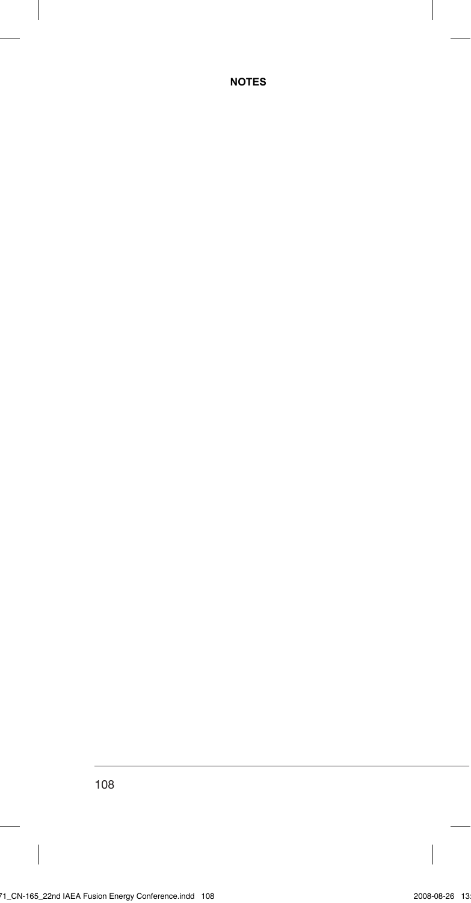**NOTES**